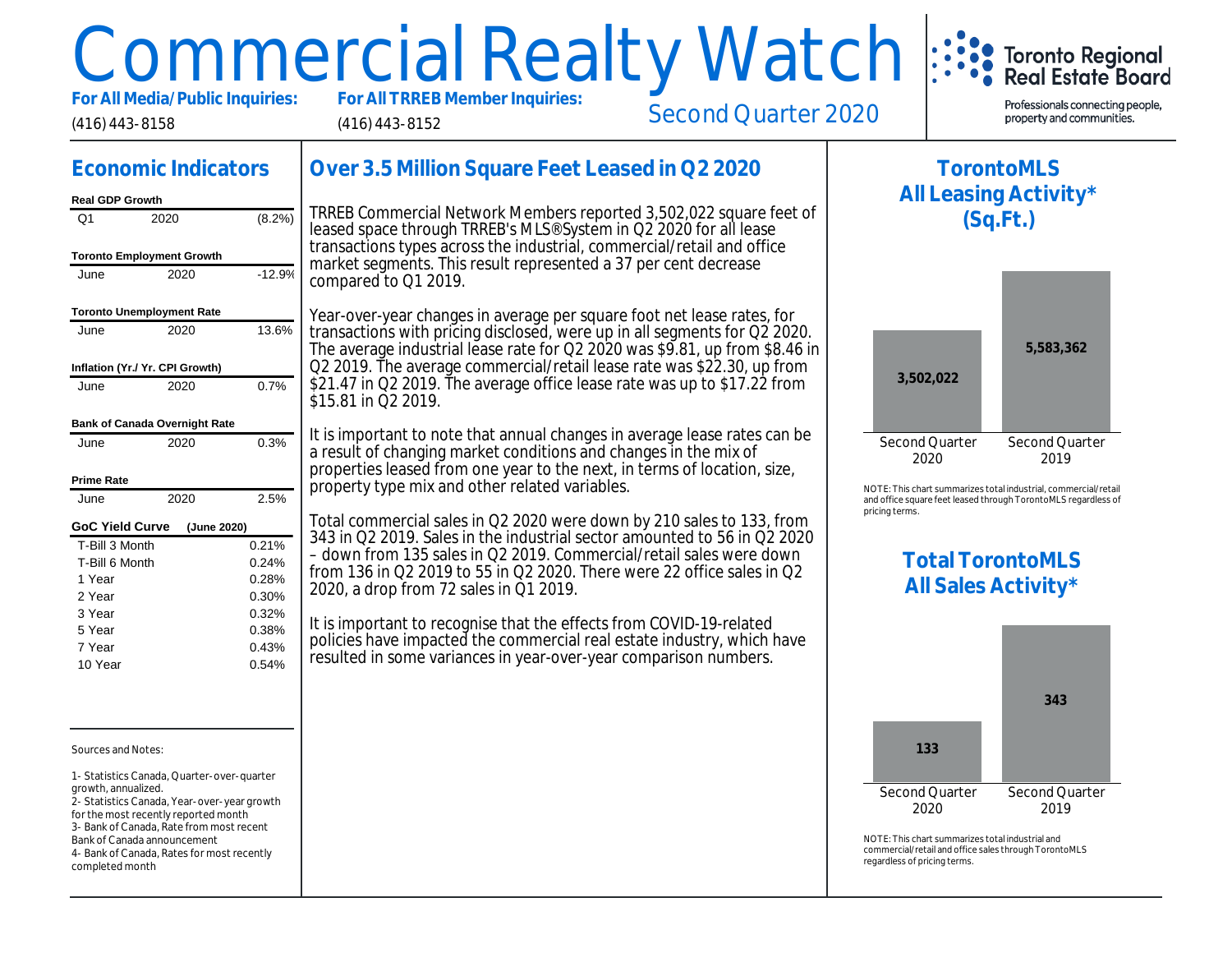# Commercial Realty Watch

**For All Media/Public Inquiries:** (416) 443-8158

**For All TRREB Member Inquiries:** (416) 443-8152

Second Quarter 2020

Toronto Regional Real Estate Board

Professionals connecting people, property and communities.

## Economic Indicators

**Real GDP Growth**

| Q1 | 2020 | (8.2%) |
|---|---|---|

**Toronto Employment Growth**

| June | 2020 | -12.9% |
|---|---|---|

**Toronto Unemployment Rate**

| June | 2020 | 13.6% |
|---|---|---|

**Inflation (Yr./ Yr. CPI Growth)**

| June | 2020 | 0.7% |
|---|---|---|

**Bank of Canada Overnight Rate**

| June | 2020 | 0.3% |
|---|---|---|

**Prime Rate**

| June | 2020 | 2.5% |
|---|---|---|

**GoC Yield Curve (June 2020)**

| Term | Rate |
|---|---|
| T-Bill 3 Month | 0.21% |
| T-Bill 6 Month | 0.24% |
| 1 Year | 0.28% |
| 2 Year | 0.30% |
| 3 Year | 0.32% |
| 5 Year | 0.38% |
| 7 Year | 0.43% |
| 10 Year | 0.54% |

Sources and Notes:

1- Statistics Canada, Quarter-over-quarter growth, annualized.
2- Statistics Canada, Year-over-year growth for the most recently reported month
3- Bank of Canada, Rate from most recent Bank of Canada announcement
4- Bank of Canada, Rates for most recently completed month

## Over 3.5 Million Square Feet Leased in Q2 2020

TRREB Commercial Network Members reported 3,502,022 square feet of leased space through TRREB's MLS®System in Q2 2020 for all lease transactions types across the industrial, commercial/retail and office market segments. This result represented a 37 per cent decrease compared to Q1 2019.

Year-over-year changes in average per square foot net lease rates, for transactions with pricing disclosed, were up in all segments for Q2 2020. The average industrial lease rate for Q2 2020 was $9.81, up from $8.46 in Q2 2019. The average commercial/retail lease rate was $22.30, up from $21.47 in Q2 2019. The average office lease rate was up to $17.22 from $15.81 in Q2 2019.

It is important to note that annual changes in average lease rates can be a result of changing market conditions and changes in the mix of properties leased from one year to the next, in terms of location, size, property type mix and other related variables.

Total commercial sales in Q2 2020 were down by 210 sales to 133, from 343 in Q2 2019. Sales in the industrial sector amounted to 56 in Q2 2020 – down from 135 sales in Q2 2019. Commercial/retail sales were down from 136 in Q2 2019 to 55 in Q2 2020. There were 22 office sales in Q2 2020, a drop from 72 sales in Q1 2019.

It is important to recognise that the effects from COVID-19-related policies have impacted the commercial real estate industry, which have resulted in some variances in year-over-year comparison numbers.

## TorontoMLS All Leasing Activity* (Sq.Ft.)

| Second Quarter 2020 | Second Quarter 2019 |
|---|---|
| 3,502,022 | 5,583,362 |

NOTE: This chart summarizes total industrial, commercial/retail and office square feet leased through TorontoMLS regardless of pricing terms.

## Total TorontoMLS All Sales Activity*

| Second Quarter 2020 | Second Quarter 2019 |
|---|---|
| 133 | 343 |

NOTE: This chart summarizes total industrial and commercial/retail and office sales through TorontoMLS regardless of pricing terms.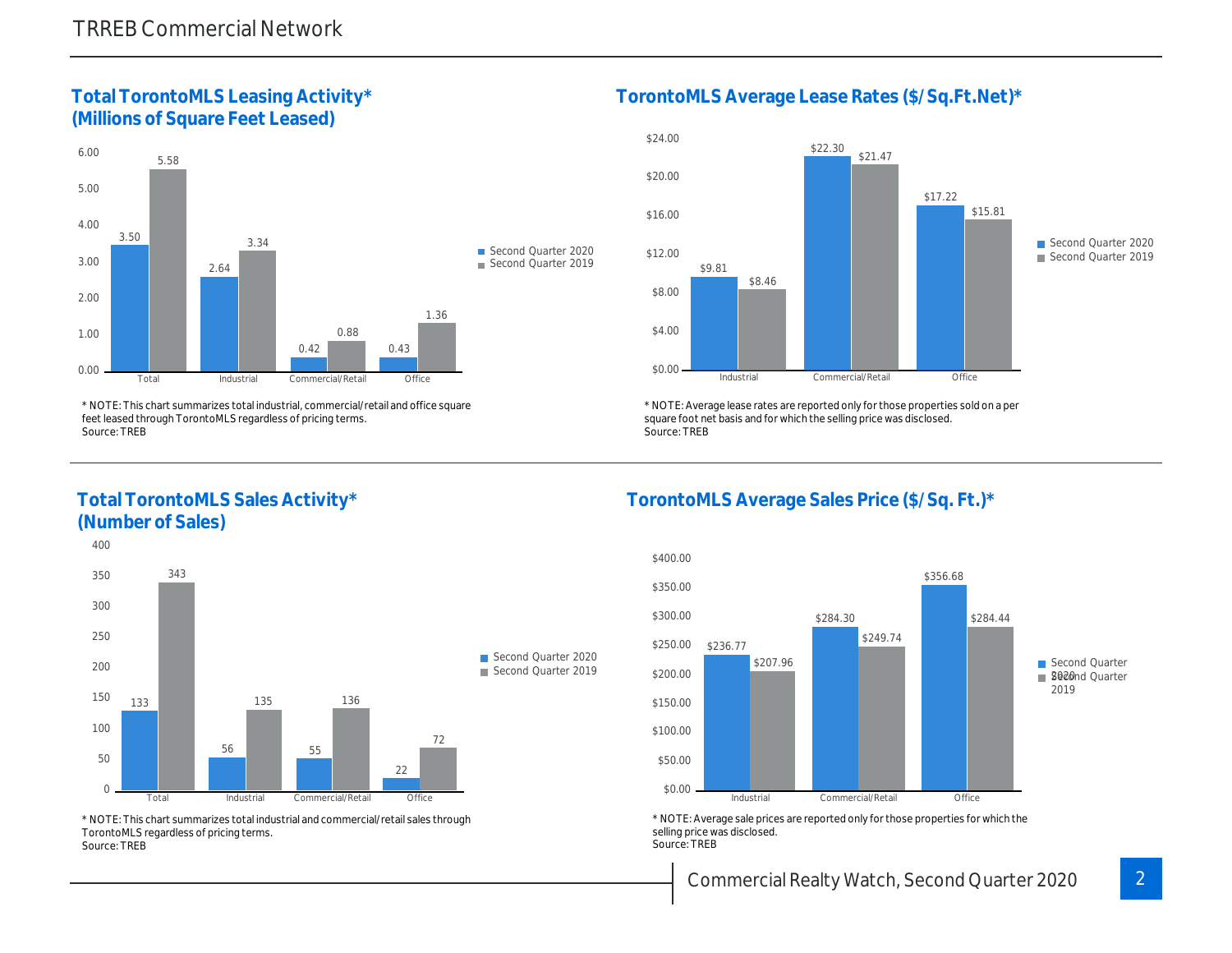## Total TorontoMLS Leasing Activity* (Millions of Square Feet Leased)

| | Second Quarter 2020 | Second Quarter 2019 |
|---|---|---|
| Total | 3.50 | 5.58 |
| Industrial | 2.64 | 3.34 |
| Commercial/Retail | 0.42 | 0.88 |
| Office | 0.43 | 1.36 |

* NOTE: This chart summarizes total industrial, commercial/retail and office square feet leased through TorontoMLS regardless of pricing terms.
Source: TREB

## TorontoMLS Average Lease Rates ($/Sq.Ft.Net)*

| | Second Quarter 2020 | Second Quarter 2019 |
|---|---|---|
| Industrial | $9.81 | $8.46 |
| Commercial/Retail | $22.30 | $21.47 |
| Office | $17.22 | $15.81 |

* NOTE: Average lease rates are reported only for those properties sold on a per square foot net basis and for which the selling price was disclosed.
Source: TREB

## Total TorontoMLS Sales Activity* (Number of Sales)

| | Second Quarter 2020 | Second Quarter 2019 |
|---|---|---|
| Total | 133 | 343 |
| Industrial | 56 | 135 |
| Commercial/Retail | 55 | 136 |
| Office | 22 | 72 |

* NOTE: This chart summarizes total industrial and commercial/retail sales through TorontoMLS regardless of pricing terms.
Source: TREB

## TorontoMLS Average Sales Price ($/Sq. Ft.)*

| | Second Quarter 2020 | Second Quarter 2019 |
|---|---|---|
| Industrial | $236.77 | $207.96 |
| Commercial/Retail | $284.30 | $249.74 |
| Office | $356.68 | $284.44 |

* NOTE: Average sale prices are reported only for those properties for which the selling price was disclosed.
Source: TREB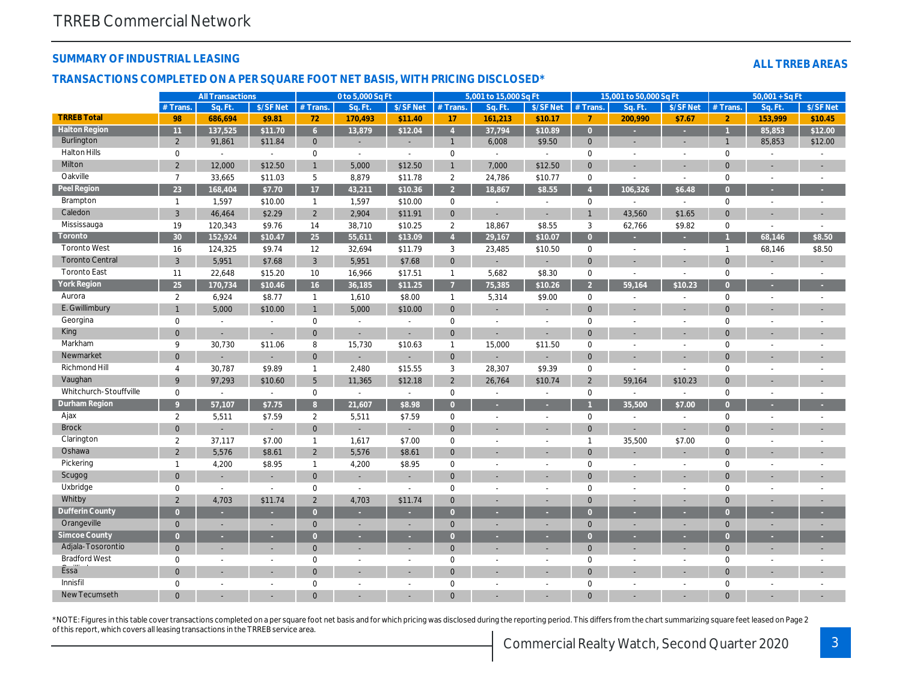# TRREB Commercial Network

## SUMMARY OF INDUSTRIAL LEASING

**ALL TRREB AREAS**

### TRANSACTIONS COMPLETED ON A PER SQUARE FOOT NET BASIS, WITH PRICING DISCLOSED*

| | All Transactions | | | 0 to 5,000 Sq Ft | | | 5,001 to 15,000 Sq Ft | | | 15,001 to 50,000 Sq Ft | | | 50,001 + Sq Ft | | |
|---|---|---|---|---|---|---|---|---|---|---|---|---|---|---|---|
| | # Trans. | Sq. Ft. | $/SF Net | # Trans. | Sq. Ft. | $/SF Net | # Trans. | Sq. Ft. | $/SF Net | # Trans. | Sq. Ft. | $/SF Net | # Trans. | Sq. Ft. | $/SF Net |
| **TRREB Total** | **98** | **686,694** | **$9.81** | **72** | **170,493** | **$11.40** | **17** | **161,213** | **$10.17** | **7** | **200,990** | **$7.67** | **2** | **153,999** | **$10.45** |
| **Halton Region** | **11** | **137,525** | **$11.70** | **6** | **13,879** | **$12.04** | **4** | **37,794** | **$10.89** | **0** | **-** | **-** | **1** | **85,853** | **$12.00** |
| Burlington | 2 | 91,861 | $11.84 | 0 | - | - | 1 | 6,008 | $9.50 | 0 | - | - | 1 | 85,853 | $12.00 |
| Halton Hills | 0 | - | - | 0 | - | - | 0 | - | - | 0 | - | - | 0 | - | - |
| Milton | 2 | 12,000 | $12.50 | 1 | 5,000 | $12.50 | 1 | 7,000 | $12.50 | 0 | - | - | 0 | - | - |
| Oakville | 7 | 33,665 | $11.03 | 5 | 8,879 | $11.78 | 2 | 24,786 | $10.77 | 0 | - | - | 0 | - | - |
| **Peel Region** | **23** | **168,404** | **$7.70** | **17** | **43,211** | **$10.36** | **2** | **18,867** | **$8.55** | **4** | **106,326** | **$6.48** | **0** | **-** | **-** |
| Brampton | 1 | 1,597 | $10.00 | 1 | 1,597 | $10.00 | 0 | - | - | 0 | - | - | 0 | - | - |
| Caledon | 3 | 46,464 | $2.29 | 2 | 2,904 | $11.91 | 0 | - | - | 1 | 43,560 | $1.65 | 0 | - | - |
| Mississauga | 19 | 120,343 | $9.76 | 14 | 38,710 | $10.25 | 2 | 18,867 | $8.55 | 3 | 62,766 | $9.82 | 0 | - | - |
| **Toronto** | **30** | **152,924** | **$10.47** | **25** | **55,611** | **$13.09** | **4** | **29,167** | **$10.07** | **0** | **-** | **-** | **1** | **68,146** | **$8.50** |
| Toronto West | 16 | 124,325 | $9.74 | 12 | 32,694 | $11.79 | 3 | 23,485 | $10.50 | 0 | - | - | 1 | 68,146 | $8.50 |
| Toronto Central | 3 | 5,951 | $7.68 | 3 | 5,951 | $7.68 | 0 | - | - | 0 | - | - | 0 | - | - |
| Toronto East | 11 | 22,648 | $15.20 | 10 | 16,966 | $17.51 | 1 | 5,682 | $8.30 | 0 | - | - | 0 | - | - |
| **York Region** | **25** | **170,734** | **$10.46** | **16** | **36,185** | **$11.25** | **7** | **75,385** | **$10.26** | **2** | **59,164** | **$10.23** | **0** | **-** | **-** |
| Aurora | 2 | 6,924 | $8.77 | 1 | 1,610 | $8.00 | 1 | 5,314 | $9.00 | 0 | - | - | 0 | - | - |
| E. Gwillimbury | 1 | 5,000 | $10.00 | 1 | 5,000 | $10.00 | 0 | - | - | 0 | - | - | 0 | - | - |
| Georgina | 0 | - | - | 0 | - | - | 0 | - | - | 0 | - | - | 0 | - | - |
| King | 0 | - | - | 0 | - | - | 0 | - | - | 0 | - | - | 0 | - | - |
| Markham | 9 | 30,730 | $11.06 | 8 | 15,730 | $10.63 | 1 | 15,000 | $11.50 | 0 | - | - | 0 | - | - |
| Newmarket | 0 | - | - | 0 | - | - | 0 | - | - | 0 | - | - | 0 | - | - |
| Richmond Hill | 4 | 30,787 | $9.89 | 1 | 2,480 | $15.55 | 3 | 28,307 | $9.39 | 0 | - | - | 0 | - | - |
| Vaughan | 9 | 97,293 | $10.60 | 5 | 11,365 | $12.18 | 2 | 26,764 | $10.74 | 2 | 59,164 | $10.23 | 0 | - | - |
| Whitchurch-Stouffville | 0 | - | - | 0 | - | - | 0 | - | - | 0 | - | - | 0 | - | - |
| **Durham Region** | **9** | **57,107** | **$7.75** | **8** | **21,607** | **$8.98** | **0** | **-** | **-** | **1** | **35,500** | **$7.00** | **0** | **-** | **-** |
| Ajax | 2 | 5,511 | $7.59 | 2 | 5,511 | $7.59 | 0 | - | - | 0 | - | - | 0 | - | - |
| Brock | 0 | - | - | 0 | - | - | 0 | - | - | 0 | - | - | 0 | - | - |
| Clarington | 2 | 37,117 | $7.00 | 1 | 1,617 | $7.00 | 0 | - | - | 1 | 35,500 | $7.00 | 0 | - | - |
| Oshawa | 2 | 5,576 | $8.61 | 2 | 5,576 | $8.61 | 0 | - | - | 0 | - | - | 0 | - | - |
| Pickering | 1 | 4,200 | $8.95 | 1 | 4,200 | $8.95 | 0 | - | - | 0 | - | - | 0 | - | - |
| Scugog | 0 | - | - | 0 | - | - | 0 | - | - | 0 | - | - | 0 | - | - |
| Uxbridge | 0 | - | - | 0 | - | - | 0 | - | - | 0 | - | - | 0 | - | - |
| Whitby | 2 | 4,703 | $11.74 | 2 | 4,703 | $11.74 | 0 | - | - | 0 | - | - | 0 | - | - |
| **Dufferin County** | **0** | **-** | **-** | **0** | **-** | **-** | **0** | **-** | **-** | **0** | **-** | **-** | **0** | **-** | **-** |
| Orangeville | 0 | - | - | 0 | - | - | 0 | - | - | 0 | - | - | 0 | - | - |
| **Simcoe County** | **0** | **-** | **-** | **0** | **-** | **-** | **0** | **-** | **-** | **0** | **-** | **-** | **0** | **-** | **-** |
| Adjala-Tosorontio | 0 | - | - | 0 | - | - | 0 | - | - | 0 | - | - | 0 | - | - |
| Bradford West Gwillimbury | 0 | - | - | 0 | - | - | 0 | - | - | 0 | - | - | 0 | - | - |
| Essa | 0 | - | - | 0 | - | - | 0 | - | - | 0 | - | - | 0 | - | - |
| Innisfil | 0 | - | - | 0 | - | - | 0 | - | - | 0 | - | - | 0 | - | - |
| New Tecumseth | 0 | - | - | 0 | - | - | 0 | - | - | 0 | - | - | 0 | - | - |

*NOTE: Figures in this table cover transactions completed on a per square foot net basis and for which pricing was disclosed during the reporting period. This differs from the chart summarizing square feet leased on Page 2 of this report, which covers all leasing transactions in the TRREB service area.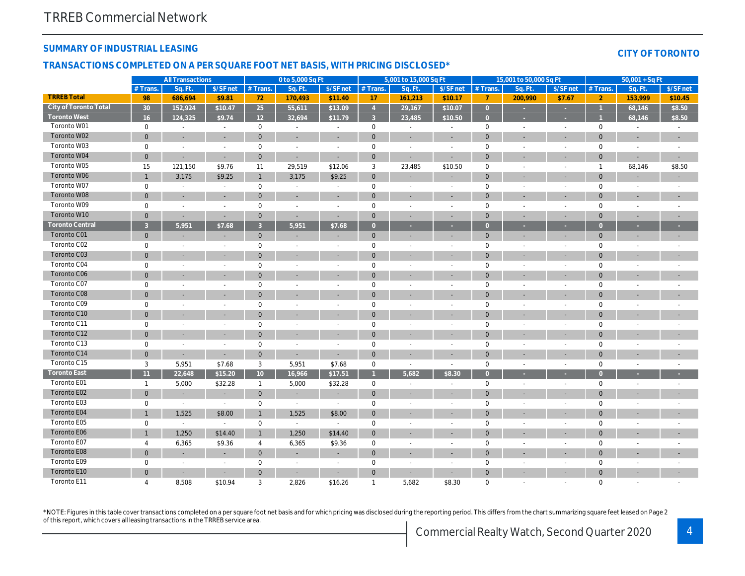## SUMMARY OF INDUSTRIAL LEASING

## CITY OF TORONTO

### TRANSACTIONS COMPLETED ON A PER SQUARE FOOT NET BASIS, WITH PRICING DISCLOSED*

| | All Transactions | | | 0 to 5,000 Sq Ft | | | 5,001 to 15,000 Sq Ft | | | 15,001 to 50,000 Sq Ft | | | 50,001 + Sq Ft | | |
|---|---|---|---|---|---|---|---|---|---|---|---|---|---|---|---|
| | # Trans. | Sq. Ft. | $/SF net | # Trans. | Sq. Ft. | $/SF net | # Trans. | Sq. Ft. | $/SF net | # Trans. | Sq. Ft. | $/SF net | # Trans. | Sq. Ft. | $/SF net |
| **TRREB Total** | **98** | **686,694** | **$9.81** | **72** | **170,493** | **$11.40** | **17** | **161,213** | **$10.17** | **7** | **200,990** | **$7.67** | **2** | **153,999** | **$10.45** |
| **City of Toronto Total** | **30** | **152,924** | **$10.47** | **25** | **55,611** | **$13.09** | **4** | **29,167** | **$10.07** | **0** | **-** | **-** | **1** | **68,146** | **$8.50** |
| **Toronto West** | **16** | **124,325** | **$9.74** | **12** | **32,694** | **$11.79** | **3** | **23,485** | **$10.50** | **0** | **-** | **-** | **1** | **68,146** | **$8.50** |
| Toronto W01 | 0 | - | - | 0 | - | - | 0 | - | - | 0 | - | - | 0 | - | - |
| Toronto W02 | 0 | - | - | 0 | - | - | 0 | - | - | 0 | - | - | 0 | - | - |
| Toronto W03 | 0 | - | - | 0 | - | - | 0 | - | - | 0 | - | - | 0 | - | - |
| Toronto W04 | 0 | - | - | 0 | - | - | 0 | - | - | 0 | - | - | 0 | - | - |
| Toronto W05 | 15 | 121,150 | $9.76 | 11 | 29,519 | $12.06 | 3 | 23,485 | $10.50 | 0 | - | - | 1 | 68,146 | $8.50 |
| Toronto W06 | 1 | 3,175 | $9.25 | 1 | 3,175 | $9.25 | 0 | - | - | 0 | - | - | 0 | - | - |
| Toronto W07 | 0 | - | - | 0 | - | - | 0 | - | - | 0 | - | - | 0 | - | - |
| Toronto W08 | 0 | - | - | 0 | - | - | 0 | - | - | 0 | - | - | 0 | - | - |
| Toronto W09 | 0 | - | - | 0 | - | - | 0 | - | - | 0 | - | - | 0 | - | - |
| Toronto W10 | 0 | - | - | 0 | - | - | 0 | - | - | 0 | - | - | 0 | - | - |
| **Toronto Central** | **3** | **5,951** | **$7.68** | **3** | **5,951** | **$7.68** | **0** | **-** | **-** | **0** | **-** | **-** | **0** | **-** | **-** |
| Toronto C01 | 0 | - | - | 0 | - | - | 0 | - | - | 0 | - | - | 0 | - | - |
| Toronto C02 | 0 | - | - | 0 | - | - | 0 | - | - | 0 | - | - | 0 | - | - |
| Toronto C03 | 0 | - | - | 0 | - | - | 0 | - | - | 0 | - | - | 0 | - | - |
| Toronto C04 | 0 | - | - | 0 | - | - | 0 | - | - | 0 | - | - | 0 | - | - |
| Toronto C06 | 0 | - | - | 0 | - | - | 0 | - | - | 0 | - | - | 0 | - | - |
| Toronto C07 | 0 | - | - | 0 | - | - | 0 | - | - | 0 | - | - | 0 | - | - |
| Toronto C08 | 0 | - | - | 0 | - | - | 0 | - | - | 0 | - | - | 0 | - | - |
| Toronto C09 | 0 | - | - | 0 | - | - | 0 | - | - | 0 | - | - | 0 | - | - |
| Toronto C10 | 0 | - | - | 0 | - | - | 0 | - | - | 0 | - | - | 0 | - | - |
| Toronto C11 | 0 | - | - | 0 | - | - | 0 | - | - | 0 | - | - | 0 | - | - |
| Toronto C12 | 0 | - | - | 0 | - | - | 0 | - | - | 0 | - | - | 0 | - | - |
| Toronto C13 | 0 | - | - | 0 | - | - | 0 | - | - | 0 | - | - | 0 | - | - |
| Toronto C14 | 0 | - | - | 0 | - | - | 0 | - | - | 0 | - | - | 0 | - | - |
| Toronto C15 | 3 | 5,951 | $7.68 | 3 | 5,951 | $7.68 | 0 | - | - | 0 | - | - | 0 | - | - |
| **Toronto East** | **11** | **22,648** | **$15.20** | **10** | **16,966** | **$17.51** | **1** | **5,682** | **$8.30** | **0** | **-** | **-** | **0** | **-** | **-** |
| Toronto E01 | 1 | 5,000 | $32.28 | 1 | 5,000 | $32.28 | 0 | - | - | 0 | - | - | 0 | - | - |
| Toronto E02 | 0 | - | - | 0 | - | - | 0 | - | - | 0 | - | - | 0 | - | - |
| Toronto E03 | 0 | - | - | 0 | - | - | 0 | - | - | 0 | - | - | 0 | - | - |
| Toronto E04 | 1 | 1,525 | $8.00 | 1 | 1,525 | $8.00 | 0 | - | - | 0 | - | - | 0 | - | - |
| Toronto E05 | 0 | - | - | 0 | - | - | 0 | - | - | 0 | - | - | 0 | - | - |
| Toronto E06 | 1 | 1,250 | $14.40 | 1 | 1,250 | $14.40 | 0 | - | - | 0 | - | - | 0 | - | - |
| Toronto E07 | 4 | 6,365 | $9.36 | 4 | 6,365 | $9.36 | 0 | - | - | 0 | - | - | 0 | - | - |
| Toronto E08 | 0 | - | - | 0 | - | - | 0 | - | - | 0 | - | - | 0 | - | - |
| Toronto E09 | 0 | - | - | 0 | - | - | 0 | - | - | 0 | - | - | 0 | - | - |
| Toronto E10 | 0 | - | - | 0 | - | - | 0 | - | - | 0 | - | - | 0 | - | - |
| Toronto E11 | 4 | 8,508 | $10.94 | 3 | 2,826 | $16.26 | 1 | 5,682 | $8.30 | 0 | - | - | 0 | - | - |

*NOTE: Figures in this table cover transactions completed on a per square foot net basis and for which pricing was disclosed during the reporting period. This differs from the chart summarizing square feet leased on Page 2 of this report, which covers all leasing transactions in the TRREB service area.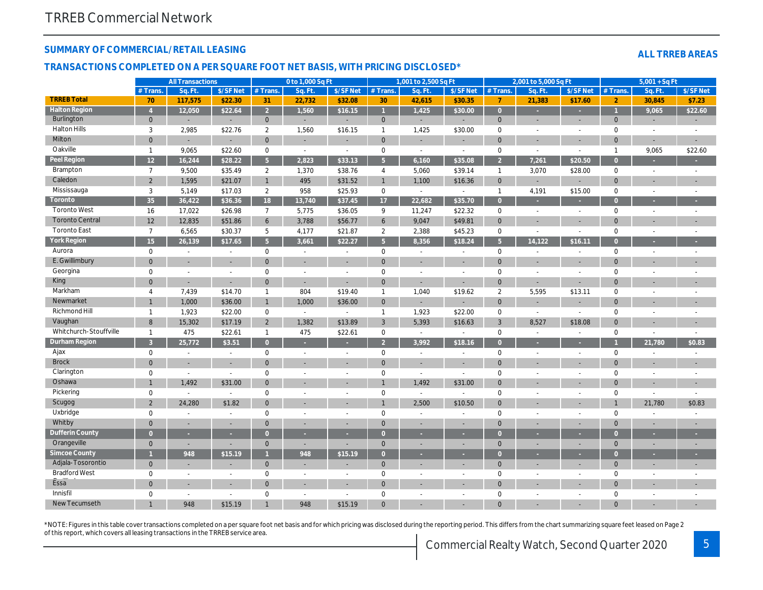# TRREB Commercial Network

## SUMMARY OF COMMERCIAL/RETAIL LEASING

## TRANSACTIONS COMPLETED ON A PER SQUARE FOOT NET BASIS, WITH PRICING DISCLOSED*

**ALL TRREB AREAS**

| | All Transactions | | | 0 to 1,000 Sq Ft | | | 1,001 to 2,500 Sq Ft | | | 2,001 to 5,000 Sq Ft | | | 5,001 + Sq Ft | | |
|---|---|---|---|---|---|---|---|---|---|---|---|---|---|---|---|
| | # Trans. | Sq. Ft. | $/SF Net | # Trans. | Sq. Ft. | $/SF Net | # Trans. | Sq. Ft. | $/SF Net | # Trans. | Sq. Ft. | $/SF Net | # Trans. | Sq. Ft. | $/SF Net |
| **TRREB Total** | 70 | 117,575 | $22.30 | 31 | 22,732 | $32.08 | 30 | 42,615 | $30.35 | 7 | 21,383 | $17.60 | 2 | 30,845 | $7.23 |
| **Halton Region** | 4 | 12,050 | $22.64 | 2 | 1,560 | $16.15 | 1 | 1,425 | $30.00 | 0 | - | - | 1 | 9,065 | $22.60 |
| Burlington | 0 | - | - | 0 | - | - | 0 | - | - | 0 | - | - | 0 | - | - |
| Halton Hills | 3 | 2,985 | $22.76 | 2 | 1,560 | $16.15 | 1 | 1,425 | $30.00 | 0 | - | - | 0 | - | - |
| Milton | 0 | - | - | 0 | - | - | 0 | - | - | 0 | - | - | 0 | - | - |
| Oakville | 1 | 9,065 | $22.60 | 0 | - | - | 0 | - | - | 0 | - | - | 1 | 9,065 | $22.60 |
| **Peel Region** | 12 | 16,244 | $28.22 | 5 | 2,823 | $33.13 | 5 | 6,160 | $35.08 | 2 | 7,261 | $20.50 | 0 | - | - |
| Brampton | 7 | 9,500 | $35.49 | 2 | 1,370 | $38.76 | 4 | 5,060 | $39.14 | 1 | 3,070 | $28.00 | 0 | - | - |
| Caledon | 2 | 1,595 | $21.07 | 1 | 495 | $31.52 | 1 | 1,100 | $16.36 | 0 | - | - | 0 | - | - |
| Mississauga | 3 | 5,149 | $17.03 | 2 | 958 | $25.93 | 0 | - | - | 1 | 4,191 | $15.00 | 0 | - | - |
| **Toronto** | 35 | 36,422 | $36.36 | 18 | 13,740 | $37.45 | 17 | 22,682 | $35.70 | 0 | - | - | 0 | - | - |
| Toronto West | 16 | 17,022 | $26.98 | 7 | 5,775 | $36.05 | 9 | 11,247 | $22.32 | 0 | - | - | 0 | - | - |
| Toronto Central | 12 | 12,835 | $51.86 | 6 | 3,788 | $56.77 | 6 | 9,047 | $49.81 | 0 | - | - | 0 | - | - |
| Toronto East | 7 | 6,565 | $30.37 | 5 | 4,177 | $21.87 | 2 | 2,388 | $45.23 | 0 | - | - | 0 | - | - |
| **York Region** | 15 | 26,139 | $17.65 | 5 | 3,661 | $22.27 | 5 | 8,356 | $18.24 | 5 | 14,122 | $16.11 | 0 | - | - |
| Aurora | 0 | - | - | 0 | - | - | 0 | - | - | 0 | - | - | 0 | - | - |
| E. Gwillimbury | 0 | - | - | 0 | - | - | 0 | - | - | 0 | - | - | 0 | - | - |
| Georgina | 0 | - | - | 0 | - | - | 0 | - | - | 0 | - | - | 0 | - | - |
| King | 0 | - | - | 0 | - | - | 0 | - | - | 0 | - | - | 0 | - | - |
| Markham | 4 | 7,439 | $14.70 | 1 | 804 | $19.40 | 1 | 1,040 | $19.62 | 2 | 5,595 | $13.11 | 0 | - | - |
| Newmarket | 1 | 1,000 | $36.00 | 1 | 1,000 | $36.00 | 0 | - | - | 0 | - | - | 0 | - | - |
| Richmond Hill | 1 | 1,923 | $22.00 | 0 | - | - | 1 | 1,923 | $22.00 | 0 | - | - | 0 | - | - |
| Vaughan | 8 | 15,302 | $17.19 | 2 | 1,382 | $13.89 | 3 | 5,393 | $16.63 | 3 | 8,527 | $18.08 | 0 | - | - |
| Whitchurch-Stouffville | 1 | 475 | $22.61 | 1 | 475 | $22.61 | 0 | - | - | 0 | - | - | 0 | - | - |
| **Durham Region** | 3 | 25,772 | $3.51 | 0 | - | - | 2 | 3,992 | $18.16 | 0 | - | - | 1 | 21,780 | $0.83 |
| Ajax | 0 | - | - | 0 | - | - | 0 | - | - | 0 | - | - | 0 | - | - |
| Brock | 0 | - | - | 0 | - | - | 0 | - | - | 0 | - | - | 0 | - | - |
| Clarington | 0 | - | - | 0 | - | - | 0 | - | - | 0 | - | - | 0 | - | - |
| Oshawa | 1 | 1,492 | $31.00 | 0 | - | - | 1 | 1,492 | $31.00 | 0 | - | - | 0 | - | - |
| Pickering | 0 | - | - | 0 | - | - | 0 | - | - | 0 | - | - | 0 | - | - |
| Scugog | 2 | 24,280 | $1.82 | 0 | - | - | 1 | 2,500 | $10.50 | 0 | - | - | 1 | 21,780 | $0.83 |
| Uxbridge | 0 | - | - | 0 | - | - | 0 | - | - | 0 | - | - | 0 | - | - |
| Whitby | 0 | - | - | 0 | - | - | 0 | - | - | 0 | - | - | 0 | - | - |
| **Dufferin County** | 0 | - | - | 0 | - | - | 0 | - | - | 0 | - | - | 0 | - | - |
| Orangeville | 0 | - | - | 0 | - | - | 0 | - | - | 0 | - | - | 0 | - | - |
| **Simcoe County** | 1 | 948 | $15.19 | 1 | 948 | $15.19 | 0 | - | - | 0 | - | - | 0 | - | - |
| Adjala-Tosorontio | 0 | - | - | 0 | - | - | 0 | - | - | 0 | - | - | 0 | - | - |
| Bradford West Gwillimbury | 0 | - | - | 0 | - | - | 0 | - | - | 0 | - | - | 0 | - | - |
| Essa | 0 | - | - | 0 | - | - | 0 | - | - | 0 | - | - | 0 | - | - |
| Innisfil | 0 | - | - | 0 | - | - | 0 | - | - | 0 | - | - | 0 | - | - |
| New Tecumseth | 1 | 948 | $15.19 | 1 | 948 | $15.19 | 0 | - | - | 0 | - | - | 0 | - | - |

*NOTE: Figures in this table cover transactions completed on a per square foot net basis and for which pricing was disclosed during the reporting period. This differs from the chart summarizing square feet leased on Page 2 of this report, which covers all leasing transactions in the TRREB service area.

Commercial Realty Watch, Second Quarter 2020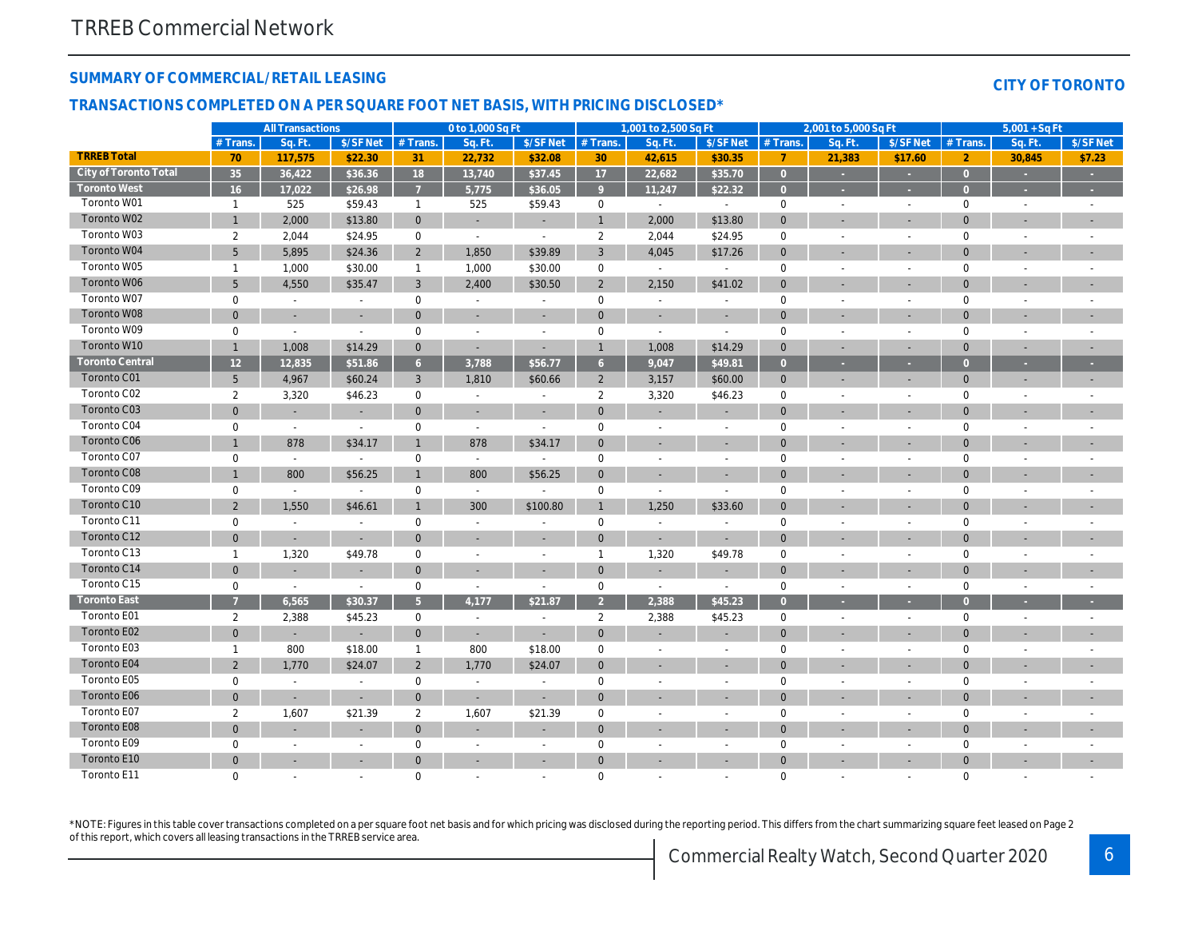## SUMMARY OF COMMERCIAL/RETAIL LEASING

## CITY OF TORONTO

### TRANSACTIONS COMPLETED ON A PER SQUARE FOOT NET BASIS, WITH PRICING DISCLOSED*

| | All Transactions | | | 0 to 1,000 Sq Ft | | | 1,001 to 2,500 Sq Ft | | | 2,001 to 5,000 Sq Ft | | | 5,001 + Sq Ft | | |
|---|---|---|---|---|---|---|---|---|---|---|---|---|---|---|---|
| | # Trans. | Sq. Ft. | $/SF Net | # Trans. | Sq. Ft. | $/SF Net | # Trans. | Sq. Ft. | $/SF Net | # Trans. | Sq. Ft. | $/SF Net | # Trans. | Sq. Ft. | $/SF Net |
| **TRREB Total** | 70 | 117,575 | $22.30 | 31 | 22,732 | $32.08 | 30 | 42,615 | $30.35 | 7 | 21,383 | $17.60 | 2 | 30,845 | $7.23 |
| **City of Toronto Total** | 35 | 36,422 | $36.36 | 18 | 13,740 | $37.45 | 17 | 22,682 | $35.70 | 0 | - | - | 0 | - | - |
| **Toronto West** | 16 | 17,022 | $26.98 | 7 | 5,775 | $36.05 | 9 | 11,247 | $22.32 | 0 | - | - | 0 | - | - |
| Toronto W01 | 1 | 525 | $59.43 | 1 | 525 | $59.43 | 0 | - | - | 0 | - | - | 0 | - | - |
| Toronto W02 | 1 | 2,000 | $13.80 | 0 | - | - | 1 | 2,000 | $13.80 | 0 | - | - | 0 | - | - |
| Toronto W03 | 2 | 2,044 | $24.95 | 0 | - | - | 2 | 2,044 | $24.95 | 0 | - | - | 0 | - | - |
| Toronto W04 | 5 | 5,895 | $24.36 | 2 | 1,850 | $39.89 | 3 | 4,045 | $17.26 | 0 | - | - | 0 | - | - |
| Toronto W05 | 1 | 1,000 | $30.00 | 1 | 1,000 | $30.00 | 0 | - | - | 0 | - | - | 0 | - | - |
| Toronto W06 | 5 | 4,550 | $35.47 | 3 | 2,400 | $30.50 | 2 | 2,150 | $41.02 | 0 | - | - | 0 | - | - |
| Toronto W07 | 0 | - | - | 0 | - | - | 0 | - | - | 0 | - | - | 0 | - | - |
| Toronto W08 | 0 | - | - | 0 | - | - | 0 | - | - | 0 | - | - | 0 | - | - |
| Toronto W09 | 0 | - | - | 0 | - | - | 0 | - | - | 0 | - | - | 0 | - | - |
| Toronto W10 | 1 | 1,008 | $14.29 | 0 | - | - | 1 | 1,008 | $14.29 | 0 | - | - | 0 | - | - |
| **Toronto Central** | 12 | 12,835 | $51.86 | 6 | 3,788 | $56.77 | 6 | 9,047 | $49.81 | 0 | - | - | 0 | - | - |
| Toronto C01 | 5 | 4,967 | $60.24 | 3 | 1,810 | $60.66 | 2 | 3,157 | $60.00 | 0 | - | - | 0 | - | - |
| Toronto C02 | 2 | 3,320 | $46.23 | 0 | - | - | 2 | 3,320 | $46.23 | 0 | - | - | 0 | - | - |
| Toronto C03 | 0 | - | - | 0 | - | - | 0 | - | - | 0 | - | - | 0 | - | - |
| Toronto C04 | 0 | - | - | 0 | - | - | 0 | - | - | 0 | - | - | 0 | - | - |
| Toronto C06 | 1 | 878 | $34.17 | 1 | 878 | $34.17 | 0 | - | - | 0 | - | - | 0 | - | - |
| Toronto C07 | 0 | - | - | 0 | - | - | 0 | - | - | 0 | - | - | 0 | - | - |
| Toronto C08 | 1 | 800 | $56.25 | 1 | 800 | $56.25 | 0 | - | - | 0 | - | - | 0 | - | - |
| Toronto C09 | 0 | - | - | 0 | - | - | 0 | - | - | 0 | - | - | 0 | - | - |
| Toronto C10 | 2 | 1,550 | $46.61 | 1 | 300 | $100.80 | 1 | 1,250 | $33.60 | 0 | - | - | 0 | - | - |
| Toronto C11 | 0 | - | - | 0 | - | - | 0 | - | - | 0 | - | - | 0 | - | - |
| Toronto C12 | 0 | - | - | 0 | - | - | 0 | - | - | 0 | - | - | 0 | - | - |
| Toronto C13 | 1 | 1,320 | $49.78 | 0 | - | - | 1 | 1,320 | $49.78 | 0 | - | - | 0 | - | - |
| Toronto C14 | 0 | - | - | 0 | - | - | 0 | - | - | 0 | - | - | 0 | - | - |
| Toronto C15 | 0 | - | - | 0 | - | - | 0 | - | - | 0 | - | - | 0 | - | - |
| **Toronto East** | 7 | 6,565 | $30.37 | 5 | 4,177 | $21.87 | 2 | 2,388 | $45.23 | 0 | - | - | 0 | - | - |
| Toronto E01 | 2 | 2,388 | $45.23 | 0 | - | - | 2 | 2,388 | $45.23 | 0 | - | - | 0 | - | - |
| Toronto E02 | 0 | - | - | 0 | - | - | 0 | - | - | 0 | - | - | 0 | - | - |
| Toronto E03 | 1 | 800 | $18.00 | 1 | 800 | $18.00 | 0 | - | - | 0 | - | - | 0 | - | - |
| Toronto E04 | 2 | 1,770 | $24.07 | 2 | 1,770 | $24.07 | 0 | - | - | 0 | - | - | 0 | - | - |
| Toronto E05 | 0 | - | - | 0 | - | - | 0 | - | - | 0 | - | - | 0 | - | - |
| Toronto E06 | 0 | - | - | 0 | - | - | 0 | - | - | 0 | - | - | 0 | - | - |
| Toronto E07 | 2 | 1,607 | $21.39 | 2 | 1,607 | $21.39 | 0 | - | - | 0 | - | - | 0 | - | - |
| Toronto E08 | 0 | - | - | 0 | - | - | 0 | - | - | 0 | - | - | 0 | - | - |
| Toronto E09 | 0 | - | - | 0 | - | - | 0 | - | - | 0 | - | - | 0 | - | - |
| Toronto E10 | 0 | - | - | 0 | - | - | 0 | - | - | 0 | - | - | 0 | - | - |
| Toronto E11 | 0 | - | - | 0 | - | - | 0 | - | - | 0 | - | - | 0 | - | - |

*NOTE: Figures in this table cover transactions completed on a per square foot net basis and for which pricing was disclosed during the reporting period. This differs from the chart summarizing square feet leased on Page 2 of this report, which covers all leasing transactions in the TRREB service area.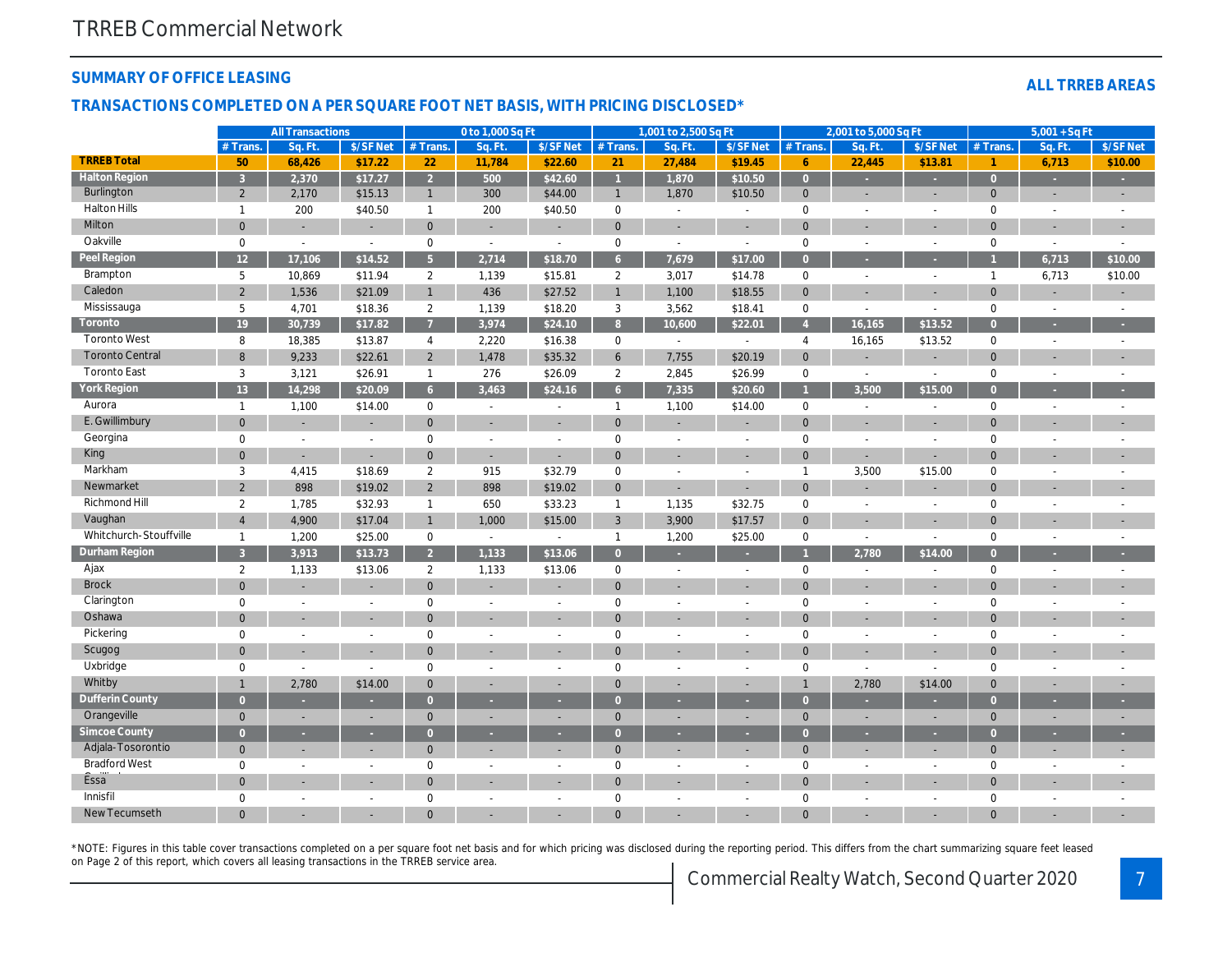# TRREB Commercial Network

## SUMMARY OF OFFICE LEASING

**ALL TRREB AREAS**

## TRANSACTIONS COMPLETED ON A PER SQUARE FOOT NET BASIS, WITH PRICING DISCLOSED*

| | All Transactions | | | 0 to 1,000 Sq Ft | | | 1,001 to 2,500 Sq Ft | | | 2,001 to 5,000 Sq Ft | | | 5,001 + Sq Ft | | |
|---|---|---|---|---|---|---|---|---|---|---|---|---|---|---|---|
| | # Trans. | Sq. Ft. | $/SF Net | # Trans. | Sq. Ft. | $/SF Net | # Trans. | Sq. Ft. | $/SF Net | # Trans. | Sq. Ft. | $/SF Net | # Trans. | Sq. Ft. | $/SF Net |
| **TRREB Total** | 50 | 68,426 | $17.22 | 22 | 11,784 | $22.60 | 21 | 27,484 | $19.45 | 6 | 22,445 | $13.81 | 1 | 6,713 | $10.00 |
| **Halton Region** | 3 | 2,370 | $17.27 | 2 | 500 | $42.60 | 1 | 1,870 | $10.50 | 0 | - | - | 0 | - | - |
| Burlington | 2 | 2,170 | $15.13 | 1 | 300 | $44.00 | 1 | 1,870 | $10.50 | 0 | - | - | 0 | - | - |
| Halton Hills | 1 | 200 | $40.50 | 1 | 200 | $40.50 | 0 | - | - | 0 | - | - | 0 | - | - |
| Milton | 0 | - | - | 0 | - | - | 0 | - | - | 0 | - | - | 0 | - | - |
| Oakville | 0 | - | - | 0 | - | - | 0 | - | - | 0 | - | - | 0 | - | - |
| **Peel Region** | 12 | 17,106 | $14.52 | 5 | 2,714 | $18.70 | 6 | 7,679 | $17.00 | 0 | - | - | 1 | 6,713 | $10.00 |
| Brampton | 5 | 10,869 | $11.94 | 2 | 1,139 | $15.81 | 2 | 3,017 | $14.78 | 0 | - | - | 1 | 6,713 | $10.00 |
| Caledon | 2 | 1,536 | $21.09 | 1 | 436 | $27.52 | 1 | 1,100 | $18.55 | 0 | - | - | 0 | - | - |
| Mississauga | 5 | 4,701 | $18.36 | 2 | 1,139 | $18.20 | 3 | 3,562 | $18.41 | 0 | - | - | 0 | - | - |
| **Toronto** | 19 | 30,739 | $17.82 | 7 | 3,974 | $24.10 | 8 | 10,600 | $22.01 | 4 | 16,165 | $13.52 | 0 | - | - |
| Toronto West | 8 | 18,385 | $13.87 | 4 | 2,220 | $16.38 | 0 | - | - | 4 | 16,165 | $13.52 | 0 | - | - |
| Toronto Central | 8 | 9,233 | $22.61 | 2 | 1,478 | $35.32 | 6 | 7,755 | $20.19 | 0 | - | - | 0 | - | - |
| Toronto East | 3 | 3,121 | $26.91 | 1 | 276 | $26.09 | 2 | 2,845 | $26.99 | 0 | - | - | 0 | - | - |
| **York Region** | 13 | 14,298 | $20.09 | 6 | 3,463 | $24.16 | 6 | 7,335 | $20.60 | 1 | 3,500 | $15.00 | 0 | - | - |
| Aurora | 1 | 1,100 | $14.00 | 0 | - | - | 1 | 1,100 | $14.00 | 0 | - | - | 0 | - | - |
| E. Gwillimbury | 0 | - | - | 0 | - | - | 0 | - | - | 0 | - | - | 0 | - | - |
| Georgina | 0 | - | - | 0 | - | - | 0 | - | - | 0 | - | - | 0 | - | - |
| King | 0 | - | - | 0 | - | - | 0 | - | - | 0 | - | - | 0 | - | - |
| Markham | 3 | 4,415 | $18.69 | 2 | 915 | $32.79 | 0 | - | - | 1 | 3,500 | $15.00 | 0 | - | - |
| Newmarket | 2 | 898 | $19.02 | 2 | 898 | $19.02 | 0 | - | - | 0 | - | - | 0 | - | - |
| Richmond Hill | 2 | 1,785 | $32.93 | 1 | 650 | $33.23 | 1 | 1,135 | $32.75 | 0 | - | - | 0 | - | - |
| Vaughan | 4 | 4,900 | $17.04 | 1 | 1,000 | $15.00 | 3 | 3,900 | $17.57 | 0 | - | - | 0 | - | - |
| Whitchurch-Stouffville | 1 | 1,200 | $25.00 | 0 | - | - | 1 | 1,200 | $25.00 | 0 | - | - | 0 | - | - |
| **Durham Region** | 3 | 3,913 | $13.73 | 2 | 1,133 | $13.06 | 0 | - | - | 1 | 2,780 | $14.00 | 0 | - | - |
| Ajax | 2 | 1,133 | $13.06 | 2 | 1,133 | $13.06 | 0 | - | - | 0 | - | - | 0 | - | - |
| Brock | 0 | - | - | 0 | - | - | 0 | - | - | 0 | - | - | 0 | - | - |
| Clarington | 0 | - | - | 0 | - | - | 0 | - | - | 0 | - | - | 0 | - | - |
| Oshawa | 0 | - | - | 0 | - | - | 0 | - | - | 0 | - | - | 0 | - | - |
| Pickering | 0 | - | - | 0 | - | - | 0 | - | - | 0 | - | - | 0 | - | - |
| Scugog | 0 | - | - | 0 | - | - | 0 | - | - | 0 | - | - | 0 | - | - |
| Uxbridge | 0 | - | - | 0 | - | - | 0 | - | - | 0 | - | - | 0 | - | - |
| Whitby | 1 | 2,780 | $14.00 | 0 | - | - | 0 | - | - | 1 | 2,780 | $14.00 | 0 | - | - |
| **Dufferin County** | 0 | - | - | 0 | - | - | 0 | - | - | 0 | - | - | 0 | - | - |
| Orangeville | 0 | - | - | 0 | - | - | 0 | - | - | 0 | - | - | 0 | - | - |
| **Simcoe County** | 0 | - | - | 0 | - | - | 0 | - | - | 0 | - | - | 0 | - | - |
| Adjala-Tosorontio | 0 | - | - | 0 | - | - | 0 | - | - | 0 | - | - | 0 | - | - |
| Bradford West Gwillimbury | 0 | - | - | 0 | - | - | 0 | - | - | 0 | - | - | 0 | - | - |
| Essa | 0 | - | - | 0 | - | - | 0 | - | - | 0 | - | - | 0 | - | - |
| Innisfil | 0 | - | - | 0 | - | - | 0 | - | - | 0 | - | - | 0 | - | - |
| New Tecumseth | 0 | - | - | 0 | - | - | 0 | - | - | 0 | - | - | 0 | - | - |

*NOTE: Figures in this table cover transactions completed on a per square foot net basis and for which pricing was disclosed during the reporting period. This differs from the chart summarizing square feet leased on Page 2 of this report, which covers all leasing transactions in the TRREB service area.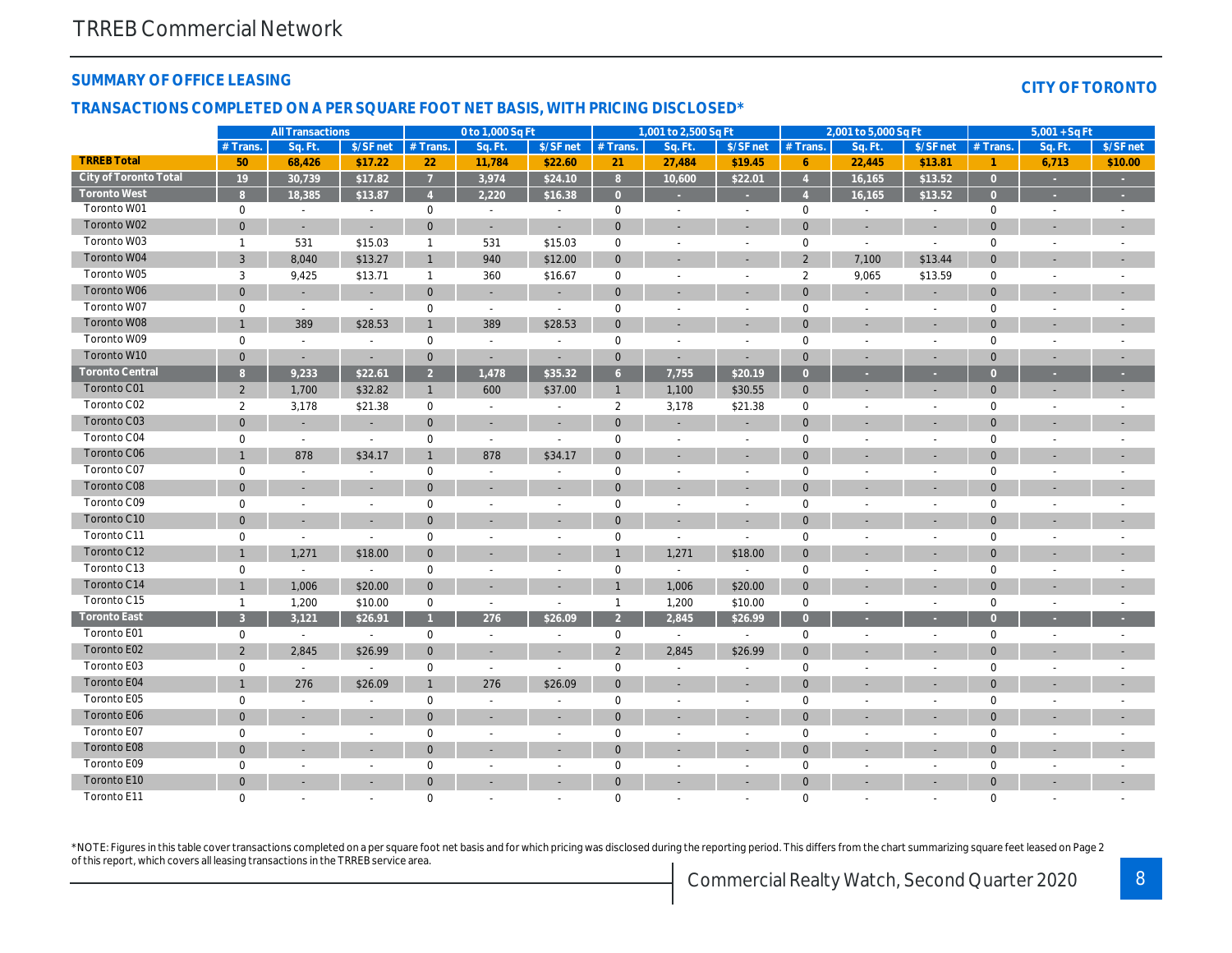TRREB Commercial Network

## SUMMARY OF OFFICE LEASING

**CITY OF TORONTO**

## TRANSACTIONS COMPLETED ON A PER SQUARE FOOT NET BASIS, WITH PRICING DISCLOSED*

| | All Transactions | | | 0 to 1,000 Sq Ft | | | 1,001 to 2,500 Sq Ft | | | 2,001 to 5,000 Sq Ft | | | 5,001 + Sq Ft | | |
|---|---|---|---|---|---|---|---|---|---|---|---|---|---|---|---|
| | # Trans. | Sq. Ft. | $/SF net | # Trans. | Sq. Ft. | $/SF net | # Trans. | Sq. Ft. | $/SF net | # Trans. | Sq. Ft. | $/SF net | # Trans. | Sq. Ft. | $/SF net |
| **TRREB Total** | 50 | 68,426 | $17.22 | 22 | 11,784 | $22.60 | 21 | 27,484 | $19.45 | 6 | 22,445 | $13.81 | 1 | 6,713 | $10.00 |
| **City of Toronto Total** | 19 | 30,739 | $17.82 | 7 | 3,974 | $24.10 | 8 | 10,600 | $22.01 | 4 | 16,165 | $13.52 | 0 | - | - |
| **Toronto West** | 8 | 18,385 | $13.87 | 4 | 2,220 | $16.38 | 0 | - | - | 4 | 16,165 | $13.52 | 0 | - | - |
| Toronto W01 | 0 | - | - | 0 | - | - | 0 | - | - | 0 | - | - | 0 | - | - |
| Toronto W02 | 0 | - | - | 0 | - | - | 0 | - | - | 0 | - | - | 0 | - | - |
| Toronto W03 | 1 | 531 | $15.03 | 1 | 531 | $15.03 | 0 | - | - | 0 | - | - | 0 | - | - |
| Toronto W04 | 3 | 8,040 | $13.27 | 1 | 940 | $12.00 | 0 | - | - | 2 | 7,100 | $13.44 | 0 | - | - |
| Toronto W05 | 3 | 9,425 | $13.71 | 1 | 360 | $16.67 | 0 | - | - | 2 | 9,065 | $13.59 | 0 | - | - |
| Toronto W06 | 0 | - | - | 0 | - | - | 0 | - | - | 0 | - | - | 0 | - | - |
| Toronto W07 | 0 | - | - | 0 | - | - | 0 | - | - | 0 | - | - | 0 | - | - |
| Toronto W08 | 1 | 389 | $28.53 | 1 | 389 | $28.53 | 0 | - | - | 0 | - | - | 0 | - | - |
| Toronto W09 | 0 | - | - | 0 | - | - | 0 | - | - | 0 | - | - | 0 | - | - |
| Toronto W10 | 0 | - | - | 0 | - | - | 0 | - | - | 0 | - | - | 0 | - | - |
| **Toronto Central** | 8 | 9,233 | $22.61 | 2 | 1,478 | $35.32 | 6 | 7,755 | $20.19 | 0 | - | - | 0 | - | - |
| Toronto C01 | 2 | 1,700 | $32.82 | 1 | 600 | $37.00 | 1 | 1,100 | $30.55 | 0 | - | - | 0 | - | - |
| Toronto C02 | 2 | 3,178 | $21.38 | 0 | - | - | 2 | 3,178 | $21.38 | 0 | - | - | 0 | - | - |
| Toronto C03 | 0 | - | - | 0 | - | - | 0 | - | - | 0 | - | - | 0 | - | - |
| Toronto C04 | 0 | - | - | 0 | - | - | 0 | - | - | 0 | - | - | 0 | - | - |
| Toronto C06 | 1 | 878 | $34.17 | 1 | 878 | $34.17 | 0 | - | - | 0 | - | - | 0 | - | - |
| Toronto C07 | 0 | - | - | 0 | - | - | 0 | - | - | 0 | - | - | 0 | - | - |
| Toronto C08 | 0 | - | - | 0 | - | - | 0 | - | - | 0 | - | - | 0 | - | - |
| Toronto C09 | 0 | - | - | 0 | - | - | 0 | - | - | 0 | - | - | 0 | - | - |
| Toronto C10 | 0 | - | - | 0 | - | - | 0 | - | - | 0 | - | - | 0 | - | - |
| Toronto C11 | 0 | - | - | 0 | - | - | 0 | - | - | 0 | - | - | 0 | - | - |
| Toronto C12 | 1 | 1,271 | $18.00 | 0 | - | - | 1 | 1,271 | $18.00 | 0 | - | - | 0 | - | - |
| Toronto C13 | 0 | - | - | 0 | - | - | 0 | - | - | 0 | - | - | 0 | - | - |
| Toronto C14 | 1 | 1,006 | $20.00 | 0 | - | - | 1 | 1,006 | $20.00 | 0 | - | - | 0 | - | - |
| Toronto C15 | 1 | 1,200 | $10.00 | 0 | - | - | 1 | 1,200 | $10.00 | 0 | - | - | 0 | - | - |
| **Toronto East** | 3 | 3,121 | $26.91 | 1 | 276 | $26.09 | 2 | 2,845 | $26.99 | 0 | - | - | 0 | - | - |
| Toronto E01 | 0 | - | - | 0 | - | - | 0 | - | - | 0 | - | - | 0 | - | - |
| Toronto E02 | 2 | 2,845 | $26.99 | 0 | - | - | 2 | 2,845 | $26.99 | 0 | - | - | 0 | - | - |
| Toronto E03 | 0 | - | - | 0 | - | - | 0 | - | - | 0 | - | - | 0 | - | - |
| Toronto E04 | 1 | 276 | $26.09 | 1 | 276 | $26.09 | 0 | - | - | 0 | - | - | 0 | - | - |
| Toronto E05 | 0 | - | - | 0 | - | - | 0 | - | - | 0 | - | - | 0 | - | - |
| Toronto E06 | 0 | - | - | 0 | - | - | 0 | - | - | 0 | - | - | 0 | - | - |
| Toronto E07 | 0 | - | - | 0 | - | - | 0 | - | - | 0 | - | - | 0 | - | - |
| Toronto E08 | 0 | - | - | 0 | - | - | 0 | - | - | 0 | - | - | 0 | - | - |
| Toronto E09 | 0 | - | - | 0 | - | - | 0 | - | - | 0 | - | - | 0 | - | - |
| Toronto E10 | 0 | - | - | 0 | - | - | 0 | - | - | 0 | - | - | 0 | - | - |
| Toronto E11 | 0 | - | - | 0 | - | - | 0 | - | - | 0 | - | - | 0 | - | - |

*NOTE: Figures in this table cover transactions completed on a per square foot net basis and for which pricing was disclosed during the reporting period. This differs from the chart summarizing square feet leased on Page 2 of this report, which covers all leasing transactions in the TRREB service area.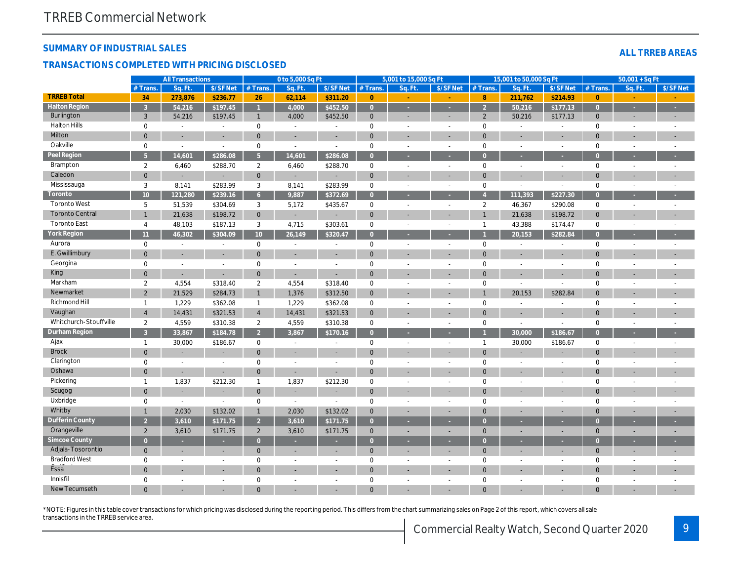# TRREB Commercial Network

## SUMMARY OF INDUSTRIAL SALES

## ALL TRREB AREAS

### TRANSACTIONS COMPLETED WITH PRICING DISCLOSED

| | All Transactions | | | 0 to 5,000 Sq Ft | | | 5,001 to 15,000 Sq Ft | | | 15,001 to 50,000 Sq Ft | | | 50,001 + Sq Ft | | |
|---|---|---|---|---|---|---|---|---|---|---|---|---|---|---|---|
| | # Trans. | Sq. Ft. | $/SF Net | # Trans. | Sq. Ft. | $/SF Net | # Trans. | Sq. Ft. | $/SF Net | # Trans. | Sq. Ft. | $/SF Net | # Trans. | Sq. Ft. | $/SF Net |
| **TRREB Total** | **34** | **273,876** | **$236.77** | **26** | **62,114** | **$311.20** | **0** | **-** | **-** | **8** | **211,762** | **$214.93** | **0** | **-** | **-** |
| **Halton Region** | **3** | **54,216** | **$197.45** | **1** | **4,000** | **$452.50** | **0** | **-** | **-** | **2** | **50,216** | **$177.13** | **0** | **-** | **-** |
| Burlington | 3 | 54,216 | $197.45 | 1 | 4,000 | $452.50 | 0 | - | - | 2 | 50,216 | $177.13 | 0 | - | - |
| Halton Hills | 0 | - | - | 0 | - | - | 0 | - | - | 0 | - | - | 0 | - | - |
| Milton | 0 | - | - | 0 | - | - | 0 | - | - | 0 | - | - | 0 | - | - |
| Oakville | 0 | - | - | 0 | - | - | 0 | - | - | 0 | - | - | 0 | - | - |
| **Peel Region** | **5** | **14,601** | **$286.08** | **5** | **14,601** | **$286.08** | **0** | **-** | **-** | **0** | **-** | **-** | **0** | **-** | **-** |
| Brampton | 2 | 6,460 | $288.70 | 2 | 6,460 | $288.70 | 0 | - | - | 0 | - | - | 0 | - | - |
| Caledon | 0 | - | - | 0 | - | - | 0 | - | - | 0 | - | - | 0 | - | - |
| Mississauga | 3 | 8,141 | $283.99 | 3 | 8,141 | $283.99 | 0 | - | - | 0 | - | - | 0 | - | - |
| **Toronto** | **10** | **121,280** | **$239.16** | **6** | **9,887** | **$372.69** | **0** | **-** | **-** | **4** | **111,393** | **$227.30** | **0** | **-** | **-** |
| Toronto West | 5 | 51,539 | $304.69 | 3 | 5,172 | $435.67 | 0 | - | - | 2 | 46,367 | $290.08 | 0 | - | - |
| Toronto Central | 1 | 21,638 | $198.72 | 0 | - | - | 0 | - | - | 1 | 21,638 | $198.72 | 0 | - | - |
| Toronto East | 4 | 48,103 | $187.13 | 3 | 4,715 | $303.61 | 0 | - | - | 1 | 43,388 | $174.47 | 0 | - | - |
| **York Region** | **11** | **46,302** | **$304.09** | **10** | **26,149** | **$320.47** | **0** | **-** | **-** | **1** | **20,153** | **$282.84** | **0** | **-** | **-** |
| Aurora | 0 | - | - | 0 | - | - | 0 | - | - | 0 | - | - | 0 | - | - |
| E. Gwillimbury | 0 | - | - | 0 | - | - | 0 | - | - | 0 | - | - | 0 | - | - |
| Georgina | 0 | - | - | 0 | - | - | 0 | - | - | 0 | - | - | 0 | - | - |
| King | 0 | - | - | 0 | - | - | 0 | - | - | 0 | - | - | 0 | - | - |
| Markham | 2 | 4,554 | $318.40 | 2 | 4,554 | $318.40 | 0 | - | - | 0 | - | - | 0 | - | - |
| Newmarket | 2 | 21,529 | $284.73 | 1 | 1,376 | $312.50 | 0 | - | - | 1 | 20,153 | $282.84 | 0 | - | - |
| Richmond Hill | 1 | 1,229 | $362.08 | 1 | 1,229 | $362.08 | 0 | - | - | 0 | - | - | 0 | - | - |
| Vaughan | 4 | 14,431 | $321.53 | 4 | 14,431 | $321.53 | 0 | - | - | 0 | - | - | 0 | - | - |
| Whitchurch-Stouffville | 2 | 4,559 | $310.38 | 2 | 4,559 | $310.38 | 0 | - | - | 0 | - | - | 0 | - | - |
| **Durham Region** | **3** | **33,867** | **$184.78** | **2** | **3,867** | **$170.16** | **0** | **-** | **-** | **1** | **30,000** | **$186.67** | **0** | **-** | **-** |
| Ajax | 1 | 30,000 | $186.67 | 0 | - | - | 0 | - | - | 1 | 30,000 | $186.67 | 0 | - | - |
| Brock | 0 | - | - | 0 | - | - | 0 | - | - | 0 | - | - | 0 | - | - |
| Clarington | 0 | - | - | 0 | - | - | 0 | - | - | 0 | - | - | 0 | - | - |
| Oshawa | 0 | - | - | 0 | - | - | 0 | - | - | 0 | - | - | 0 | - | - |
| Pickering | 1 | 1,837 | $212.30 | 1 | 1,837 | $212.30 | 0 | - | - | 0 | - | - | 0 | - | - |
| Scugog | 0 | - | - | 0 | - | - | 0 | - | - | 0 | - | - | 0 | - | - |
| Uxbridge | 0 | - | - | 0 | - | - | 0 | - | - | 0 | - | - | 0 | - | - |
| Whitby | 1 | 2,030 | $132.02 | 1 | 2,030 | $132.02 | 0 | - | - | 0 | - | - | 0 | - | - |
| **Dufferin County** | **2** | **3,610** | **$171.75** | **2** | **3,610** | **$171.75** | **0** | **-** | **-** | **0** | **-** | **-** | **0** | **-** | **-** |
| Orangeville | 2 | 3,610 | $171.75 | 2 | 3,610 | $171.75 | 0 | - | - | 0 | - | - | 0 | - | - |
| **Simcoe County** | **0** | **-** | **-** | **0** | **-** | **-** | **0** | **-** | **-** | **0** | **-** | **-** | **0** | **-** | **-** |
| Adjala-Tosorontio | 0 | - | - | 0 | - | - | 0 | - | - | 0 | - | - | 0 | - | - |
| Bradford West Gwillimbury | 0 | - | - | 0 | - | - | 0 | - | - | 0 | - | - | 0 | - | - |
| Essa | 0 | - | - | 0 | - | - | 0 | - | - | 0 | - | - | 0 | - | - |
| Innisfil | 0 | - | - | 0 | - | - | 0 | - | - | 0 | - | - | 0 | - | - |
| New Tecumseth | 0 | - | - | 0 | - | - | 0 | - | - | 0 | - | - | 0 | - | - |

*NOTE: Figures in this table cover transactions for which pricing was disclosed during the reporting period. This differs from the chart summarizing sales on Page 2 of this report, which covers all sale transactions in the TRREB service area.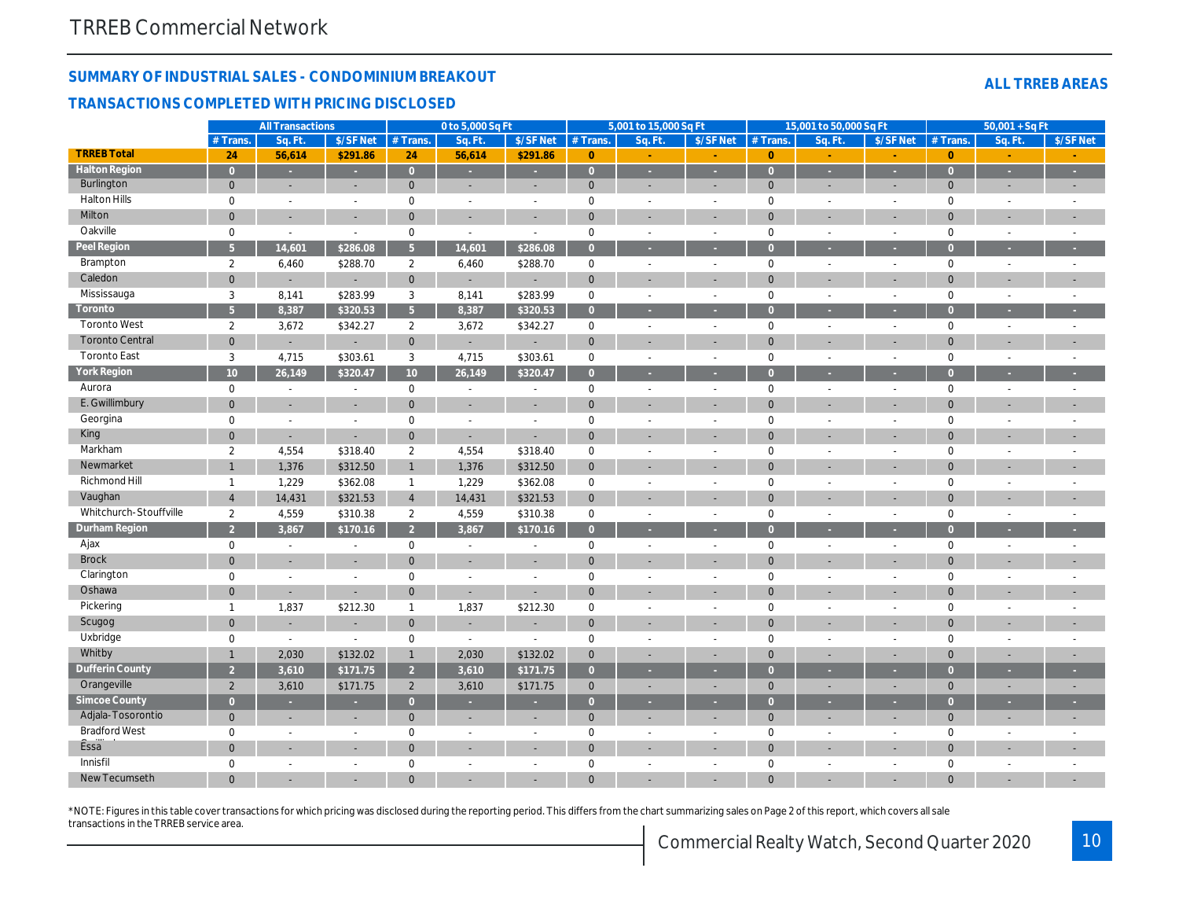## SUMMARY OF INDUSTRIAL SALES - CONDOMINIUM BREAKOUT

**ALL TRREB AREAS**

### TRANSACTIONS COMPLETED WITH PRICING DISCLOSED

| | All Transactions | | | 0 to 5,000 Sq Ft | | | 5,001 to 15,000 Sq Ft | | | 15,001 to 50,000 Sq Ft | | | 50,001 + Sq Ft | | |
|---|---|---|---|---|---|---|---|---|---|---|---|---|---|---|---|
| | # Trans. | Sq. Ft. | $/SF Net | # Trans. | Sq. Ft. | $/SF Net | # Trans. | Sq. Ft. | $/SF Net | # Trans. | Sq. Ft. | $/SF Net | # Trans. | Sq. Ft. | $/SF Net |
| **TRREB Total** | 24 | 56,614 | $291.86 | 24 | 56,614 | $291.86 | 0 | - | - | 0 | - | - | 0 | - | - |
| **Halton Region** | 0 | - | - | 0 | - | - | 0 | - | - | 0 | - | - | 0 | - | - |
| Burlington | 0 | - | - | 0 | - | - | 0 | - | - | 0 | - | - | 0 | - | - |
| Halton Hills | 0 | - | - | 0 | - | - | 0 | - | - | 0 | - | - | 0 | - | - |
| Milton | 0 | - | - | 0 | - | - | 0 | - | - | 0 | - | - | 0 | - | - |
| Oakville | 0 | - | - | 0 | - | - | 0 | - | - | 0 | - | - | 0 | - | - |
| **Peel Region** | 5 | 14,601 | $286.08 | 5 | 14,601 | $286.08 | 0 | - | - | 0 | - | - | 0 | - | - |
| Brampton | 2 | 6,460 | $288.70 | 2 | 6,460 | $288.70 | 0 | - | - | 0 | - | - | 0 | - | - |
| Caledon | 0 | - | - | 0 | - | - | 0 | - | - | 0 | - | - | 0 | - | - |
| Mississauga | 3 | 8,141 | $283.99 | 3 | 8,141 | $283.99 | 0 | - | - | 0 | - | - | 0 | - | - |
| **Toronto** | 5 | 8,387 | $320.53 | 5 | 8,387 | $320.53 | 0 | - | - | 0 | - | - | 0 | - | - |
| Toronto West | 2 | 3,672 | $342.27 | 2 | 3,672 | $342.27 | 0 | - | - | 0 | - | - | 0 | - | - |
| Toronto Central | 0 | - | - | 0 | - | - | 0 | - | - | 0 | - | - | 0 | - | - |
| Toronto East | 3 | 4,715 | $303.61 | 3 | 4,715 | $303.61 | 0 | - | - | 0 | - | - | 0 | - | - |
| **York Region** | 10 | 26,149 | $320.47 | 10 | 26,149 | $320.47 | 0 | - | - | 0 | - | - | 0 | - | - |
| Aurora | 0 | - | - | 0 | - | - | 0 | - | - | 0 | - | - | 0 | - | - |
| E. Gwillimbury | 0 | - | - | 0 | - | - | 0 | - | - | 0 | - | - | 0 | - | - |
| Georgina | 0 | - | - | 0 | - | - | 0 | - | - | 0 | - | - | 0 | - | - |
| King | 0 | - | - | 0 | - | - | 0 | - | - | 0 | - | - | 0 | - | - |
| Markham | 2 | 4,554 | $318.40 | 2 | 4,554 | $318.40 | 0 | - | - | 0 | - | - | 0 | - | - |
| Newmarket | 1 | 1,376 | $312.50 | 1 | 1,376 | $312.50 | 0 | - | - | 0 | - | - | 0 | - | - |
| Richmond Hill | 1 | 1,229 | $362.08 | 1 | 1,229 | $362.08 | 0 | - | - | 0 | - | - | 0 | - | - |
| Vaughan | 4 | 14,431 | $321.53 | 4 | 14,431 | $321.53 | 0 | - | - | 0 | - | - | 0 | - | - |
| Whitchurch-Stouffville | 2 | 4,559 | $310.38 | 2 | 4,559 | $310.38 | 0 | - | - | 0 | - | - | 0 | - | - |
| **Durham Region** | 2 | 3,867 | $170.16 | 2 | 3,867 | $170.16 | 0 | - | - | 0 | - | - | 0 | - | - |
| Ajax | 0 | - | - | 0 | - | - | 0 | - | - | 0 | - | - | 0 | - | - |
| Brock | 0 | - | - | 0 | - | - | 0 | - | - | 0 | - | - | 0 | - | - |
| Clarington | 0 | - | - | 0 | - | - | 0 | - | - | 0 | - | - | 0 | - | - |
| Oshawa | 0 | - | - | 0 | - | - | 0 | - | - | 0 | - | - | 0 | - | - |
| Pickering | 1 | 1,837 | $212.30 | 1 | 1,837 | $212.30 | 0 | - | - | 0 | - | - | 0 | - | - |
| Scugog | 0 | - | - | 0 | - | - | 0 | - | - | 0 | - | - | 0 | - | - |
| Uxbridge | 0 | - | - | 0 | - | - | 0 | - | - | 0 | - | - | 0 | - | - |
| Whitby | 1 | 2,030 | $132.02 | 1 | 2,030 | $132.02 | 0 | - | - | 0 | - | - | 0 | - | - |
| **Dufferin County** | 2 | 3,610 | $171.75 | 2 | 3,610 | $171.75 | 0 | - | - | 0 | - | - | 0 | - | - |
| Orangeville | 2 | 3,610 | $171.75 | 2 | 3,610 | $171.75 | 0 | - | - | 0 | - | - | 0 | - | - |
| **Simcoe County** | 0 | - | - | 0 | - | - | 0 | - | - | 0 | - | - | 0 | - | - |
| Adjala-Tosorontio | 0 | - | - | 0 | - | - | 0 | - | - | 0 | - | - | 0 | - | - |
| Bradford West Gwillimbury | 0 | - | - | 0 | - | - | 0 | - | - | 0 | - | - | 0 | - | - |
| Essa | 0 | - | - | 0 | - | - | 0 | - | - | 0 | - | - | 0 | - | - |
| Innisfil | 0 | - | - | 0 | - | - | 0 | - | - | 0 | - | - | 0 | - | - |
| New Tecumseth | 0 | - | - | 0 | - | - | 0 | - | - | 0 | - | - | 0 | - | - |

*NOTE: Figures in this table cover transactions for which pricing was disclosed during the reporting period. This differs from the chart summarizing sales on Page 2 of this report, which covers all sale transactions in the TRREB service area.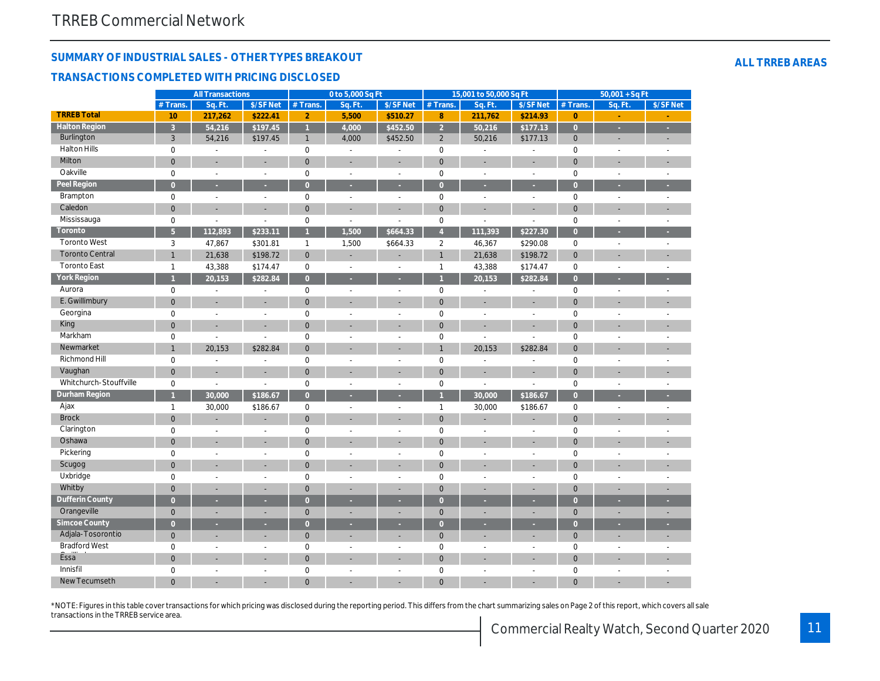TRREB Commercial Network

## SUMMARY OF INDUSTRIAL SALES - OTHER TYPES BREAKOUT

## TRANSACTIONS COMPLETED WITH PRICING DISCLOSED

**ALL TRREB AREAS**

| | All Transactions | | | 0 to 5,000 Sq Ft | | | 15,001 to 50,000 Sq Ft | | | 50,001 + Sq Ft | | |
|---|---|---|---|---|---|---|---|---|---|---|---|---|
| | # Trans. | Sq. Ft. | $/SF Net | # Trans. | Sq. Ft. | $/SF Net | # Trans. | Sq. Ft. | $/SF Net | # Trans. | Sq. Ft. | $/SF Net |
| **TRREB Total** | **10** | **217,262** | **$222.41** | **2** | **5,500** | **$510.27** | **8** | **211,762** | **$214.93** | **0** | **-** | **-** |
| **Halton Region** | **3** | **54,216** | **$197.45** | **1** | **4,000** | **$452.50** | **2** | **50,216** | **$177.13** | **0** | **-** | **-** |
| Burlington | 3 | 54,216 | $197.45 | 1 | 4,000 | $452.50 | 2 | 50,216 | $177.13 | 0 | - | - |
| Halton Hills | 0 | - | - | 0 | - | - | 0 | - | - | 0 | - | - |
| Milton | 0 | - | - | 0 | - | - | 0 | - | - | 0 | - | - |
| Oakville | 0 | - | - | 0 | - | - | 0 | - | - | 0 | - | - |
| **Peel Region** | **0** | **-** | **-** | **0** | **-** | **-** | **0** | **-** | **-** | **0** | **-** | **-** |
| Brampton | 0 | - | - | 0 | - | - | 0 | - | - | 0 | - | - |
| Caledon | 0 | - | - | 0 | - | - | 0 | - | - | 0 | - | - |
| Mississauga | 0 | - | - | 0 | - | - | 0 | - | - | 0 | - | - |
| **Toronto** | **5** | **112,893** | **$233.11** | **1** | **1,500** | **$664.33** | **4** | **111,393** | **$227.30** | **0** | **-** | **-** |
| Toronto West | 3 | 47,867 | $301.81 | 1 | 1,500 | $664.33 | 2 | 46,367 | $290.08 | 0 | - | - |
| Toronto Central | 1 | 21,638 | $198.72 | 0 | - | - | 1 | 21,638 | $198.72 | 0 | - | - |
| Toronto East | 1 | 43,388 | $174.47 | 0 | - | - | 1 | 43,388 | $174.47 | 0 | - | - |
| **York Region** | **1** | **20,153** | **$282.84** | **0** | **-** | **-** | **1** | **20,153** | **$282.84** | **0** | **-** | **-** |
| Aurora | 0 | - | - | 0 | - | - | 0 | - | - | 0 | - | - |
| E. Gwillimbury | 0 | - | - | 0 | - | - | 0 | - | - | 0 | - | - |
| Georgina | 0 | - | - | 0 | - | - | 0 | - | - | 0 | - | - |
| King | 0 | - | - | 0 | - | - | 0 | - | - | 0 | - | - |
| Markham | 0 | - | - | 0 | - | - | 0 | - | - | 0 | - | - |
| Newmarket | 1 | 20,153 | $282.84 | 0 | - | - | 1 | 20,153 | $282.84 | 0 | - | - |
| Richmond Hill | 0 | - | - | 0 | - | - | 0 | - | - | 0 | - | - |
| Vaughan | 0 | - | - | 0 | - | - | 0 | - | - | 0 | - | - |
| Whitchurch-Stouffville | 0 | - | - | 0 | - | - | 0 | - | - | 0 | - | - |
| **Durham Region** | **1** | **30,000** | **$186.67** | **0** | **-** | **-** | **1** | **30,000** | **$186.67** | **0** | **-** | **-** |
| Ajax | 1 | 30,000 | $186.67 | 0 | - | - | 1 | 30,000 | $186.67 | 0 | - | - |
| Brock | 0 | - | - | 0 | - | - | 0 | - | - | 0 | - | - |
| Clarington | 0 | - | - | 0 | - | - | 0 | - | - | 0 | - | - |
| Oshawa | 0 | - | - | 0 | - | - | 0 | - | - | 0 | - | - |
| Pickering | 0 | - | - | 0 | - | - | 0 | - | - | 0 | - | - |
| Scugog | 0 | - | - | 0 | - | - | 0 | - | - | 0 | - | - |
| Uxbridge | 0 | - | - | 0 | - | - | 0 | - | - | 0 | - | - |
| Whitby | 0 | - | - | 0 | - | - | 0 | - | - | 0 | - | - |
| **Dufferin County** | **0** | **-** | **-** | **0** | **-** | **-** | **0** | **-** | **-** | **0** | **-** | **-** |
| Orangeville | 0 | - | - | 0 | - | - | 0 | - | - | 0 | - | - |
| **Simcoe County** | **0** | **-** | **-** | **0** | **-** | **-** | **0** | **-** | **-** | **0** | **-** | **-** |
| Adjala-Tosorontio | 0 | - | - | 0 | - | - | 0 | - | - | 0 | - | - |
| Bradford West Gwillimbury | 0 | - | - | 0 | - | - | 0 | - | - | 0 | - | - |
| Essa | 0 | - | - | 0 | - | - | 0 | - | - | 0 | - | - |
| Innisfil | 0 | - | - | 0 | - | - | 0 | - | - | 0 | - | - |
| New Tecumseth | 0 | - | - | 0 | - | - | 0 | - | - | 0 | - | - |

*NOTE: Figures in this table cover transactions for which pricing was disclosed during the reporting period. This differs from the chart summarizing sales on Page 2 of this report, which covers all sale transactions in the TRREB service area.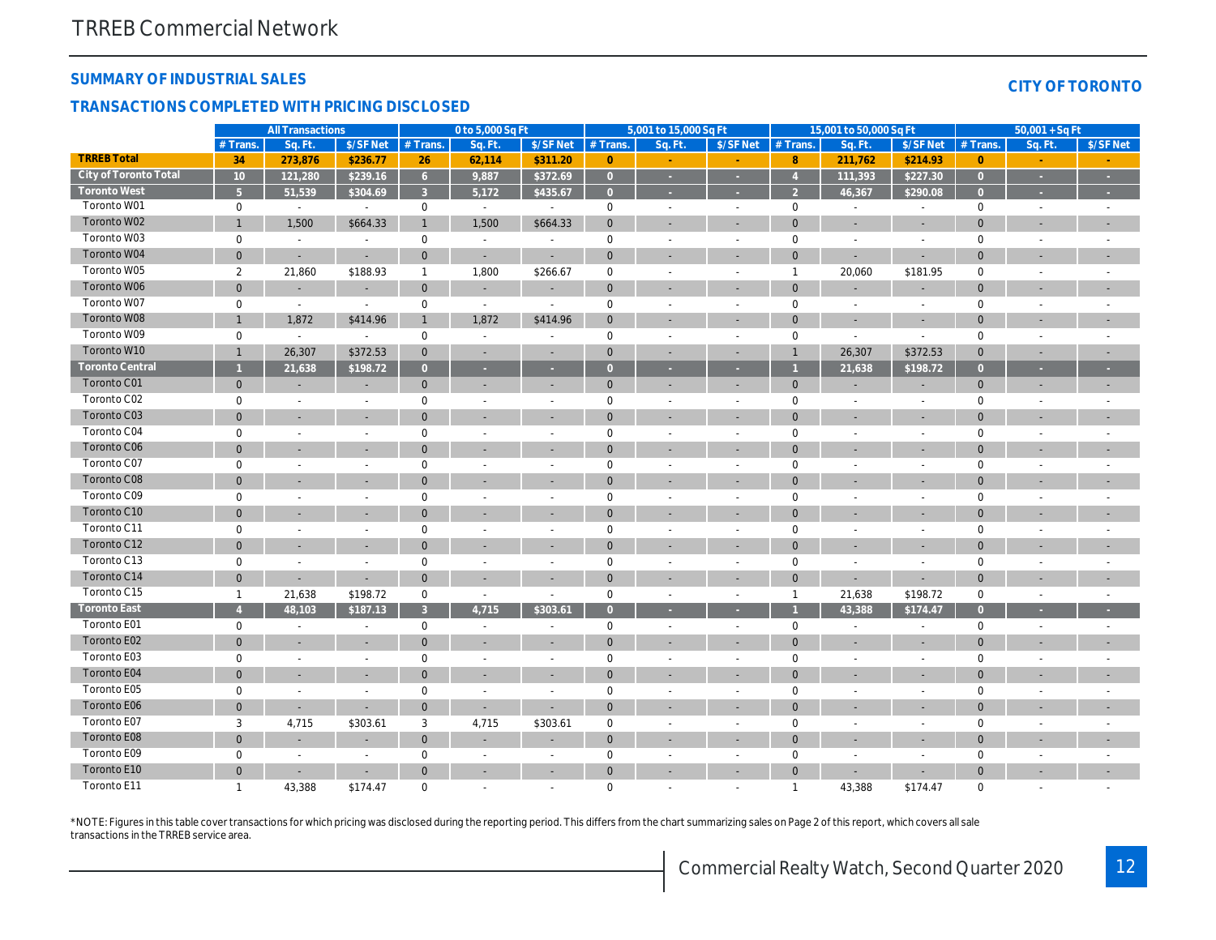# TRREB Commercial Network

## SUMMARY OF INDUSTRIAL SALES

**CITY OF TORONTO**

## TRANSACTIONS COMPLETED WITH PRICING DISCLOSED

| | All Transactions | | | 0 to 5,000 Sq Ft | | | 5,001 to 15,000 Sq Ft | | | 15,001 to 50,000 Sq Ft | | | 50,001 + Sq Ft | | |
|---|---|---|---|---|---|---|---|---|---|---|---|---|---|---|---|
| | # Trans. | Sq. Ft. | $/SF Net | # Trans. | Sq. Ft. | $/SF Net | # Trans. | Sq. Ft. | $/SF Net | # Trans. | Sq. Ft. | $/SF Net | # Trans. | Sq. Ft. | $/SF Net |
| **TRREB Total** | 34 | 273,876 | $236.77 | 26 | 62,114 | $311.20 | 0 | - | - | 8 | 211,762 | $214.93 | 0 | - | - |
| **City of Toronto Total** | 10 | 121,280 | $239.16 | 6 | 9,887 | $372.69 | 0 | - | - | 4 | 111,393 | $227.30 | 0 | - | - |
| **Toronto West** | 5 | 51,539 | $304.69 | 3 | 5,172 | $435.67 | 0 | - | - | 2 | 46,367 | $290.08 | 0 | - | - |
| Toronto W01 | 0 | - | - | 0 | - | - | 0 | - | - | 0 | - | - | 0 | - | - |
| Toronto W02 | 1 | 1,500 | $664.33 | 1 | 1,500 | $664.33 | 0 | - | - | 0 | - | - | 0 | - | - |
| Toronto W03 | 0 | - | - | 0 | - | - | 0 | - | - | 0 | - | - | 0 | - | - |
| Toronto W04 | 0 | - | - | 0 | - | - | 0 | - | - | 0 | - | - | 0 | - | - |
| Toronto W05 | 2 | 21,860 | $188.93 | 1 | 1,800 | $266.67 | 0 | - | - | 1 | 20,060 | $181.95 | 0 | - | - |
| Toronto W06 | 0 | - | - | 0 | - | - | 0 | - | - | 0 | - | - | 0 | - | - |
| Toronto W07 | 0 | - | - | 0 | - | - | 0 | - | - | 0 | - | - | 0 | - | - |
| Toronto W08 | 1 | 1,872 | $414.96 | 1 | 1,872 | $414.96 | 0 | - | - | 0 | - | - | 0 | - | - |
| Toronto W09 | 0 | - | - | 0 | - | - | 0 | - | - | 0 | - | - | 0 | - | - |
| Toronto W10 | 1 | 26,307 | $372.53 | 0 | - | - | 0 | - | - | 1 | 26,307 | $372.53 | 0 | - | - |
| **Toronto Central** | 1 | 21,638 | $198.72 | 0 | - | - | 0 | - | - | 1 | 21,638 | $198.72 | 0 | - | - |
| Toronto C01 | 0 | - | - | 0 | - | - | 0 | - | - | 0 | - | - | 0 | - | - |
| Toronto C02 | 0 | - | - | 0 | - | - | 0 | - | - | 0 | - | - | 0 | - | - |
| Toronto C03 | 0 | - | - | 0 | - | - | 0 | - | - | 0 | - | - | 0 | - | - |
| Toronto C04 | 0 | - | - | 0 | - | - | 0 | - | - | 0 | - | - | 0 | - | - |
| Toronto C06 | 0 | - | - | 0 | - | - | 0 | - | - | 0 | - | - | 0 | - | - |
| Toronto C07 | 0 | - | - | 0 | - | - | 0 | - | - | 0 | - | - | 0 | - | - |
| Toronto C08 | 0 | - | - | 0 | - | - | 0 | - | - | 0 | - | - | 0 | - | - |
| Toronto C09 | 0 | - | - | 0 | - | - | 0 | - | - | 0 | - | - | 0 | - | - |
| Toronto C10 | 0 | - | - | 0 | - | - | 0 | - | - | 0 | - | - | 0 | - | - |
| Toronto C11 | 0 | - | - | 0 | - | - | 0 | - | - | 0 | - | - | 0 | - | - |
| Toronto C12 | 0 | - | - | 0 | - | - | 0 | - | - | 0 | - | - | 0 | - | - |
| Toronto C13 | 0 | - | - | 0 | - | - | 0 | - | - | 0 | - | - | 0 | - | - |
| Toronto C14 | 0 | - | - | 0 | - | - | 0 | - | - | 0 | - | - | 0 | - | - |
| Toronto C15 | 1 | 21,638 | $198.72 | 0 | - | - | 0 | - | - | 1 | 21,638 | $198.72 | 0 | - | - |
| **Toronto East** | 4 | 48,103 | $187.13 | 3 | 4,715 | $303.61 | 0 | - | - | 1 | 43,388 | $174.47 | 0 | - | - |
| Toronto E01 | 0 | - | - | 0 | - | - | 0 | - | - | 0 | - | - | 0 | - | - |
| Toronto E02 | 0 | - | - | 0 | - | - | 0 | - | - | 0 | - | - | 0 | - | - |
| Toronto E03 | 0 | - | - | 0 | - | - | 0 | - | - | 0 | - | - | 0 | - | - |
| Toronto E04 | 0 | - | - | 0 | - | - | 0 | - | - | 0 | - | - | 0 | - | - |
| Toronto E05 | 0 | - | - | 0 | - | - | 0 | - | - | 0 | - | - | 0 | - | - |
| Toronto E06 | 0 | - | - | 0 | - | - | 0 | - | - | 0 | - | - | 0 | - | - |
| Toronto E07 | 3 | 4,715 | $303.61 | 3 | 4,715 | $303.61 | 0 | - | - | 0 | - | - | 0 | - | - |
| Toronto E08 | 0 | - | - | 0 | - | - | 0 | - | - | 0 | - | - | 0 | - | - |
| Toronto E09 | 0 | - | - | 0 | - | - | 0 | - | - | 0 | - | - | 0 | - | - |
| Toronto E10 | 0 | - | - | 0 | - | - | 0 | - | - | 0 | - | - | 0 | - | - |
| Toronto E11 | 1 | 43,388 | $174.47 | 0 | - | - | 0 | - | - | 1 | 43,388 | $174.47 | 0 | - | - |

*NOTE: Figures in this table cover transactions for which pricing was disclosed during the reporting period. This differs from the chart summarizing sales on Page 2 of this report, which covers all sale transactions in the TRREB service area.

Commercial Realty Watch, Second Quarter 2020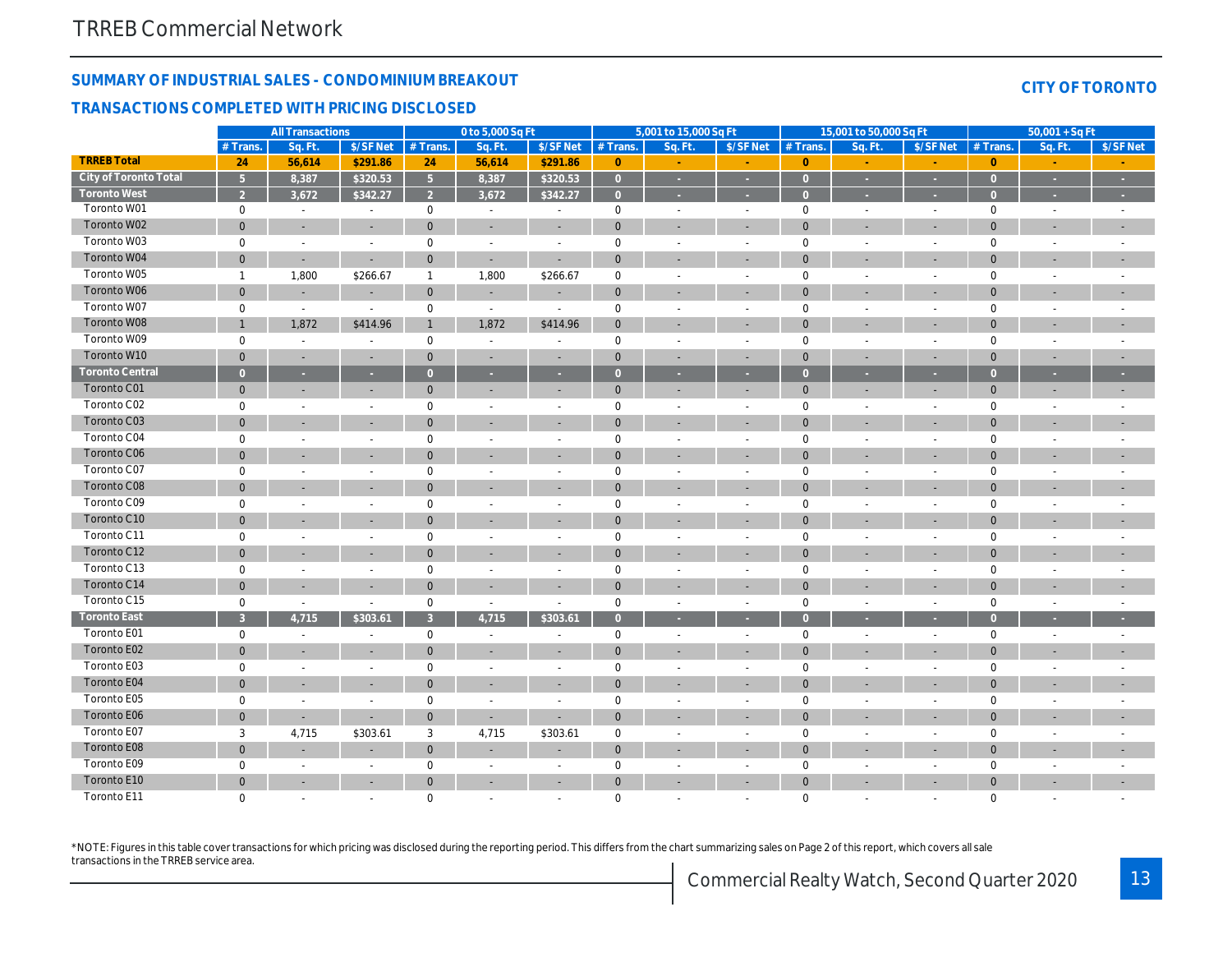TRREB Commercial Network

## SUMMARY OF INDUSTRIAL SALES - CONDOMINIUM BREAKOUT

## TRANSACTIONS COMPLETED WITH PRICING DISCLOSED

**CITY OF TORONTO**

| | All Transactions | | | 0 to 5,000 Sq Ft | | | 5,001 to 15,000 Sq Ft | | | 15,001 to 50,000 Sq Ft | | | 50,001 + Sq Ft | | |
|---|---|---|---|---|---|---|---|---|---|---|---|---|---|---|---|
| | # Trans. | Sq. Ft. | $/SF Net | # Trans. | Sq. Ft. | $/SF Net | # Trans. | Sq. Ft. | $/SF Net | # Trans. | Sq. Ft. | $/SF Net | # Trans. | Sq. Ft. | $/SF Net |
| **TRREB Total** | 24 | 56,614 | $291.86 | 24 | 56,614 | $291.86 | 0 | - | - | 0 | - | - | 0 | - | - |
| **City of Toronto Total** | 5 | 8,387 | $320.53 | 5 | 8,387 | $320.53 | 0 | - | - | 0 | - | - | 0 | - | - |
| **Toronto West** | 2 | 3,672 | $342.27 | 2 | 3,672 | $342.27 | 0 | - | - | 0 | - | - | 0 | - | - |
| Toronto W01 | 0 | - | - | 0 | - | - | 0 | - | - | 0 | - | - | 0 | - | - |
| Toronto W02 | 0 | - | - | 0 | - | - | 0 | - | - | 0 | - | - | 0 | - | - |
| Toronto W03 | 0 | - | - | 0 | - | - | 0 | - | - | 0 | - | - | 0 | - | - |
| Toronto W04 | 0 | - | - | 0 | - | - | 0 | - | - | 0 | - | - | 0 | - | - |
| Toronto W05 | 1 | 1,800 | $266.67 | 1 | 1,800 | $266.67 | 0 | - | - | 0 | - | - | 0 | - | - |
| Toronto W06 | 0 | - | - | 0 | - | - | 0 | - | - | 0 | - | - | 0 | - | - |
| Toronto W07 | 0 | - | - | 0 | - | - | 0 | - | - | 0 | - | - | 0 | - | - |
| Toronto W08 | 1 | 1,872 | $414.96 | 1 | 1,872 | $414.96 | 0 | - | - | 0 | - | - | 0 | - | - |
| Toronto W09 | 0 | - | - | 0 | - | - | 0 | - | - | 0 | - | - | 0 | - | - |
| Toronto W10 | 0 | - | - | 0 | - | - | 0 | - | - | 0 | - | - | 0 | - | - |
| **Toronto Central** | 0 | - | - | 0 | - | - | 0 | - | - | 0 | - | - | 0 | - | - |
| Toronto C01 | 0 | - | - | 0 | - | - | 0 | - | - | 0 | - | - | 0 | - | - |
| Toronto C02 | 0 | - | - | 0 | - | - | 0 | - | - | 0 | - | - | 0 | - | - |
| Toronto C03 | 0 | - | - | 0 | - | - | 0 | - | - | 0 | - | - | 0 | - | - |
| Toronto C04 | 0 | - | - | 0 | - | - | 0 | - | - | 0 | - | - | 0 | - | - |
| Toronto C06 | 0 | - | - | 0 | - | - | 0 | - | - | 0 | - | - | 0 | - | - |
| Toronto C07 | 0 | - | - | 0 | - | - | 0 | - | - | 0 | - | - | 0 | - | - |
| Toronto C08 | 0 | - | - | 0 | - | - | 0 | - | - | 0 | - | - | 0 | - | - |
| Toronto C09 | 0 | - | - | 0 | - | - | 0 | - | - | 0 | - | - | 0 | - | - |
| Toronto C10 | 0 | - | - | 0 | - | - | 0 | - | - | 0 | - | - | 0 | - | - |
| Toronto C11 | 0 | - | - | 0 | - | - | 0 | - | - | 0 | - | - | 0 | - | - |
| Toronto C12 | 0 | - | - | 0 | - | - | 0 | - | - | 0 | - | - | 0 | - | - |
| Toronto C13 | 0 | - | - | 0 | - | - | 0 | - | - | 0 | - | - | 0 | - | - |
| Toronto C14 | 0 | - | - | 0 | - | - | 0 | - | - | 0 | - | - | 0 | - | - |
| Toronto C15 | 0 | - | - | 0 | - | - | 0 | - | - | 0 | - | - | 0 | - | - |
| **Toronto East** | 3 | 4,715 | $303.61 | 3 | 4,715 | $303.61 | 0 | - | - | 0 | - | - | 0 | - | - |
| Toronto E01 | 0 | - | - | 0 | - | - | 0 | - | - | 0 | - | - | 0 | - | - |
| Toronto E02 | 0 | - | - | 0 | - | - | 0 | - | - | 0 | - | - | 0 | - | - |
| Toronto E03 | 0 | - | - | 0 | - | - | 0 | - | - | 0 | - | - | 0 | - | - |
| Toronto E04 | 0 | - | - | 0 | - | - | 0 | - | - | 0 | - | - | 0 | - | - |
| Toronto E05 | 0 | - | - | 0 | - | - | 0 | - | - | 0 | - | - | 0 | - | - |
| Toronto E06 | 0 | - | - | 0 | - | - | 0 | - | - | 0 | - | - | 0 | - | - |
| Toronto E07 | 3 | 4,715 | $303.61 | 3 | 4,715 | $303.61 | 0 | - | - | 0 | - | - | 0 | - | - |
| Toronto E08 | 0 | - | - | 0 | - | - | 0 | - | - | 0 | - | - | 0 | - | - |
| Toronto E09 | 0 | - | - | 0 | - | - | 0 | - | - | 0 | - | - | 0 | - | - |
| Toronto E10 | 0 | - | - | 0 | - | - | 0 | - | - | 0 | - | - | 0 | - | - |
| Toronto E11 | 0 | - | - | 0 | - | - | 0 | - | - | 0 | - | - | 0 | - | - |

*NOTE: Figures in this table cover transactions for which pricing was disclosed during the reporting period. This differs from the chart summarizing sales on Page 2 of this report, which covers all sale transactions in the TRREB service area.

Commercial Realty Watch, Second Quarter 2020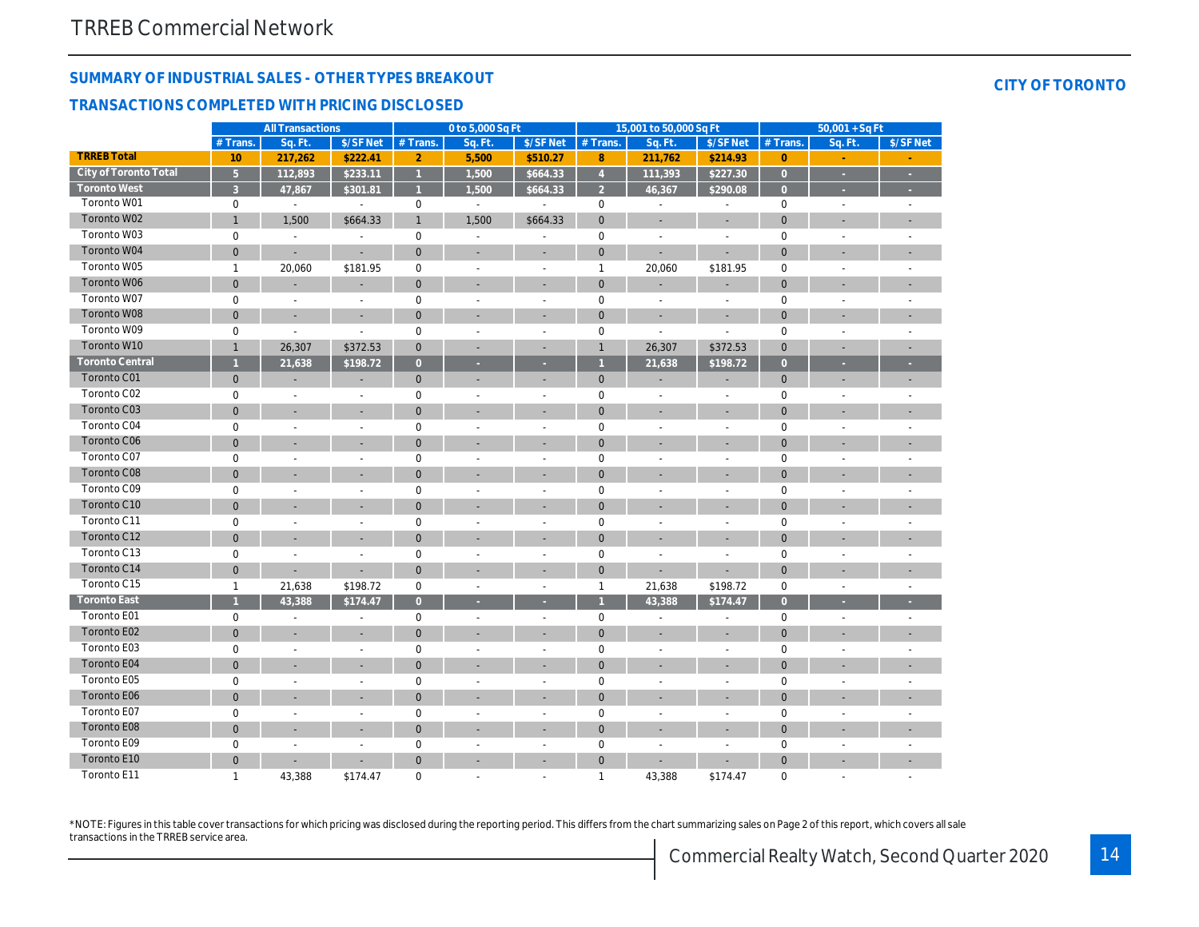TRREB Commercial Network

## SUMMARY OF INDUSTRIAL SALES - OTHER TYPES BREAKOUT

## TRANSACTIONS COMPLETED WITH PRICING DISCLOSED

**CITY OF TORONTO**

| | All Transactions | | | 0 to 5,000 Sq Ft | | | 15,001 to 50,000 Sq Ft | | | 50,001 + Sq Ft | | |
|---|---|---|---|---|---|---|---|---|---|---|---|---|
| | # Trans. | Sq. Ft. | $/SF Net | # Trans. | Sq. Ft. | $/SF Net | # Trans. | Sq. Ft. | $/SF Net | # Trans. | Sq. Ft. | $/SF Net |
| **TRREB Total** | 10 | 217,262 | $222.41 | 2 | 5,500 | $510.27 | 8 | 211,762 | $214.93 | 0 | - | - |
| **City of Toronto Total** | 5 | 112,893 | $233.11 | 1 | 1,500 | $664.33 | 4 | 111,393 | $227.30 | 0 | - | - |
| **Toronto West** | 3 | 47,867 | $301.81 | 1 | 1,500 | $664.33 | 2 | 46,367 | $290.08 | 0 | - | - |
| Toronto W01 | 0 | - | - | 0 | - | - | 0 | - | - | 0 | - | - |
| Toronto W02 | 1 | 1,500 | $664.33 | 1 | 1,500 | $664.33 | 0 | - | - | 0 | - | - |
| Toronto W03 | 0 | - | - | 0 | - | - | 0 | - | - | 0 | - | - |
| Toronto W04 | 0 | - | - | 0 | - | - | 0 | - | - | 0 | - | - |
| Toronto W05 | 1 | 20,060 | $181.95 | 0 | - | - | 1 | 20,060 | $181.95 | 0 | - | - |
| Toronto W06 | 0 | - | - | 0 | - | - | 0 | - | - | 0 | - | - |
| Toronto W07 | 0 | - | - | 0 | - | - | 0 | - | - | 0 | - | - |
| Toronto W08 | 0 | - | - | 0 | - | - | 0 | - | - | 0 | - | - |
| Toronto W09 | 0 | - | - | 0 | - | - | 0 | - | - | 0 | - | - |
| Toronto W10 | 1 | 26,307 | $372.53 | 0 | - | - | 1 | 26,307 | $372.53 | 0 | - | - |
| **Toronto Central** | 1 | 21,638 | $198.72 | 0 | - | - | 1 | 21,638 | $198.72 | 0 | - | - |
| Toronto C01 | 0 | - | - | 0 | - | - | 0 | - | - | 0 | - | - |
| Toronto C02 | 0 | - | - | 0 | - | - | 0 | - | - | 0 | - | - |
| Toronto C03 | 0 | - | - | 0 | - | - | 0 | - | - | 0 | - | - |
| Toronto C04 | 0 | - | - | 0 | - | - | 0 | - | - | 0 | - | - |
| Toronto C06 | 0 | - | - | 0 | - | - | 0 | - | - | 0 | - | - |
| Toronto C07 | 0 | - | - | 0 | - | - | 0 | - | - | 0 | - | - |
| Toronto C08 | 0 | - | - | 0 | - | - | 0 | - | - | 0 | - | - |
| Toronto C09 | 0 | - | - | 0 | - | - | 0 | - | - | 0 | - | - |
| Toronto C10 | 0 | - | - | 0 | - | - | 0 | - | - | 0 | - | - |
| Toronto C11 | 0 | - | - | 0 | - | - | 0 | - | - | 0 | - | - |
| Toronto C12 | 0 | - | - | 0 | - | - | 0 | - | - | 0 | - | - |
| Toronto C13 | 0 | - | - | 0 | - | - | 0 | - | - | 0 | - | - |
| Toronto C14 | 0 | - | - | 0 | - | - | 0 | - | - | 0 | - | - |
| Toronto C15 | 1 | 21,638 | $198.72 | 0 | - | - | 1 | 21,638 | $198.72 | 0 | - | - |
| **Toronto East** | 1 | 43,388 | $174.47 | 0 | - | - | 1 | 43,388 | $174.47 | 0 | - | - |
| Toronto E01 | 0 | - | - | 0 | - | - | 0 | - | - | 0 | - | - |
| Toronto E02 | 0 | - | - | 0 | - | - | 0 | - | - | 0 | - | - |
| Toronto E03 | 0 | - | - | 0 | - | - | 0 | - | - | 0 | - | - |
| Toronto E04 | 0 | - | - | 0 | - | - | 0 | - | - | 0 | - | - |
| Toronto E05 | 0 | - | - | 0 | - | - | 0 | - | - | 0 | - | - |
| Toronto E06 | 0 | - | - | 0 | - | - | 0 | - | - | 0 | - | - |
| Toronto E07 | 0 | - | - | 0 | - | - | 0 | - | - | 0 | - | - |
| Toronto E08 | 0 | - | - | 0 | - | - | 0 | - | - | 0 | - | - |
| Toronto E09 | 0 | - | - | 0 | - | - | 0 | - | - | 0 | - | - |
| Toronto E10 | 0 | - | - | 0 | - | - | 0 | - | - | 0 | - | - |
| Toronto E11 | 1 | 43,388 | $174.47 | 0 | - | - | 1 | 43,388 | $174.47 | 0 | - | - |

*NOTE: Figures in this table cover transactions for which pricing was disclosed during the reporting period. This differs from the chart summarizing sales on Page 2 of this report, which covers all sale transactions in the TRREB service area.

Commercial Realty Watch, Second Quarter 2020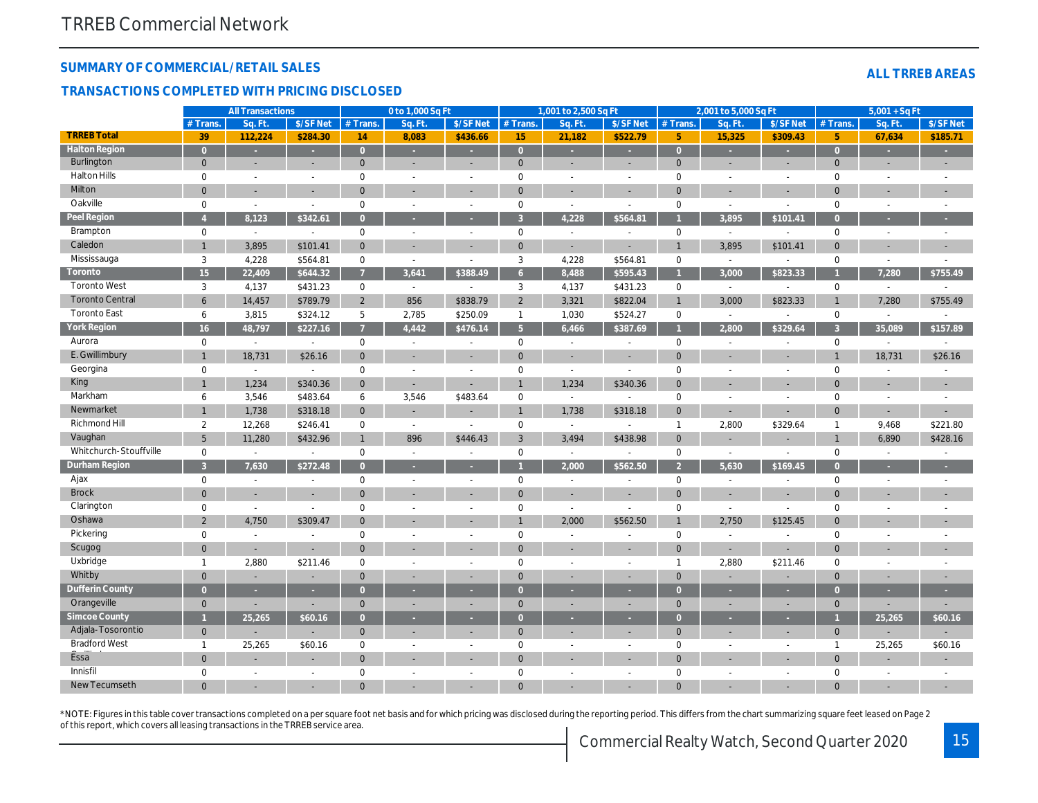# TRREB Commercial Network

## SUMMARY OF COMMERCIAL/RETAIL SALES

### TRANSACTIONS COMPLETED WITH PRICING DISCLOSED

**ALL TRREB AREAS**

| | All Transactions | | | 0 to 1,000 Sq Ft | | | 1,001 to 2,500 Sq Ft | | | 2,001 to 5,000 Sq Ft | | | 5,001 + Sq Ft | | |
|---|---|---|---|---|---|---|---|---|---|---|---|---|---|---|---|
| | # Trans. | Sq. Ft. | $/SF Net | # Trans. | Sq. Ft. | $/SF Net | # Trans. | Sq. Ft. | $/SF Net | # Trans. | Sq. Ft. | $/SF Net | # Trans. | Sq. Ft. | $/SF Net |
| **TRREB Total** | 39 | 112,224 | $284.30 | 14 | 8,083 | $436.66 | 15 | 21,182 | $522.79 | 5 | 15,325 | $309.43 | 5 | 67,634 | $185.71 |
| **Halton Region** | 0 | - | - | 0 | - | - | 0 | - | - | 0 | - | - | 0 | - | - |
| Burlington | 0 | - | - | 0 | - | - | 0 | - | - | 0 | - | - | 0 | - | - |
| Halton Hills | 0 | - | - | 0 | - | - | 0 | - | - | 0 | - | - | 0 | - | - |
| Milton | 0 | - | - | 0 | - | - | 0 | - | - | 0 | - | - | 0 | - | - |
| Oakville | 0 | - | - | 0 | - | - | 0 | - | - | 0 | - | - | 0 | - | - |
| **Peel Region** | 4 | 8,123 | $342.61 | 0 | - | - | 3 | 4,228 | $564.81 | 1 | 3,895 | $101.41 | 0 | - | - |
| Brampton | 0 | - | - | 0 | - | - | 0 | - | - | 0 | - | - | 0 | - | - |
| Caledon | 1 | 3,895 | $101.41 | 0 | - | - | 0 | - | - | 1 | 3,895 | $101.41 | 0 | - | - |
| Mississauga | 3 | 4,228 | $564.81 | 0 | - | - | 3 | 4,228 | $564.81 | 0 | - | - | 0 | - | - |
| **Toronto** | 15 | 22,409 | $644.32 | 7 | 3,641 | $388.49 | 6 | 8,488 | $595.43 | 1 | 3,000 | $823.33 | 1 | 7,280 | $755.49 |
| Toronto West | 3 | 4,137 | $431.23 | 0 | - | - | 3 | 4,137 | $431.23 | 0 | - | - | 0 | - | - |
| Toronto Central | 6 | 14,457 | $789.79 | 2 | 856 | $838.79 | 2 | 3,321 | $822.04 | 1 | 3,000 | $823.33 | 1 | 7,280 | $755.49 |
| Toronto East | 6 | 3,815 | $324.12 | 5 | 2,785 | $250.09 | 1 | 1,030 | $524.27 | 0 | - | - | 0 | - | - |
| **York Region** | 16 | 48,797 | $227.16 | 7 | 4,442 | $476.14 | 5 | 6,466 | $387.69 | 1 | 2,800 | $329.64 | 3 | 35,089 | $157.89 |
| Aurora | 0 | - | - | 0 | - | - | 0 | - | - | 0 | - | - | 0 | - | - |
| E. Gwillimbury | 1 | 18,731 | $26.16 | 0 | - | - | 0 | - | - | 0 | - | - | 1 | 18,731 | $26.16 |
| Georgina | 0 | - | - | 0 | - | - | 0 | - | - | 0 | - | - | 0 | - | - |
| King | 1 | 1,234 | $340.36 | 0 | - | - | 1 | 1,234 | $340.36 | 0 | - | - | 0 | - | - |
| Markham | 6 | 3,546 | $483.64 | 6 | 3,546 | $483.64 | 0 | - | - | 0 | - | - | 0 | - | - |
| Newmarket | 1 | 1,738 | $318.18 | 0 | - | - | 1 | 1,738 | $318.18 | 0 | - | - | 0 | - | - |
| Richmond Hill | 2 | 12,268 | $246.41 | 0 | - | - | 0 | - | - | 1 | 2,800 | $329.64 | 1 | 9,468 | $221.80 |
| Vaughan | 5 | 11,280 | $432.96 | 1 | 896 | $446.43 | 3 | 3,494 | $438.98 | 0 | - | - | 1 | 6,890 | $428.16 |
| Whitchurch-Stouffville | 0 | - | - | 0 | - | - | 0 | - | - | 0 | - | - | 0 | - | - |
| **Durham Region** | 3 | 7,630 | $272.48 | 0 | - | - | 1 | 2,000 | $562.50 | 2 | 5,630 | $169.45 | 0 | - | - |
| Ajax | 0 | - | - | 0 | - | - | 0 | - | - | 0 | - | - | 0 | - | - |
| Brock | 0 | - | - | 0 | - | - | 0 | - | - | 0 | - | - | 0 | - | - |
| Clarington | 0 | - | - | 0 | - | - | 0 | - | - | 0 | - | - | 0 | - | - |
| Oshawa | 2 | 4,750 | $309.47 | 0 | - | - | 1 | 2,000 | $562.50 | 1 | 2,750 | $125.45 | 0 | - | - |
| Pickering | 0 | - | - | 0 | - | - | 0 | - | - | 0 | - | - | 0 | - | - |
| Scugog | 0 | - | - | 0 | - | - | 0 | - | - | 0 | - | - | 0 | - | - |
| Uxbridge | 1 | 2,880 | $211.46 | 0 | - | - | 0 | - | - | 1 | 2,880 | $211.46 | 0 | - | - |
| Whitby | 0 | - | - | 0 | - | - | 0 | - | - | 0 | - | - | 0 | - | - |
| **Dufferin County** | 0 | - | - | 0 | - | - | 0 | - | - | 0 | - | - | 0 | - | - |
| Orangeville | 0 | - | - | 0 | - | - | 0 | - | - | 0 | - | - | 0 | - | - |
| **Simcoe County** | 1 | 25,265 | $60.16 | 0 | - | - | 0 | - | - | 0 | - | - | 1 | 25,265 | $60.16 |
| Adjala-Tosorontio | 0 | - | - | 0 | - | - | 0 | - | - | 0 | - | - | 0 | - | - |
| Bradford West Gwillimbury | 1 | 25,265 | $60.16 | 0 | - | - | 0 | - | - | 0 | - | - | 1 | 25,265 | $60.16 |
| Essa | 0 | - | - | 0 | - | - | 0 | - | - | 0 | - | - | 0 | - | - |
| Innisfil | 0 | - | - | 0 | - | - | 0 | - | - | 0 | - | - | 0 | - | - |
| New Tecumseth | 0 | - | - | 0 | - | - | 0 | - | - | 0 | - | - | 0 | - | - |

*NOTE: Figures in this table cover transactions completed on a per square foot net basis and for which pricing was disclosed during the reporting period. This differs from the chart summarizing square feet leased on Page 2 of this report, which covers all leasing transactions in the TRREB service area.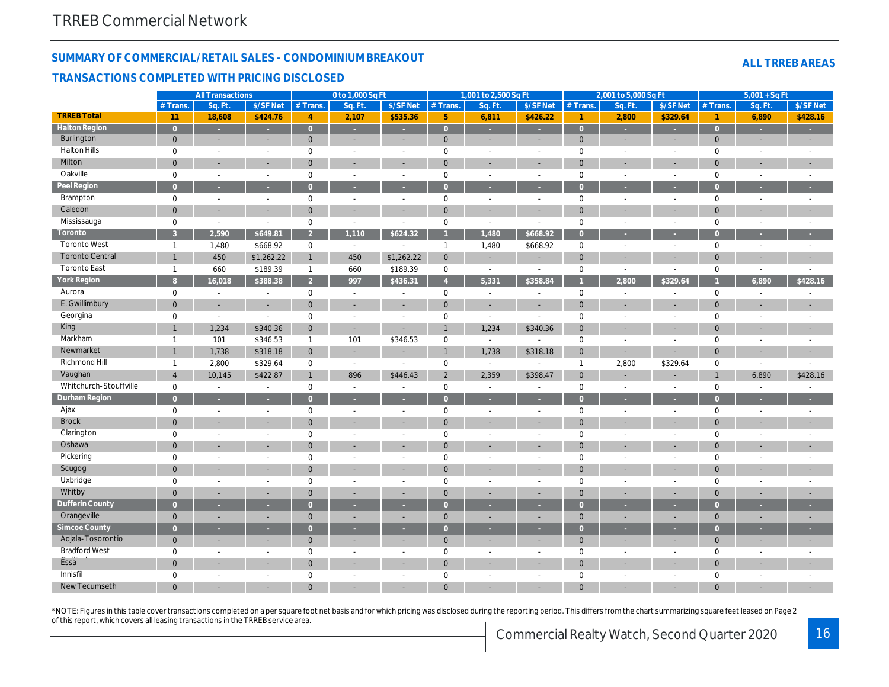# TRREB Commercial Network

## SUMMARY OF COMMERCIAL/RETAIL SALES - CONDOMINIUM BREAKOUT

### TRANSACTIONS COMPLETED WITH PRICING DISCLOSED

**ALL TRREB AREAS**

| | All Transactions | | | 0 to 1,000 Sq Ft | | | 1,001 to 2,500 Sq Ft | | | 2,001 to 5,000 Sq Ft | | | 5,001 + Sq Ft | | |
|---|---|---|---|---|---|---|---|---|---|---|---|---|---|---|---|
| | # Trans. | Sq. Ft. | $/SF Net | # Trans. | Sq. Ft. | $/SF Net | # Trans. | Sq. Ft. | $/SF Net | # Trans. | Sq. Ft. | $/SF Net | # Trans. | Sq. Ft. | $/SF Net |
| **TRREB Total** | 11 | 18,608 | $424.76 | 4 | 2,107 | $535.36 | 5 | 6,811 | $426.22 | 1 | 2,800 | $329.64 | 1 | 6,890 | $428.16 |
| **Halton Region** | 0 | - | - | 0 | - | - | 0 | - | - | 0 | - | - | 0 | - | - |
| Burlington | 0 | - | - | 0 | - | - | 0 | - | - | 0 | - | - | 0 | - | - |
| Halton Hills | 0 | - | - | 0 | - | - | 0 | - | - | 0 | - | - | 0 | - | - |
| Milton | 0 | - | - | 0 | - | - | 0 | - | - | 0 | - | - | 0 | - | - |
| Oakville | 0 | - | - | 0 | - | - | 0 | - | - | 0 | - | - | 0 | - | - |
| **Peel Region** | 0 | - | - | 0 | - | - | 0 | - | - | 0 | - | - | 0 | - | - |
| Brampton | 0 | - | - | 0 | - | - | 0 | - | - | 0 | - | - | 0 | - | - |
| Caledon | 0 | - | - | 0 | - | - | 0 | - | - | 0 | - | - | 0 | - | - |
| Mississauga | 0 | - | - | 0 | - | - | 0 | - | - | 0 | - | - | 0 | - | - |
| **Toronto** | 3 | 2,590 | $649.81 | 2 | 1,110 | $624.32 | 1 | 1,480 | $668.92 | 0 | - | - | 0 | - | - |
| Toronto West | 1 | 1,480 | $668.92 | 0 | - | - | 1 | 1,480 | $668.92 | 0 | - | - | 0 | - | - |
| Toronto Central | 1 | 450 | $1,262.22 | 1 | 450 | $1,262.22 | 0 | - | - | 0 | - | - | 0 | - | - |
| Toronto East | 1 | 660 | $189.39 | 1 | 660 | $189.39 | 0 | - | - | 0 | - | - | 0 | - | - |
| **York Region** | 8 | 16,018 | $388.38 | 2 | 997 | $436.31 | 4 | 5,331 | $358.84 | 1 | 2,800 | $329.64 | 1 | 6,890 | $428.16 |
| Aurora | 0 | - | - | 0 | - | - | 0 | - | - | 0 | - | - | 0 | - | - |
| E. Gwillimbury | 0 | - | - | 0 | - | - | 0 | - | - | 0 | - | - | 0 | - | - |
| Georgina | 0 | - | - | 0 | - | - | 0 | - | - | 0 | - | - | 0 | - | - |
| King | 1 | 1,234 | $340.36 | 0 | - | - | 1 | 1,234 | $340.36 | 0 | - | - | 0 | - | - |
| Markham | 1 | 101 | $346.53 | 1 | 101 | $346.53 | 0 | - | - | 0 | - | - | 0 | - | - |
| Newmarket | 1 | 1,738 | $318.18 | 0 | - | - | 1 | 1,738 | $318.18 | 0 | - | - | 0 | - | - |
| Richmond Hill | 1 | 2,800 | $329.64 | 0 | - | - | 0 | - | - | 1 | 2,800 | $329.64 | 0 | - | - |
| Vaughan | 4 | 10,145 | $422.87 | 1 | 896 | $446.43 | 2 | 2,359 | $398.47 | 0 | - | - | 1 | 6,890 | $428.16 |
| Whitchurch-Stouffville | 0 | - | - | 0 | - | - | 0 | - | - | 0 | - | - | 0 | - | - |
| **Durham Region** | 0 | - | - | 0 | - | - | 0 | - | - | 0 | - | - | 0 | - | - |
| Ajax | 0 | - | - | 0 | - | - | 0 | - | - | 0 | - | - | 0 | - | - |
| Brock | 0 | - | - | 0 | - | - | 0 | - | - | 0 | - | - | 0 | - | - |
| Clarington | 0 | - | - | 0 | - | - | 0 | - | - | 0 | - | - | 0 | - | - |
| Oshawa | 0 | - | - | 0 | - | - | 0 | - | - | 0 | - | - | 0 | - | - |
| Pickering | 0 | - | - | 0 | - | - | 0 | - | - | 0 | - | - | 0 | - | - |
| Scugog | 0 | - | - | 0 | - | - | 0 | - | - | 0 | - | - | 0 | - | - |
| Uxbridge | 0 | - | - | 0 | - | - | 0 | - | - | 0 | - | - | 0 | - | - |
| Whitby | 0 | - | - | 0 | - | - | 0 | - | - | 0 | - | - | 0 | - | - |
| **Dufferin County** | 0 | - | - | 0 | - | - | 0 | - | - | 0 | - | - | 0 | - | - |
| Orangeville | 0 | - | - | 0 | - | - | 0 | - | - | 0 | - | - | 0 | - | - |
| **Simcoe County** | 0 | - | - | 0 | - | - | 0 | - | - | 0 | - | - | 0 | - | - |
| Adjala-Tosorontio | 0 | - | - | 0 | - | - | 0 | - | - | 0 | - | - | 0 | - | - |
| Bradford West Gwillimbury | 0 | - | - | 0 | - | - | 0 | - | - | 0 | - | - | 0 | - | - |
| Essa | 0 | - | - | 0 | - | - | 0 | - | - | 0 | - | - | 0 | - | - |
| Innisfil | 0 | - | - | 0 | - | - | 0 | - | - | 0 | - | - | 0 | - | - |
| New Tecumseth | 0 | - | - | 0 | - | - | 0 | - | - | 0 | - | - | 0 | - | - |

*NOTE: Figures in this table cover transactions completed on a per square foot net basis and for which pricing was disclosed during the reporting period. This differs from the chart summarizing square feet leased on Page 2 of this report, which covers all leasing transactions in the TRREB service area.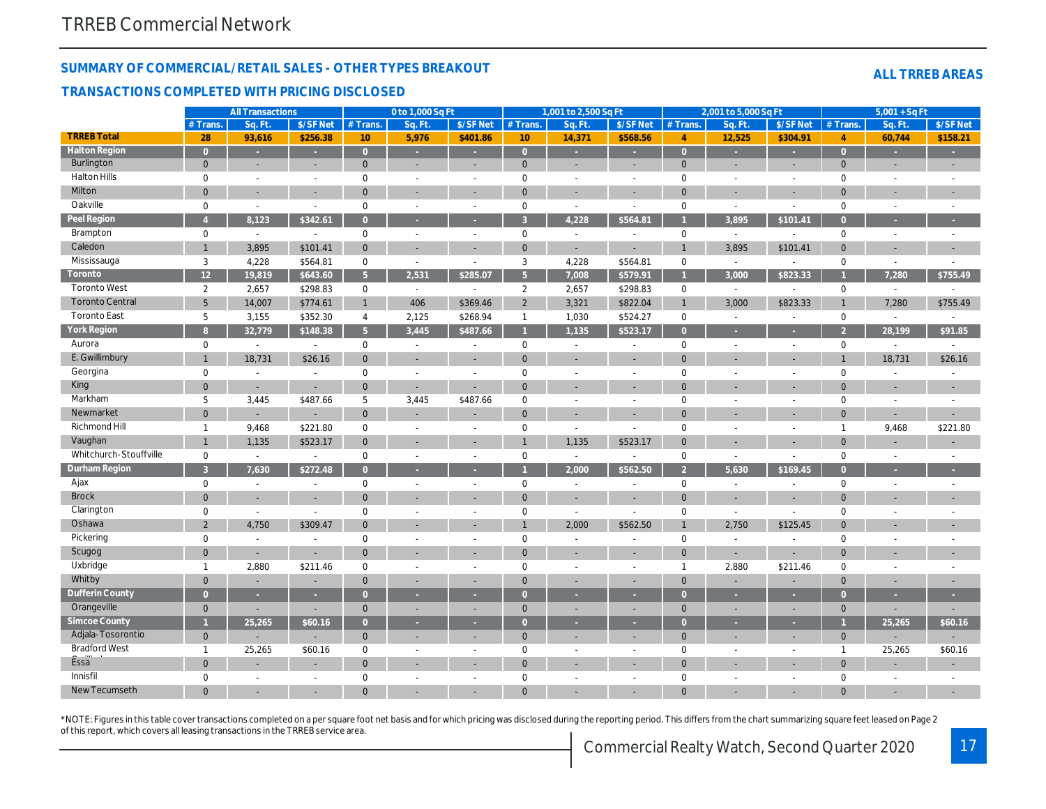# TRREB Commercial Network

## SUMMARY OF COMMERCIAL/RETAIL SALES - OTHER TYPES BREAKOUT

**ALL TRREB AREAS**

### TRANSACTIONS COMPLETED WITH PRICING DISCLOSED

| | All Transactions | | | 0 to 1,000 Sq Ft | | | 1,001 to 2,500 Sq Ft | | | 2,001 to 5,000 Sq Ft | | | 5,001 + Sq Ft | | |
|---|---|---|---|---|---|---|---|---|---|---|---|---|---|---|---|
| | # Trans. | Sq. Ft. | $/SF Net | # Trans. | Sq. Ft. | $/SF Net | # Trans. | Sq. Ft. | $/SF Net | # Trans. | Sq. Ft. | $/SF Net | # Trans. | Sq. Ft. | $/SF Net |
| **TRREB Total** | 28 | 93,616 | $256.38 | 10 | 5,976 | $401.86 | 10 | 14,371 | $568.56 | 4 | 12,525 | $304.91 | 4 | 60,744 | $158.21 |
| **Halton Region** | 0 | - | - | 0 | - | - | 0 | - | - | 0 | - | - | 0 | - | - |
| Burlington | 0 | - | - | 0 | - | - | 0 | - | - | 0 | - | - | 0 | - | - |
| Halton Hills | 0 | - | - | 0 | - | - | 0 | - | - | 0 | - | - | 0 | - | - |
| Milton | 0 | - | - | 0 | - | - | 0 | - | - | 0 | - | - | 0 | - | - |
| Oakville | 0 | - | - | 0 | - | - | 0 | - | - | 0 | - | - | 0 | - | - |
| **Peel Region** | 4 | 8,123 | $342.61 | 0 | - | - | 3 | 4,228 | $564.81 | 1 | 3,895 | $101.41 | 0 | - | - |
| Brampton | 0 | - | - | 0 | - | - | 0 | - | - | 0 | - | - | 0 | - | - |
| Caledon | 1 | 3,895 | $101.41 | 0 | - | - | 0 | - | - | 1 | 3,895 | $101.41 | 0 | - | - |
| Mississauga | 3 | 4,228 | $564.81 | 0 | - | - | 3 | 4,228 | $564.81 | 0 | - | - | 0 | - | - |
| **Toronto** | 12 | 19,819 | $643.60 | 5 | 2,531 | $285.07 | 5 | 7,008 | $579.91 | 1 | 3,000 | $823.33 | 1 | 7,280 | $755.49 |
| Toronto West | 2 | 2,657 | $298.83 | 0 | - | - | 2 | 2,657 | $298.83 | 0 | - | - | 0 | - | - |
| Toronto Central | 5 | 14,007 | $774.61 | 1 | 406 | $369.46 | 2 | 3,321 | $822.04 | 1 | 3,000 | $823.33 | 1 | 7,280 | $755.49 |
| Toronto East | 5 | 3,155 | $352.30 | 4 | 2,125 | $268.94 | 1 | 1,030 | $524.27 | 0 | - | - | 0 | - | - |
| **York Region** | 8 | 32,779 | $148.38 | 5 | 3,445 | $487.66 | 1 | 1,135 | $523.17 | 0 | - | - | 2 | 28,199 | $91.85 |
| Aurora | 0 | - | - | 0 | - | - | 0 | - | - | 0 | - | - | 0 | - | - |
| E. Gwillimbury | 1 | 18,731 | $26.16 | 0 | - | - | 0 | - | - | 0 | - | - | 1 | 18,731 | $26.16 |
| Georgina | 0 | - | - | 0 | - | - | 0 | - | - | 0 | - | - | 0 | - | - |
| King | 0 | - | - | 0 | - | - | 0 | - | - | 0 | - | - | 0 | - | - |
| Markham | 5 | 3,445 | $487.66 | 5 | 3,445 | $487.66 | 0 | - | - | 0 | - | - | 0 | - | - |
| Newmarket | 0 | - | - | 0 | - | - | 0 | - | - | 0 | - | - | 0 | - | - |
| Richmond Hill | 1 | 9,468 | $221.80 | 0 | - | - | 0 | - | - | 0 | - | - | 1 | 9,468 | $221.80 |
| Vaughan | 1 | 1,135 | $523.17 | 0 | - | - | 1 | 1,135 | $523.17 | 0 | - | - | 0 | - | - |
| Whitchurch-Stouffville | 0 | - | - | 0 | - | - | 0 | - | - | 0 | - | - | 0 | - | - |
| **Durham Region** | 3 | 7,630 | $272.48 | 0 | - | - | 1 | 2,000 | $562.50 | 2 | 5,630 | $169.45 | 0 | - | - |
| Ajax | 0 | - | - | 0 | - | - | 0 | - | - | 0 | - | - | 0 | - | - |
| Brock | 0 | - | - | 0 | - | - | 0 | - | - | 0 | - | - | 0 | - | - |
| Clarington | 0 | - | - | 0 | - | - | 0 | - | - | 0 | - | - | 0 | - | - |
| Oshawa | 2 | 4,750 | $309.47 | 0 | - | - | 1 | 2,000 | $562.50 | 1 | 2,750 | $125.45 | 0 | - | - |
| Pickering | 0 | - | - | 0 | - | - | 0 | - | - | 0 | - | - | 0 | - | - |
| Scugog | 0 | - | - | 0 | - | - | 0 | - | - | 0 | - | - | 0 | - | - |
| Uxbridge | 1 | 2,880 | $211.46 | 0 | - | - | 0 | - | - | 1 | 2,880 | $211.46 | 0 | - | - |
| Whitby | 0 | - | - | 0 | - | - | 0 | - | - | 0 | - | - | 0 | - | - |
| **Dufferin County** | 0 | - | - | 0 | - | - | 0 | - | - | 0 | - | - | 0 | - | - |
| Orangeville | 0 | - | - | 0 | - | - | 0 | - | - | 0 | - | - | 0 | - | - |
| **Simcoe County** | 1 | 25,265 | $60.16 | 0 | - | - | 0 | - | - | 0 | - | - | 1 | 25,265 | $60.16 |
| Adjala-Tosorontio | 0 | - | - | 0 | - | - | 0 | - | - | 0 | - | - | 0 | - | - |
| Bradford West Gwillimbury | 1 | 25,265 | $60.16 | 0 | - | - | 0 | - | - | 0 | - | - | 1 | 25,265 | $60.16 |
| Essa | 0 | - | - | 0 | - | - | 0 | - | - | 0 | - | - | 0 | - | - |
| Innisfil | 0 | - | - | 0 | - | - | 0 | - | - | 0 | - | - | 0 | - | - |
| New Tecumseth | 0 | - | - | 0 | - | - | 0 | - | - | 0 | - | - | 0 | - | - |

*NOTE: Figures in this table cover transactions completed on a per square foot net basis and for which pricing was disclosed during the reporting period. This differs from the chart summarizing square feet leased on Page 2 of this report, which covers all leasing transactions in the TRREB service area.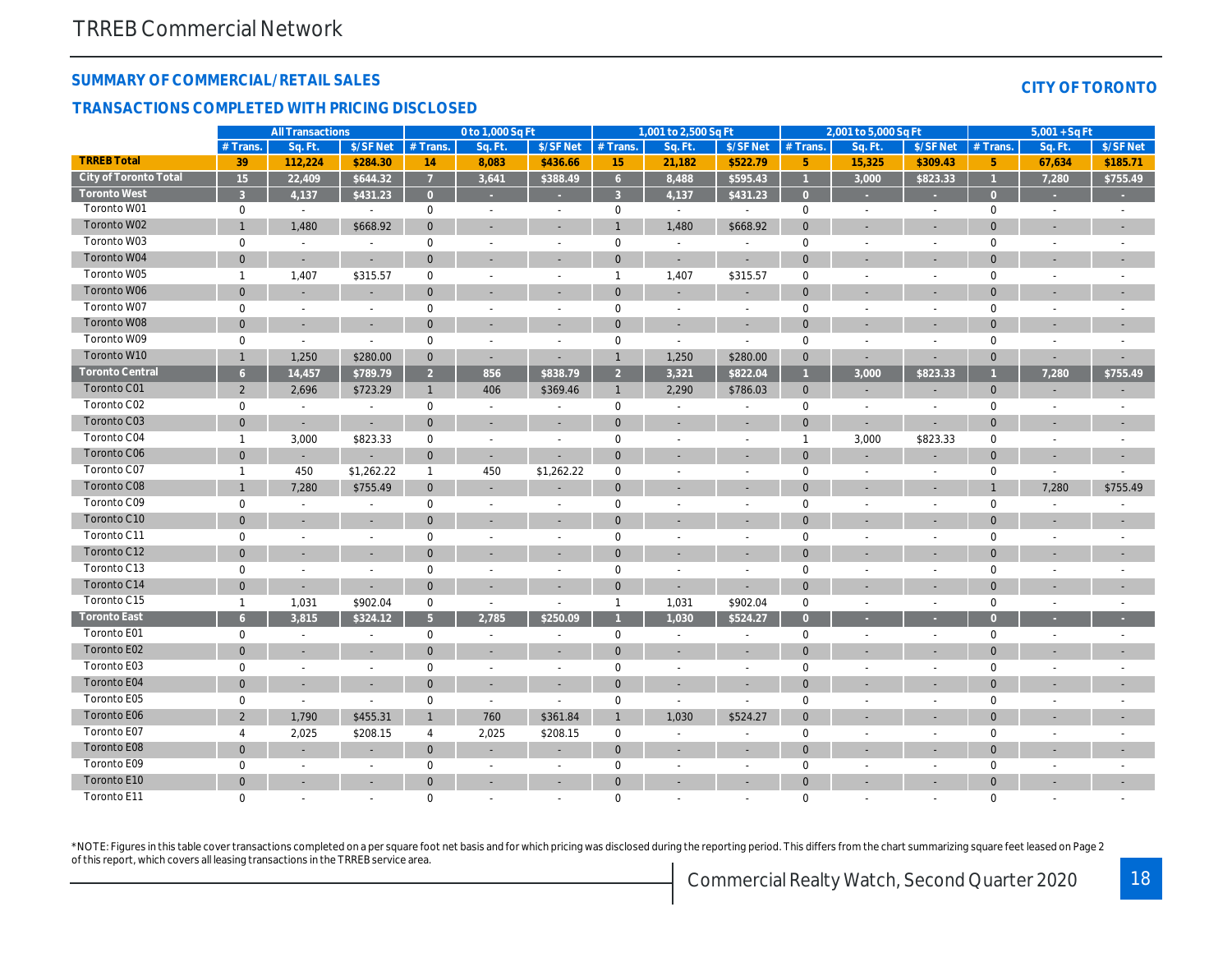## SUMMARY OF COMMERCIAL/RETAIL SALES

### TRANSACTIONS COMPLETED WITH PRICING DISCLOSED

**CITY OF TORONTO**

| | All Transactions | | | 0 to 1,000 Sq Ft | | | 1,001 to 2,500 Sq Ft | | | 2,001 to 5,000 Sq Ft | | | 5,001 + Sq Ft | | |
|---|---|---|---|---|---|---|---|---|---|---|---|---|---|---|---|
| | # Trans. | Sq. Ft. | $/SF Net | # Trans. | Sq. Ft. | $/SF Net | # Trans. | Sq. Ft. | $/SF Net | # Trans. | Sq. Ft. | $/SF Net | # Trans. | Sq. Ft. | $/SF Net |
| **TRREB Total** | **39** | **112,224** | **$284.30** | **14** | **8,083** | **$436.66** | **15** | **21,182** | **$522.79** | **5** | **15,325** | **$309.43** | **5** | **67,634** | **$185.71** |
| **City of Toronto Total** | **15** | **22,409** | **$644.32** | **7** | **3,641** | **$388.49** | **6** | **8,488** | **$595.43** | **1** | **3,000** | **$823.33** | **1** | **7,280** | **$755.49** |
| **Toronto West** | **3** | **4,137** | **$431.23** | **0** | **-** | **-** | **3** | **4,137** | **$431.23** | **0** | **-** | **-** | **0** | **-** | **-** |
| Toronto W01 | 0 | - | - | 0 | - | - | 0 | - | - | 0 | - | - | 0 | - | - |
| Toronto W02 | 1 | 1,480 | $668.92 | 0 | - | - | 1 | 1,480 | $668.92 | 0 | - | - | 0 | - | - |
| Toronto W03 | 0 | - | - | 0 | - | - | 0 | - | - | 0 | - | - | 0 | - | - |
| Toronto W04 | 0 | - | - | 0 | - | - | 0 | - | - | 0 | - | - | 0 | - | - |
| Toronto W05 | 1 | 1,407 | $315.57 | 0 | - | - | 1 | 1,407 | $315.57 | 0 | - | - | 0 | - | - |
| Toronto W06 | 0 | - | - | 0 | - | - | 0 | - | - | 0 | - | - | 0 | - | - |
| Toronto W07 | 0 | - | - | 0 | - | - | 0 | - | - | 0 | - | - | 0 | - | - |
| Toronto W08 | 0 | - | - | 0 | - | - | 0 | - | - | 0 | - | - | 0 | - | - |
| Toronto W09 | 0 | - | - | 0 | - | - | 0 | - | - | 0 | - | - | 0 | - | - |
| Toronto W10 | 1 | 1,250 | $280.00 | 0 | - | - | 1 | 1,250 | $280.00 | 0 | - | - | 0 | - | - |
| **Toronto Central** | **6** | **14,457** | **$789.79** | **2** | **856** | **$838.79** | **2** | **3,321** | **$822.04** | **1** | **3,000** | **$823.33** | **1** | **7,280** | **$755.49** |
| Toronto C01 | 2 | 2,696 | $723.29 | 1 | 406 | $369.46 | 1 | 2,290 | $786.03 | 0 | - | - | 0 | - | - |
| Toronto C02 | 0 | - | - | 0 | - | - | 0 | - | - | 0 | - | - | 0 | - | - |
| Toronto C03 | 0 | - | - | 0 | - | - | 0 | - | - | 0 | - | - | 0 | - | - |
| Toronto C04 | 1 | 3,000 | $823.33 | 0 | - | - | 0 | - | - | 1 | 3,000 | $823.33 | 0 | - | - |
| Toronto C06 | 0 | - | - | 0 | - | - | 0 | - | - | 0 | - | - | 0 | - | - |
| Toronto C07 | 1 | 450 | $1,262.22 | 1 | 450 | $1,262.22 | 0 | - | - | 0 | - | - | 0 | - | - |
| Toronto C08 | 1 | 7,280 | $755.49 | 0 | - | - | 0 | - | - | 0 | - | - | 1 | 7,280 | $755.49 |
| Toronto C09 | 0 | - | - | 0 | - | - | 0 | - | - | 0 | - | - | 0 | - | - |
| Toronto C10 | 0 | - | - | 0 | - | - | 0 | - | - | 0 | - | - | 0 | - | - |
| Toronto C11 | 0 | - | - | 0 | - | - | 0 | - | - | 0 | - | - | 0 | - | - |
| Toronto C12 | 0 | - | - | 0 | - | - | 0 | - | - | 0 | - | - | 0 | - | - |
| Toronto C13 | 0 | - | - | 0 | - | - | 0 | - | - | 0 | - | - | 0 | - | - |
| Toronto C14 | 0 | - | - | 0 | - | - | 0 | - | - | 0 | - | - | 0 | - | - |
| Toronto C15 | 1 | 1,031 | $902.04 | 0 | - | - | 1 | 1,031 | $902.04 | 0 | - | - | 0 | - | - |
| **Toronto East** | **6** | **3,815** | **$324.12** | **5** | **2,785** | **$250.09** | **1** | **1,030** | **$524.27** | **0** | **-** | **-** | **0** | **-** | **-** |
| Toronto E01 | 0 | - | - | 0 | - | - | 0 | - | - | 0 | - | - | 0 | - | - |
| Toronto E02 | 0 | - | - | 0 | - | - | 0 | - | - | 0 | - | - | 0 | - | - |
| Toronto E03 | 0 | - | - | 0 | - | - | 0 | - | - | 0 | - | - | 0 | - | - |
| Toronto E04 | 0 | - | - | 0 | - | - | 0 | - | - | 0 | - | - | 0 | - | - |
| Toronto E05 | 0 | - | - | 0 | - | - | 0 | - | - | 0 | - | - | 0 | - | - |
| Toronto E06 | 2 | 1,790 | $455.31 | 1 | 760 | $361.84 | 1 | 1,030 | $524.27 | 0 | - | - | 0 | - | - |
| Toronto E07 | 4 | 2,025 | $208.15 | 4 | 2,025 | $208.15 | 0 | - | - | 0 | - | - | 0 | - | - |
| Toronto E08 | 0 | - | - | 0 | - | - | 0 | - | - | 0 | - | - | 0 | - | - |
| Toronto E09 | 0 | - | - | 0 | - | - | 0 | - | - | 0 | - | - | 0 | - | - |
| Toronto E10 | 0 | - | - | 0 | - | - | 0 | - | - | 0 | - | - | 0 | - | - |
| Toronto E11 | 0 | - | - | 0 | - | - | 0 | - | - | 0 | - | - | 0 | - | - |

*NOTE: Figures in this table cover transactions completed on a per square foot net basis and for which pricing was disclosed during the reporting period. This differs from the chart summarizing square feet leased on Page 2 of this report, which covers all leasing transactions in the TRREB service area.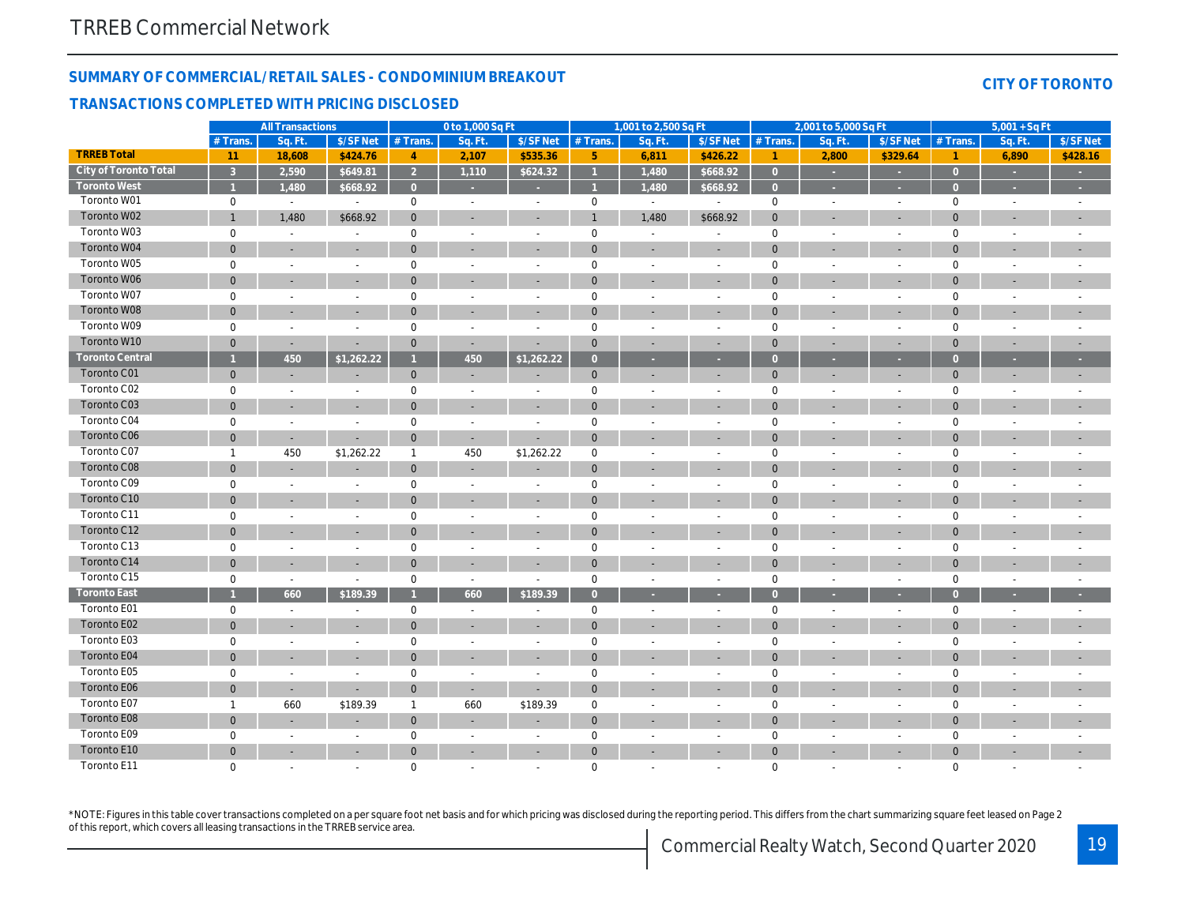## SUMMARY OF COMMERCIAL/RETAIL SALES - CONDOMINIUM BREAKOUT

**CITY OF TORONTO**

### TRANSACTIONS COMPLETED WITH PRICING DISCLOSED

| | All Transactions | | | 0 to 1,000 Sq Ft | | | 1,001 to 2,500 Sq Ft | | | 2,001 to 5,000 Sq Ft | | | 5,001 + Sq Ft | | |
|---|---|---|---|---|---|---|---|---|---|---|---|---|---|---|---|
| | # Trans. | Sq. Ft. | $/SF Net | # Trans. | Sq. Ft. | $/SF Net | # Trans. | Sq. Ft. | $/SF Net | # Trans. | Sq. Ft. | $/SF Net | # Trans. | Sq. Ft. | $/SF Net |
| **TRREB Total** | 11 | 18,608 | $424.76 | 4 | 2,107 | $535.36 | 5 | 6,811 | $426.22 | 1 | 2,800 | $329.64 | 1 | 6,890 | $428.16 |
| **City of Toronto Total** | 3 | 2,590 | $649.81 | 2 | 1,110 | $624.32 | 1 | 1,480 | $668.92 | 0 | - | - | 0 | - | - |
| **Toronto West** | 1 | 1,480 | $668.92 | 0 | - | - | 1 | 1,480 | $668.92 | 0 | - | - | 0 | - | - |
| Toronto W01 | 0 | - | - | 0 | - | - | 0 | - | - | 0 | - | - | 0 | - | - |
| Toronto W02 | 1 | 1,480 | $668.92 | 0 | - | - | 1 | 1,480 | $668.92 | 0 | - | - | 0 | - | - |
| Toronto W03 | 0 | - | - | 0 | - | - | 0 | - | - | 0 | - | - | 0 | - | - |
| Toronto W04 | 0 | - | - | 0 | - | - | 0 | - | - | 0 | - | - | 0 | - | - |
| Toronto W05 | 0 | - | - | 0 | - | - | 0 | - | - | 0 | - | - | 0 | - | - |
| Toronto W06 | 0 | - | - | 0 | - | - | 0 | - | - | 0 | - | - | 0 | - | - |
| Toronto W07 | 0 | - | - | 0 | - | - | 0 | - | - | 0 | - | - | 0 | - | - |
| Toronto W08 | 0 | - | - | 0 | - | - | 0 | - | - | 0 | - | - | 0 | - | - |
| Toronto W09 | 0 | - | - | 0 | - | - | 0 | - | - | 0 | - | - | 0 | - | - |
| Toronto W10 | 0 | - | - | 0 | - | - | 0 | - | - | 0 | - | - | 0 | - | - |
| **Toronto Central** | 1 | 450 | $1,262.22 | 1 | 450 | $1,262.22 | 0 | - | - | 0 | - | - | 0 | - | - |
| Toronto C01 | 0 | - | - | 0 | - | - | 0 | - | - | 0 | - | - | 0 | - | - |
| Toronto C02 | 0 | - | - | 0 | - | - | 0 | - | - | 0 | - | - | 0 | - | - |
| Toronto C03 | 0 | - | - | 0 | - | - | 0 | - | - | 0 | - | - | 0 | - | - |
| Toronto C04 | 0 | - | - | 0 | - | - | 0 | - | - | 0 | - | - | 0 | - | - |
| Toronto C06 | 0 | - | - | 0 | - | - | 0 | - | - | 0 | - | - | 0 | - | - |
| Toronto C07 | 1 | 450 | $1,262.22 | 1 | 450 | $1,262.22 | 0 | - | - | 0 | - | - | 0 | - | - |
| Toronto C08 | 0 | - | - | 0 | - | - | 0 | - | - | 0 | - | - | 0 | - | - |
| Toronto C09 | 0 | - | - | 0 | - | - | 0 | - | - | 0 | - | - | 0 | - | - |
| Toronto C10 | 0 | - | - | 0 | - | - | 0 | - | - | 0 | - | - | 0 | - | - |
| Toronto C11 | 0 | - | - | 0 | - | - | 0 | - | - | 0 | - | - | 0 | - | - |
| Toronto C12 | 0 | - | - | 0 | - | - | 0 | - | - | 0 | - | - | 0 | - | - |
| Toronto C13 | 0 | - | - | 0 | - | - | 0 | - | - | 0 | - | - | 0 | - | - |
| Toronto C14 | 0 | - | - | 0 | - | - | 0 | - | - | 0 | - | - | 0 | - | - |
| Toronto C15 | 0 | - | - | 0 | - | - | 0 | - | - | 0 | - | - | 0 | - | - |
| **Toronto East** | 1 | 660 | $189.39 | 1 | 660 | $189.39 | 0 | - | - | 0 | - | - | 0 | - | - |
| Toronto E01 | 0 | - | - | 0 | - | - | 0 | - | - | 0 | - | - | 0 | - | - |
| Toronto E02 | 0 | - | - | 0 | - | - | 0 | - | - | 0 | - | - | 0 | - | - |
| Toronto E03 | 0 | - | - | 0 | - | - | 0 | - | - | 0 | - | - | 0 | - | - |
| Toronto E04 | 0 | - | - | 0 | - | - | 0 | - | - | 0 | - | - | 0 | - | - |
| Toronto E05 | 0 | - | - | 0 | - | - | 0 | - | - | 0 | - | - | 0 | - | - |
| Toronto E06 | 0 | - | - | 0 | - | - | 0 | - | - | 0 | - | - | 0 | - | - |
| Toronto E07 | 1 | 660 | $189.39 | 1 | 660 | $189.39 | 0 | - | - | 0 | - | - | 0 | - | - |
| Toronto E08 | 0 | - | - | 0 | - | - | 0 | - | - | 0 | - | - | 0 | - | - |
| Toronto E09 | 0 | - | - | 0 | - | - | 0 | - | - | 0 | - | - | 0 | - | - |
| Toronto E10 | 0 | - | - | 0 | - | - | 0 | - | - | 0 | - | - | 0 | - | - |
| Toronto E11 | 0 | - | - | 0 | - | - | 0 | - | - | 0 | - | - | 0 | - | - |

*NOTE: Figures in this table cover transactions completed on a per square foot net basis and for which pricing was disclosed during the reporting period. This differs from the chart summarizing square feet leased on Page 2 of this report, which covers all leasing transactions in the TRREB service area.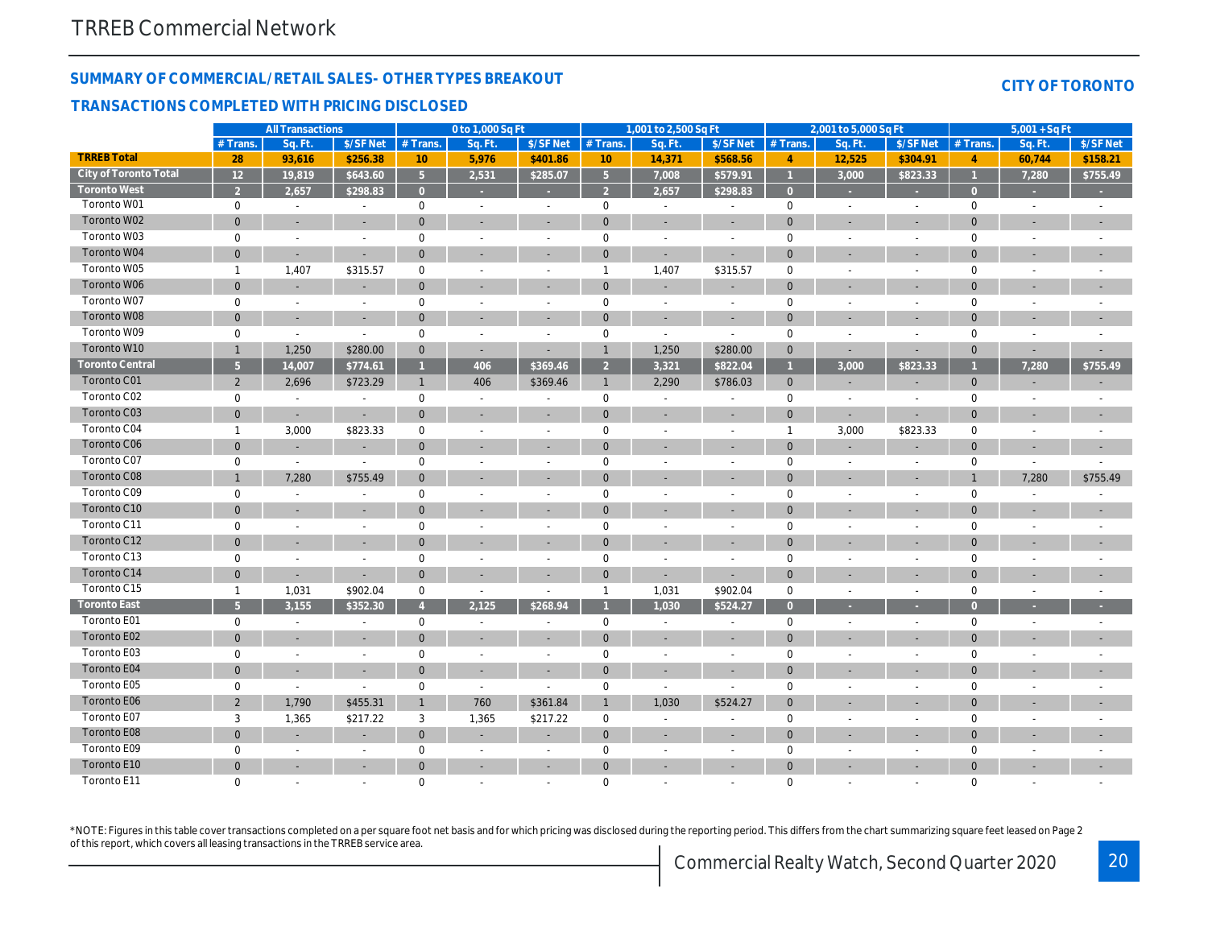## TRREB Commercial Network

### SUMMARY OF COMMERCIAL/RETAIL SALES- OTHER TYPES BREAKOUT

### TRANSACTIONS COMPLETED WITH PRICING DISCLOSED

**CITY OF TORONTO**

| | All Transactions | | | 0 to 1,000 Sq Ft | | | 1,001 to 2,500 Sq Ft | | | 2,001 to 5,000 Sq Ft | | | 5,001 + Sq Ft | | |
|---|---|---|---|---|---|---|---|---|---|---|---|---|---|---|---|
| | # Trans. | Sq. Ft. | $/SF Net | # Trans. | Sq. Ft. | $/SF Net | # Trans. | Sq. Ft. | $/SF Net | # Trans. | Sq. Ft. | $/SF Net | # Trans. | Sq. Ft. | $/SF Net |
| **TRREB Total** | 28 | 93,616 | $256.38 | 10 | 5,976 | $401.86 | 10 | 14,371 | $568.56 | 4 | 12,525 | $304.91 | 4 | 60,744 | $158.21 |
| **City of Toronto Total** | 12 | 19,819 | $643.60 | 5 | 2,531 | $285.07 | 5 | 7,008 | $579.91 | 1 | 3,000 | $823.33 | 1 | 7,280 | $755.49 |
| **Toronto West** | 2 | 2,657 | $298.83 | 0 | - | - | 2 | 2,657 | $298.83 | 0 | - | - | 0 | - | - |
| Toronto W01 | 0 | - | - | 0 | - | - | 0 | - | - | 0 | - | - | 0 | - | - |
| Toronto W02 | 0 | - | - | 0 | - | - | 0 | - | - | 0 | - | - | 0 | - | - |
| Toronto W03 | 0 | - | - | 0 | - | - | 0 | - | - | 0 | - | - | 0 | - | - |
| Toronto W04 | 0 | - | - | 0 | - | - | 0 | - | - | 0 | - | - | 0 | - | - |
| Toronto W05 | 1 | 1,407 | $315.57 | 0 | - | - | 1 | 1,407 | $315.57 | 0 | - | - | 0 | - | - |
| Toronto W06 | 0 | - | - | 0 | - | - | 0 | - | - | 0 | - | - | 0 | - | - |
| Toronto W07 | 0 | - | - | 0 | - | - | 0 | - | - | 0 | - | - | 0 | - | - |
| Toronto W08 | 0 | - | - | 0 | - | - | 0 | - | - | 0 | - | - | 0 | - | - |
| Toronto W09 | 0 | - | - | 0 | - | - | 0 | - | - | 0 | - | - | 0 | - | - |
| Toronto W10 | 1 | 1,250 | $280.00 | 0 | - | - | 1 | 1,250 | $280.00 | 0 | - | - | 0 | - | - |
| **Toronto Central** | 5 | 14,007 | $774.61 | 1 | 406 | $369.46 | 2 | 3,321 | $822.04 | 1 | 3,000 | $823.33 | 1 | 7,280 | $755.49 |
| Toronto C01 | 2 | 2,696 | $723.29 | 1 | 406 | $369.46 | 1 | 2,290 | $786.03 | 0 | - | - | 0 | - | - |
| Toronto C02 | 0 | - | - | 0 | - | - | 0 | - | - | 0 | - | - | 0 | - | - |
| Toronto C03 | 0 | - | - | 0 | - | - | 0 | - | - | 0 | - | - | 0 | - | - |
| Toronto C04 | 1 | 3,000 | $823.33 | 0 | - | - | 0 | - | - | 1 | 3,000 | $823.33 | 0 | - | - |
| Toronto C06 | 0 | - | - | 0 | - | - | 0 | - | - | 0 | - | - | 0 | - | - |
| Toronto C07 | 0 | - | - | 0 | - | - | 0 | - | - | 0 | - | - | 0 | - | - |
| Toronto C08 | 1 | 7,280 | $755.49 | 0 | - | - | 0 | - | - | 0 | - | - | 1 | 7,280 | $755.49 |
| Toronto C09 | 0 | - | - | 0 | - | - | 0 | - | - | 0 | - | - | 0 | - | - |
| Toronto C10 | 0 | - | - | 0 | - | - | 0 | - | - | 0 | - | - | 0 | - | - |
| Toronto C11 | 0 | - | - | 0 | - | - | 0 | - | - | 0 | - | - | 0 | - | - |
| Toronto C12 | 0 | - | - | 0 | - | - | 0 | - | - | 0 | - | - | 0 | - | - |
| Toronto C13 | 0 | - | - | 0 | - | - | 0 | - | - | 0 | - | - | 0 | - | - |
| Toronto C14 | 0 | - | - | 0 | - | - | 0 | - | - | 0 | - | - | 0 | - | - |
| Toronto C15 | 1 | 1,031 | $902.04 | 0 | - | - | 1 | 1,031 | $902.04 | 0 | - | - | 0 | - | - |
| **Toronto East** | 5 | 3,155 | $352.30 | 4 | 2,125 | $268.94 | 1 | 1,030 | $524.27 | 0 | - | - | 0 | - | - |
| Toronto E01 | 0 | - | - | 0 | - | - | 0 | - | - | 0 | - | - | 0 | - | - |
| Toronto E02 | 0 | - | - | 0 | - | - | 0 | - | - | 0 | - | - | 0 | - | - |
| Toronto E03 | 0 | - | - | 0 | - | - | 0 | - | - | 0 | - | - | 0 | - | - |
| Toronto E04 | 0 | - | - | 0 | - | - | 0 | - | - | 0 | - | - | 0 | - | - |
| Toronto E05 | 0 | - | - | 0 | - | - | 0 | - | - | 0 | - | - | 0 | - | - |
| Toronto E06 | 2 | 1,790 | $455.31 | 1 | 760 | $361.84 | 1 | 1,030 | $524.27 | 0 | - | - | 0 | - | - |
| Toronto E07 | 3 | 1,365 | $217.22 | 3 | 1,365 | $217.22 | 0 | - | - | 0 | - | - | 0 | - | - |
| Toronto E08 | 0 | - | - | 0 | - | - | 0 | - | - | 0 | - | - | 0 | - | - |
| Toronto E09 | 0 | - | - | 0 | - | - | 0 | - | - | 0 | - | - | 0 | - | - |
| Toronto E10 | 0 | - | - | 0 | - | - | 0 | - | - | 0 | - | - | 0 | - | - |
| Toronto E11 | 0 | - | - | 0 | - | - | 0 | - | - | 0 | - | - | 0 | - | - |

*NOTE: Figures in this table cover transactions completed on a per square foot net basis and for which pricing was disclosed during the reporting period. This differs from the chart summarizing square feet leased on Page 2 of this report, which covers all leasing transactions in the TRREB service area.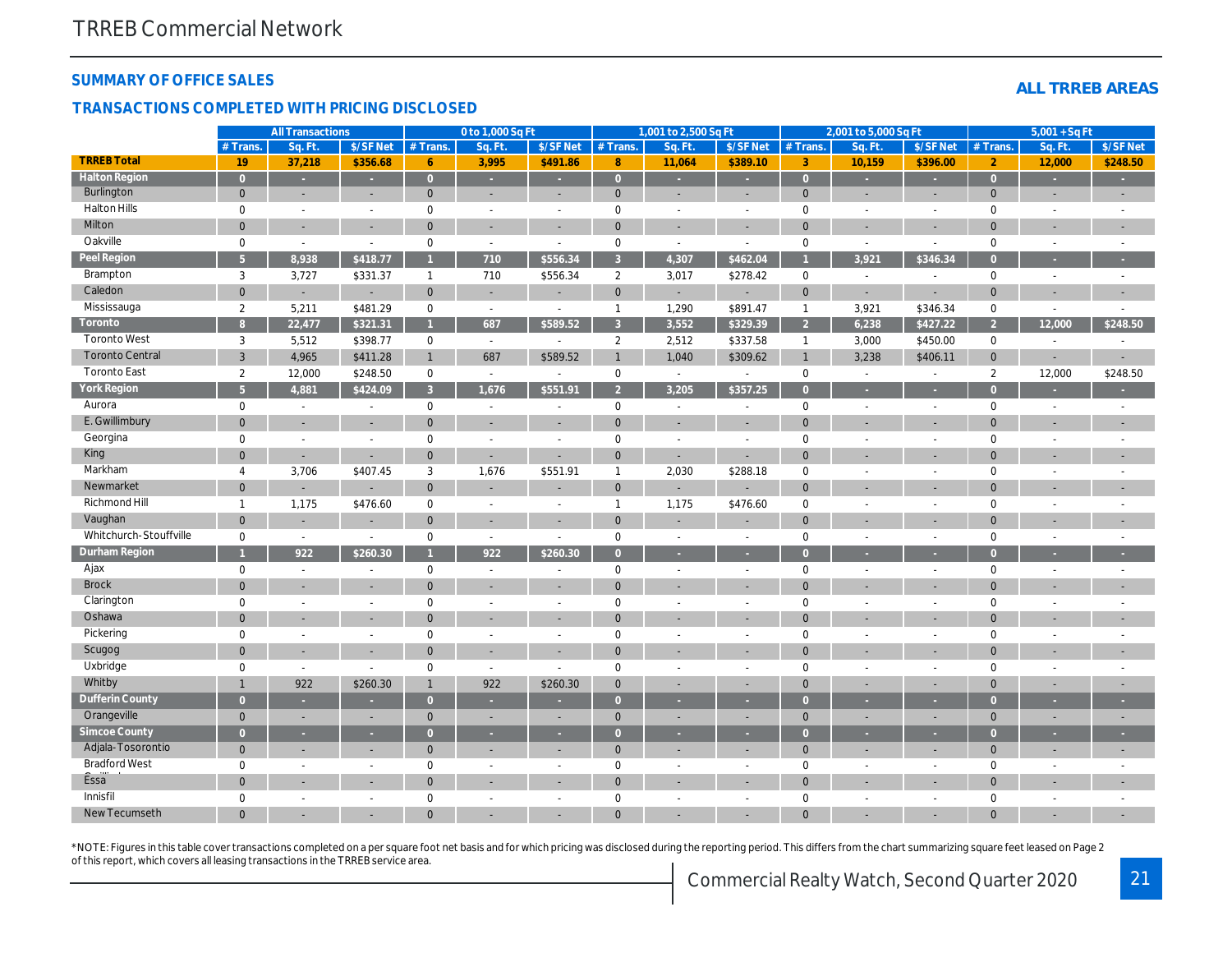TRREB Commercial Network

## SUMMARY OF OFFICE SALES

## TRANSACTIONS COMPLETED WITH PRICING DISCLOSED

**ALL TRREB AREAS**

| | All Transactions | | | 0 to 1,000 Sq Ft | | | 1,001 to 2,500 Sq Ft | | | 2,001 to 5,000 Sq Ft | | | 5,001 + Sq Ft | | |
|---|---|---|---|---|---|---|---|---|---|---|---|---|---|---|---|
| | # Trans. | Sq. Ft. | $/SF Net | # Trans. | Sq. Ft. | $/SF Net | # Trans. | Sq. Ft. | $/SF Net | # Trans. | Sq. Ft. | $/SF Net | # Trans. | Sq. Ft. | $/SF Net |
| **TRREB Total** | 19 | 37,218 | $356.68 | 6 | 3,995 | $491.86 | 8 | 11,064 | $389.10 | 3 | 10,159 | $396.00 | 2 | 12,000 | $248.50 |
| **Halton Region** | 0 | - | - | 0 | - | - | 0 | - | - | 0 | - | - | 0 | - | - |
| Burlington | 0 | - | - | 0 | - | - | 0 | - | - | 0 | - | - | 0 | - | - |
| Halton Hills | 0 | - | - | 0 | - | - | 0 | - | - | 0 | - | - | 0 | - | - |
| Milton | 0 | - | - | 0 | - | - | 0 | - | - | 0 | - | - | 0 | - | - |
| Oakville | 0 | - | - | 0 | - | - | 0 | - | - | 0 | - | - | 0 | - | - |
| **Peel Region** | 5 | 8,938 | $418.77 | 1 | 710 | $556.34 | 3 | 4,307 | $462.04 | 1 | 3,921 | $346.34 | 0 | - | - |
| Brampton | 3 | 3,727 | $331.37 | 1 | 710 | $556.34 | 2 | 3,017 | $278.42 | 0 | - | - | 0 | - | - |
| Caledon | 0 | - | - | 0 | - | - | 0 | - | - | 0 | - | - | 0 | - | - |
| Mississauga | 2 | 5,211 | $481.29 | 0 | - | - | 1 | 1,290 | $891.47 | 1 | 3,921 | $346.34 | 0 | - | - |
| **Toronto** | 8 | 22,477 | $321.31 | 1 | 687 | $589.52 | 3 | 3,552 | $329.39 | 2 | 6,238 | $427.22 | 2 | 12,000 | $248.50 |
| Toronto West | 3 | 5,512 | $398.77 | 0 | - | - | 2 | 2,512 | $337.58 | 1 | 3,000 | $450.00 | 0 | - | - |
| Toronto Central | 3 | 4,965 | $411.28 | 1 | 687 | $589.52 | 1 | 1,040 | $309.62 | 1 | 3,238 | $406.11 | 0 | - | - |
| Toronto East | 2 | 12,000 | $248.50 | 0 | - | - | 0 | - | - | 0 | - | - | 2 | 12,000 | $248.50 |
| **York Region** | 5 | 4,881 | $424.09 | 3 | 1,676 | $551.91 | 2 | 3,205 | $357.25 | 0 | - | - | 0 | - | - |
| Aurora | 0 | - | - | 0 | - | - | 0 | - | - | 0 | - | - | 0 | - | - |
| E. Gwillimbury | 0 | - | - | 0 | - | - | 0 | - | - | 0 | - | - | 0 | - | - |
| Georgina | 0 | - | - | 0 | - | - | 0 | - | - | 0 | - | - | 0 | - | - |
| King | 0 | - | - | 0 | - | - | 0 | - | - | 0 | - | - | 0 | - | - |
| Markham | 4 | 3,706 | $407.45 | 3 | 1,676 | $551.91 | 1 | 2,030 | $288.18 | 0 | - | - | 0 | - | - |
| Newmarket | 0 | - | - | 0 | - | - | 0 | - | - | 0 | - | - | 0 | - | - |
| Richmond Hill | 1 | 1,175 | $476.60 | 0 | - | - | 1 | 1,175 | $476.60 | 0 | - | - | 0 | - | - |
| Vaughan | 0 | - | - | 0 | - | - | 0 | - | - | 0 | - | - | 0 | - | - |
| Whitchurch-Stouffville | 0 | - | - | 0 | - | - | 0 | - | - | 0 | - | - | 0 | - | - |
| **Durham Region** | 1 | 922 | $260.30 | 1 | 922 | $260.30 | 0 | - | - | 0 | - | - | 0 | - | - |
| Ajax | 0 | - | - | 0 | - | - | 0 | - | - | 0 | - | - | 0 | - | - |
| Brock | 0 | - | - | 0 | - | - | 0 | - | - | 0 | - | - | 0 | - | - |
| Clarington | 0 | - | - | 0 | - | - | 0 | - | - | 0 | - | - | 0 | - | - |
| Oshawa | 0 | - | - | 0 | - | - | 0 | - | - | 0 | - | - | 0 | - | - |
| Pickering | 0 | - | - | 0 | - | - | 0 | - | - | 0 | - | - | 0 | - | - |
| Scugog | 0 | - | - | 0 | - | - | 0 | - | - | 0 | - | - | 0 | - | - |
| Uxbridge | 0 | - | - | 0 | - | - | 0 | - | - | 0 | - | - | 0 | - | - |
| Whitby | 1 | 922 | $260.30 | 1 | 922 | $260.30 | 0 | - | - | 0 | - | - | 0 | - | - |
| **Dufferin County** | 0 | - | - | 0 | - | - | 0 | - | - | 0 | - | - | 0 | - | - |
| Orangeville | 0 | - | - | 0 | - | - | 0 | - | - | 0 | - | - | 0 | - | - |
| **Simcoe County** | 0 | - | - | 0 | - | - | 0 | - | - | 0 | - | - | 0 | - | - |
| Adjala-Tosorontio | 0 | - | - | 0 | - | - | 0 | - | - | 0 | - | - | 0 | - | - |
| Bradford West Gwillimbury | 0 | - | - | 0 | - | - | 0 | - | - | 0 | - | - | 0 | - | - |
| Essa | 0 | - | - | 0 | - | - | 0 | - | - | 0 | - | - | 0 | - | - |
| Innisfil | 0 | - | - | 0 | - | - | 0 | - | - | 0 | - | - | 0 | - | - |
| New Tecumseth | 0 | - | - | 0 | - | - | 0 | - | - | 0 | - | - | 0 | - | - |

*NOTE: Figures in this table cover transactions completed on a per square foot net basis and for which pricing was disclosed during the reporting period. This differs from the chart summarizing square feet leased on Page 2 of this report, which covers all leasing transactions in the TRREB service area.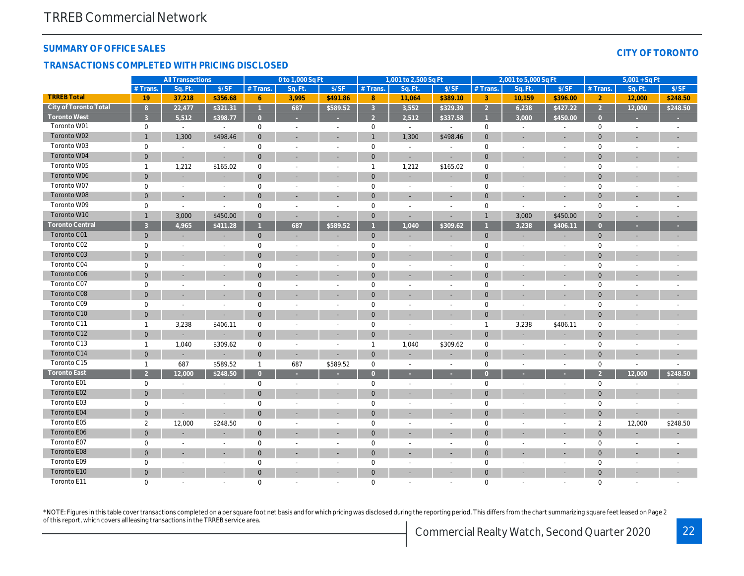# TRREB Commercial Network

## SUMMARY OF OFFICE SALES

## CITY OF TORONTO

### TRANSACTIONS COMPLETED WITH PRICING DISCLOSED

| | All Transactions | | | 0 to 1,000 Sq Ft | | | 1,001 to 2,500 Sq Ft | | | 2,001 to 5,000 Sq Ft | | | 5,001 + Sq Ft | | |
|---|---|---|---|---|---|---|---|---|---|---|---|---|---|---|---|
| | # Trans. | Sq. Ft. | $/SF | # Trans. | Sq. Ft. | $/SF | # Trans. | Sq. Ft. | $/SF | # Trans. | Sq. Ft. | $/SF | # Trans. | Sq. Ft. | $/SF |
| **TRREB Total** | **19** | **37,218** | **$356.68** | **6** | **3,995** | **$491.86** | **8** | **11,064** | **$389.10** | **3** | **10,159** | **$396.00** | **2** | **12,000** | **$248.50** |
| **City of Toronto Total** | **8** | **22,477** | **$321.31** | **1** | **687** | **$589.52** | **3** | **3,552** | **$329.39** | **2** | **6,238** | **$427.22** | **2** | **12,000** | **$248.50** |
| **Toronto West** | **3** | **5,512** | **$398.77** | **0** | **-** | **-** | **2** | **2,512** | **$337.58** | **1** | **3,000** | **$450.00** | **0** | **-** | **-** |
| Toronto W01 | 0 | - | - | 0 | - | - | 0 | - | - | 0 | - | - | 0 | - | - |
| Toronto W02 | 1 | 1,300 | $498.46 | 0 | - | - | 1 | 1,300 | $498.46 | 0 | - | - | 0 | - | - |
| Toronto W03 | 0 | - | - | 0 | - | - | 0 | - | - | 0 | - | - | 0 | - | - |
| Toronto W04 | 0 | - | - | 0 | - | - | 0 | - | - | 0 | - | - | 0 | - | - |
| Toronto W05 | 1 | 1,212 | $165.02 | 0 | - | - | 1 | 1,212 | $165.02 | 0 | - | - | 0 | - | - |
| Toronto W06 | 0 | - | - | 0 | - | - | 0 | - | - | 0 | - | - | 0 | - | - |
| Toronto W07 | 0 | - | - | 0 | - | - | 0 | - | - | 0 | - | - | 0 | - | - |
| Toronto W08 | 0 | - | - | 0 | - | - | 0 | - | - | 0 | - | - | 0 | - | - |
| Toronto W09 | 0 | - | - | 0 | - | - | 0 | - | - | 0 | - | - | 0 | - | - |
| Toronto W10 | 1 | 3,000 | $450.00 | 0 | - | - | 0 | - | - | 1 | 3,000 | $450.00 | 0 | - | - |
| **Toronto Central** | **3** | **4,965** | **$411.28** | **1** | **687** | **$589.52** | **1** | **1,040** | **$309.62** | **1** | **3,238** | **$406.11** | **0** | **-** | **-** |
| Toronto C01 | 0 | - | - | 0 | - | - | 0 | - | - | 0 | - | - | 0 | - | - |
| Toronto C02 | 0 | - | - | 0 | - | - | 0 | - | - | 0 | - | - | 0 | - | - |
| Toronto C03 | 0 | - | - | 0 | - | - | 0 | - | - | 0 | - | - | 0 | - | - |
| Toronto C04 | 0 | - | - | 0 | - | - | 0 | - | - | 0 | - | - | 0 | - | - |
| Toronto C06 | 0 | - | - | 0 | - | - | 0 | - | - | 0 | - | - | 0 | - | - |
| Toronto C07 | 0 | - | - | 0 | - | - | 0 | - | - | 0 | - | - | 0 | - | - |
| Toronto C08 | 0 | - | - | 0 | - | - | 0 | - | - | 0 | - | - | 0 | - | - |
| Toronto C09 | 0 | - | - | 0 | - | - | 0 | - | - | 0 | - | - | 0 | - | - |
| Toronto C10 | 0 | - | - | 0 | - | - | 0 | - | - | 0 | - | - | 0 | - | - |
| Toronto C11 | 1 | 3,238 | $406.11 | 0 | - | - | 0 | - | - | 1 | 3,238 | $406.11 | 0 | - | - |
| Toronto C12 | 0 | - | - | 0 | - | - | 0 | - | - | 0 | - | - | 0 | - | - |
| Toronto C13 | 1 | 1,040 | $309.62 | 0 | - | - | 1 | 1,040 | $309.62 | 0 | - | - | 0 | - | - |
| Toronto C14 | 0 | - | - | 0 | - | - | 0 | - | - | 0 | - | - | 0 | - | - |
| Toronto C15 | 1 | 687 | $589.52 | 1 | 687 | $589.52 | 0 | - | - | 0 | - | - | 0 | - | - |
| **Toronto East** | **2** | **12,000** | **$248.50** | **0** | **-** | **-** | **0** | **-** | **-** | **0** | **-** | **-** | **2** | **12,000** | **$248.50** |
| Toronto E01 | 0 | - | - | 0 | - | - | 0 | - | - | 0 | - | - | 0 | - | - |
| Toronto E02 | 0 | - | - | 0 | - | - | 0 | - | - | 0 | - | - | 0 | - | - |
| Toronto E03 | 0 | - | - | 0 | - | - | 0 | - | - | 0 | - | - | 0 | - | - |
| Toronto E04 | 0 | - | - | 0 | - | - | 0 | - | - | 0 | - | - | 0 | - | - |
| Toronto E05 | 2 | 12,000 | $248.50 | 0 | - | - | 0 | - | - | 0 | - | - | 2 | 12,000 | $248.50 |
| Toronto E06 | 0 | - | - | 0 | - | - | 0 | - | - | 0 | - | - | 0 | - | - |
| Toronto E07 | 0 | - | - | 0 | - | - | 0 | - | - | 0 | - | - | 0 | - | - |
| Toronto E08 | 0 | - | - | 0 | - | - | 0 | - | - | 0 | - | - | 0 | - | - |
| Toronto E09 | 0 | - | - | 0 | - | - | 0 | - | - | 0 | - | - | 0 | - | - |
| Toronto E10 | 0 | - | - | 0 | - | - | 0 | - | - | 0 | - | - | 0 | - | - |
| Toronto E11 | 0 | - | - | 0 | - | - | 0 | - | - | 0 | - | - | 0 | - | - |

*NOTE: Figures in this table cover transactions completed on a per square foot net basis and for which pricing was disclosed during the reporting period. This differs from the chart summarizing square feet leased on Page 2 of this report, which covers all leasing transactions in the TRREB service area.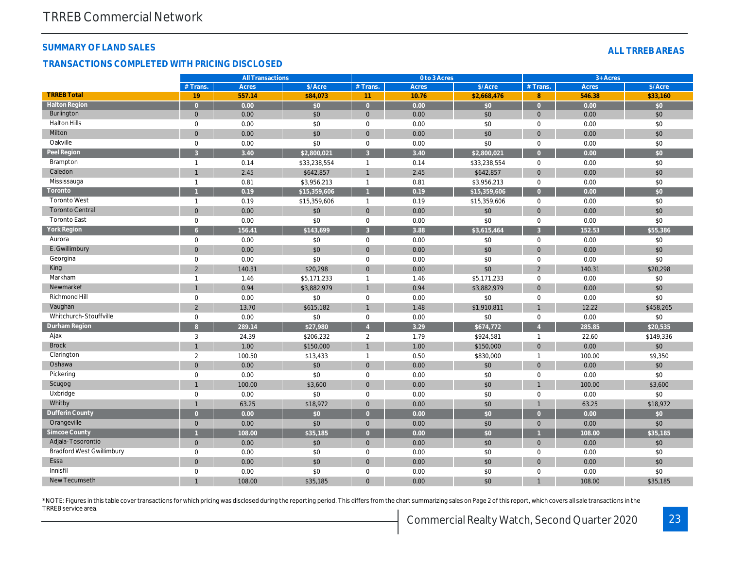# TRREB Commercial Network

## SUMMARY OF LAND SALES

**ALL TRREB AREAS**

### TRANSACTIONS COMPLETED WITH PRICING DISCLOSED

| | All Transactions | | | 0 to 3 Acres | | | 3+ Acres | | |
|---|---|---|---|---|---|---|---|---|---|
| | # Trans. | Acres | $/Acre | # Trans. | Acres | $/Acre | # Trans. | Acres | $/Acre |
| **TRREB Total** | **19** | **557.14** | **$84,073** | **11** | **10.76** | **$2,668,476** | **8** | **546.38** | **$33,160** |
| **Halton Region** | **0** | **0.00** | **$0** | **0** | **0.00** | **$0** | **0** | **0.00** | **$0** |
| Burlington | 0 | 0.00 | $0 | 0 | 0.00 | $0 | 0 | 0.00 | $0 |
| Halton Hills | 0 | 0.00 | $0 | 0 | 0.00 | $0 | 0 | 0.00 | $0 |
| Milton | 0 | 0.00 | $0 | 0 | 0.00 | $0 | 0 | 0.00 | $0 |
| Oakville | 0 | 0.00 | $0 | 0 | 0.00 | $0 | 0 | 0.00 | $0 |
| **Peel Region** | **3** | **3.40** | **$2,800,021** | **3** | **3.40** | **$2,800,021** | **0** | **0.00** | **$0** |
| Brampton | 1 | 0.14 | $33,238,554 | 1 | 0.14 | $33,238,554 | 0 | 0.00 | $0 |
| Caledon | 1 | 2.45 | $642,857 | 1 | 2.45 | $642,857 | 0 | 0.00 | $0 |
| Mississauga | 1 | 0.81 | $3,956,213 | 1 | 0.81 | $3,956,213 | 0 | 0.00 | $0 |
| **Toronto** | **1** | **0.19** | **$15,359,606** | **1** | **0.19** | **$15,359,606** | **0** | **0.00** | **$0** |
| Toronto West | 1 | 0.19 | $15,359,606 | 1 | 0.19 | $15,359,606 | 0 | 0.00 | $0 |
| Toronto Central | 0 | 0.00 | $0 | 0 | 0.00 | $0 | 0 | 0.00 | $0 |
| Toronto East | 0 | 0.00 | $0 | 0 | 0.00 | $0 | 0 | 0.00 | $0 |
| **York Region** | **6** | **156.41** | **$143,699** | **3** | **3.88** | **$3,615,464** | **3** | **152.53** | **$55,386** |
| Aurora | 0 | 0.00 | $0 | 0 | 0.00 | $0 | 0 | 0.00 | $0 |
| E. Gwillimbury | 0 | 0.00 | $0 | 0 | 0.00 | $0 | 0 | 0.00 | $0 |
| Georgina | 0 | 0.00 | $0 | 0 | 0.00 | $0 | 0 | 0.00 | $0 |
| King | 2 | 140.31 | $20,298 | 0 | 0.00 | $0 | 2 | 140.31 | $20,298 |
| Markham | 1 | 1.46 | $5,171,233 | 1 | 1.46 | $5,171,233 | 0 | 0.00 | $0 |
| Newmarket | 1 | 0.94 | $3,882,979 | 1 | 0.94 | $3,882,979 | 0 | 0.00 | $0 |
| Richmond Hill | 0 | 0.00 | $0 | 0 | 0.00 | $0 | 0 | 0.00 | $0 |
| Vaughan | 2 | 13.70 | $615,182 | 1 | 1.48 | $1,910,811 | 1 | 12.22 | $458,265 |
| Whitchurch-Stouffville | 0 | 0.00 | $0 | 0 | 0.00 | $0 | 0 | 0.00 | $0 |
| **Durham Region** | **8** | **289.14** | **$27,980** | **4** | **3.29** | **$674,772** | **4** | **285.85** | **$20,535** |
| Ajax | 3 | 24.39 | $206,232 | 2 | 1.79 | $924,581 | 1 | 22.60 | $149,336 |
| Brock | 1 | 1.00 | $150,000 | 1 | 1.00 | $150,000 | 0 | 0.00 | $0 |
| Clarington | 2 | 100.50 | $13,433 | 1 | 0.50 | $830,000 | 1 | 100.00 | $9,350 |
| Oshawa | 0 | 0.00 | $0 | 0 | 0.00 | $0 | 0 | 0.00 | $0 |
| Pickering | 0 | 0.00 | $0 | 0 | 0.00 | $0 | 0 | 0.00 | $0 |
| Scugog | 1 | 100.00 | $3,600 | 0 | 0.00 | $0 | 1 | 100.00 | $3,600 |
| Uxbridge | 0 | 0.00 | $0 | 0 | 0.00 | $0 | 0 | 0.00 | $0 |
| Whitby | 1 | 63.25 | $18,972 | 0 | 0.00 | $0 | 1 | 63.25 | $18,972 |
| **Dufferin County** | **0** | **0.00** | **$0** | **0** | **0.00** | **$0** | **0** | **0.00** | **$0** |
| Orangeville | 0 | 0.00 | $0 | 0 | 0.00 | $0 | 0 | 0.00 | $0 |
| **Simcoe County** | **1** | **108.00** | **$35,185** | **0** | **0.00** | **$0** | **1** | **108.00** | **$35,185** |
| Adjala-Tosorontio | 0 | 0.00 | $0 | 0 | 0.00 | $0 | 0 | 0.00 | $0 |
| Bradford West Gwillimbury | 0 | 0.00 | $0 | 0 | 0.00 | $0 | 0 | 0.00 | $0 |
| Essa | 0 | 0.00 | $0 | 0 | 0.00 | $0 | 0 | 0.00 | $0 |
| Innisfil | 0 | 0.00 | $0 | 0 | 0.00 | $0 | 0 | 0.00 | $0 |
| New Tecumseth | 1 | 108.00 | $35,185 | 0 | 0.00 | $0 | 1 | 108.00 | $35,185 |

*NOTE: Figures in this table cover transactions for which pricing was disclosed during the reporting period. This differs from the chart summarizing sales on Page 2 of this report, which covers all sale transactions in the TRREB service area.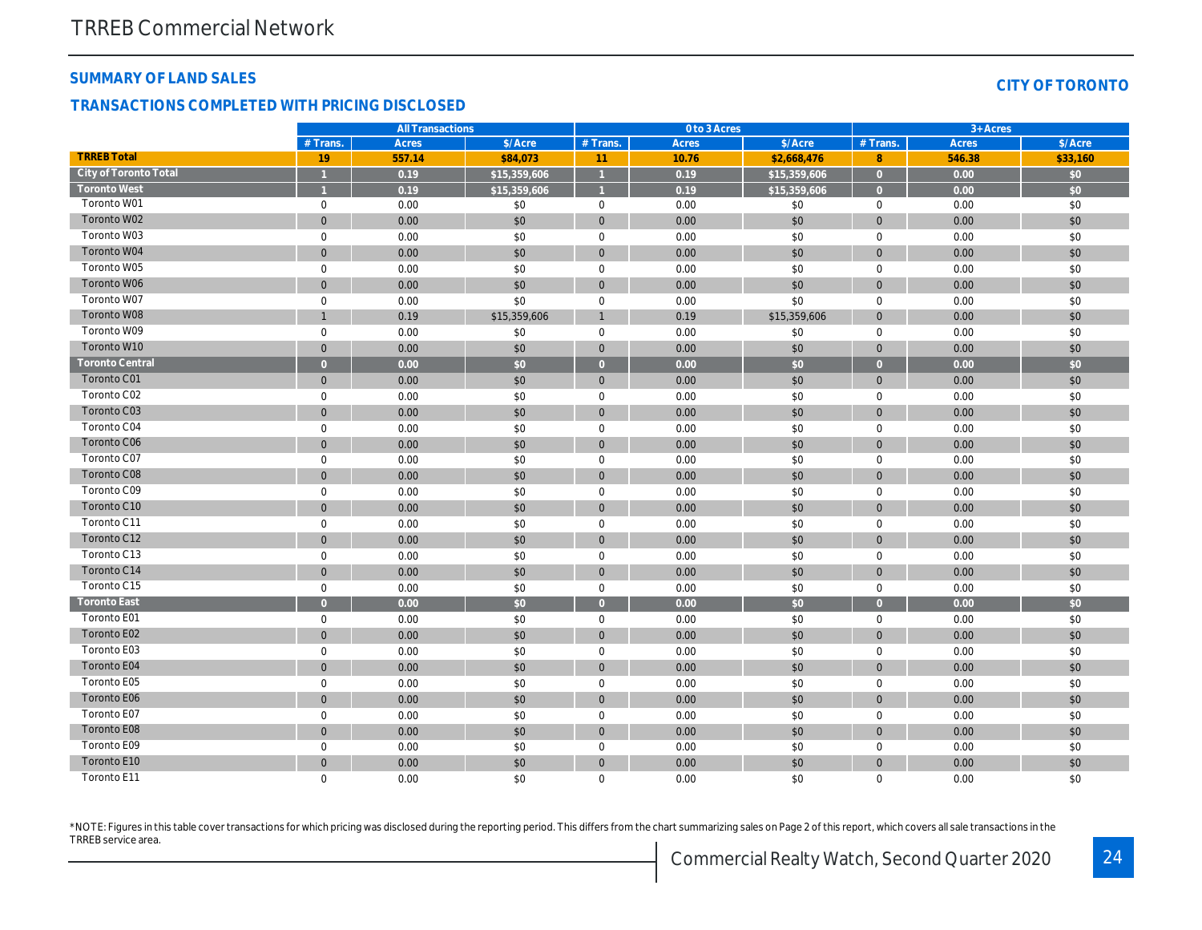# TRREB Commercial Network

## SUMMARY OF LAND SALES

**CITY OF TORONTO**

### TRANSACTIONS COMPLETED WITH PRICING DISCLOSED

| | All Transactions | | | 0 to 3 Acres | | | 3+ Acres | | |
|---|---|---|---|---|---|---|---|---|---|
| | # Trans. | Acres | $/Acre | # Trans. | Acres | $/Acre | # Trans. | Acres | $/Acre |
| **TRREB Total** | **19** | **557.14** | **$84,073** | **11** | **10.76** | **$2,668,476** | **8** | **546.38** | **$33,160** |
| **City of Toronto Total** | **1** | **0.19** | **$15,359,606** | **1** | **0.19** | **$15,359,606** | **0** | **0.00** | **$0** |
| **Toronto West** | **1** | **0.19** | **$15,359,606** | **1** | **0.19** | **$15,359,606** | **0** | **0.00** | **$0** |
| Toronto W01 | 0 | 0.00 | $0 | 0 | 0.00 | $0 | 0 | 0.00 | $0 |
| Toronto W02 | 0 | 0.00 | $0 | 0 | 0.00 | $0 | 0 | 0.00 | $0 |
| Toronto W03 | 0 | 0.00 | $0 | 0 | 0.00 | $0 | 0 | 0.00 | $0 |
| Toronto W04 | 0 | 0.00 | $0 | 0 | 0.00 | $0 | 0 | 0.00 | $0 |
| Toronto W05 | 0 | 0.00 | $0 | 0 | 0.00 | $0 | 0 | 0.00 | $0 |
| Toronto W06 | 0 | 0.00 | $0 | 0 | 0.00 | $0 | 0 | 0.00 | $0 |
| Toronto W07 | 0 | 0.00 | $0 | 0 | 0.00 | $0 | 0 | 0.00 | $0 |
| Toronto W08 | 1 | 0.19 | $15,359,606 | 1 | 0.19 | $15,359,606 | 0 | 0.00 | $0 |
| Toronto W09 | 0 | 0.00 | $0 | 0 | 0.00 | $0 | 0 | 0.00 | $0 |
| Toronto W10 | 0 | 0.00 | $0 | 0 | 0.00 | $0 | 0 | 0.00 | $0 |
| **Toronto Central** | **0** | **0.00** | **$0** | **0** | **0.00** | **$0** | **0** | **0.00** | **$0** |
| Toronto C01 | 0 | 0.00 | $0 | 0 | 0.00 | $0 | 0 | 0.00 | $0 |
| Toronto C02 | 0 | 0.00 | $0 | 0 | 0.00 | $0 | 0 | 0.00 | $0 |
| Toronto C03 | 0 | 0.00 | $0 | 0 | 0.00 | $0 | 0 | 0.00 | $0 |
| Toronto C04 | 0 | 0.00 | $0 | 0 | 0.00 | $0 | 0 | 0.00 | $0 |
| Toronto C06 | 0 | 0.00 | $0 | 0 | 0.00 | $0 | 0 | 0.00 | $0 |
| Toronto C07 | 0 | 0.00 | $0 | 0 | 0.00 | $0 | 0 | 0.00 | $0 |
| Toronto C08 | 0 | 0.00 | $0 | 0 | 0.00 | $0 | 0 | 0.00 | $0 |
| Toronto C09 | 0 | 0.00 | $0 | 0 | 0.00 | $0 | 0 | 0.00 | $0 |
| Toronto C10 | 0 | 0.00 | $0 | 0 | 0.00 | $0 | 0 | 0.00 | $0 |
| Toronto C11 | 0 | 0.00 | $0 | 0 | 0.00 | $0 | 0 | 0.00 | $0 |
| Toronto C12 | 0 | 0.00 | $0 | 0 | 0.00 | $0 | 0 | 0.00 | $0 |
| Toronto C13 | 0 | 0.00 | $0 | 0 | 0.00 | $0 | 0 | 0.00 | $0 |
| Toronto C14 | 0 | 0.00 | $0 | 0 | 0.00 | $0 | 0 | 0.00 | $0 |
| Toronto C15 | 0 | 0.00 | $0 | 0 | 0.00 | $0 | 0 | 0.00 | $0 |
| **Toronto East** | **0** | **0.00** | **$0** | **0** | **0.00** | **$0** | **0** | **0.00** | **$0** |
| Toronto E01 | 0 | 0.00 | $0 | 0 | 0.00 | $0 | 0 | 0.00 | $0 |
| Toronto E02 | 0 | 0.00 | $0 | 0 | 0.00 | $0 | 0 | 0.00 | $0 |
| Toronto E03 | 0 | 0.00 | $0 | 0 | 0.00 | $0 | 0 | 0.00 | $0 |
| Toronto E04 | 0 | 0.00 | $0 | 0 | 0.00 | $0 | 0 | 0.00 | $0 |
| Toronto E05 | 0 | 0.00 | $0 | 0 | 0.00 | $0 | 0 | 0.00 | $0 |
| Toronto E06 | 0 | 0.00 | $0 | 0 | 0.00 | $0 | 0 | 0.00 | $0 |
| Toronto E07 | 0 | 0.00 | $0 | 0 | 0.00 | $0 | 0 | 0.00 | $0 |
| Toronto E08 | 0 | 0.00 | $0 | 0 | 0.00 | $0 | 0 | 0.00 | $0 |
| Toronto E09 | 0 | 0.00 | $0 | 0 | 0.00 | $0 | 0 | 0.00 | $0 |
| Toronto E10 | 0 | 0.00 | $0 | 0 | 0.00 | $0 | 0 | 0.00 | $0 |
| Toronto E11 | 0 | 0.00 | $0 | 0 | 0.00 | $0 | 0 | 0.00 | $0 |

*NOTE: Figures in this table cover transactions for which pricing was disclosed during the reporting period. This differs from the chart summarizing sales on Page 2 of this report, which covers all sale transactions in the TRREB service area.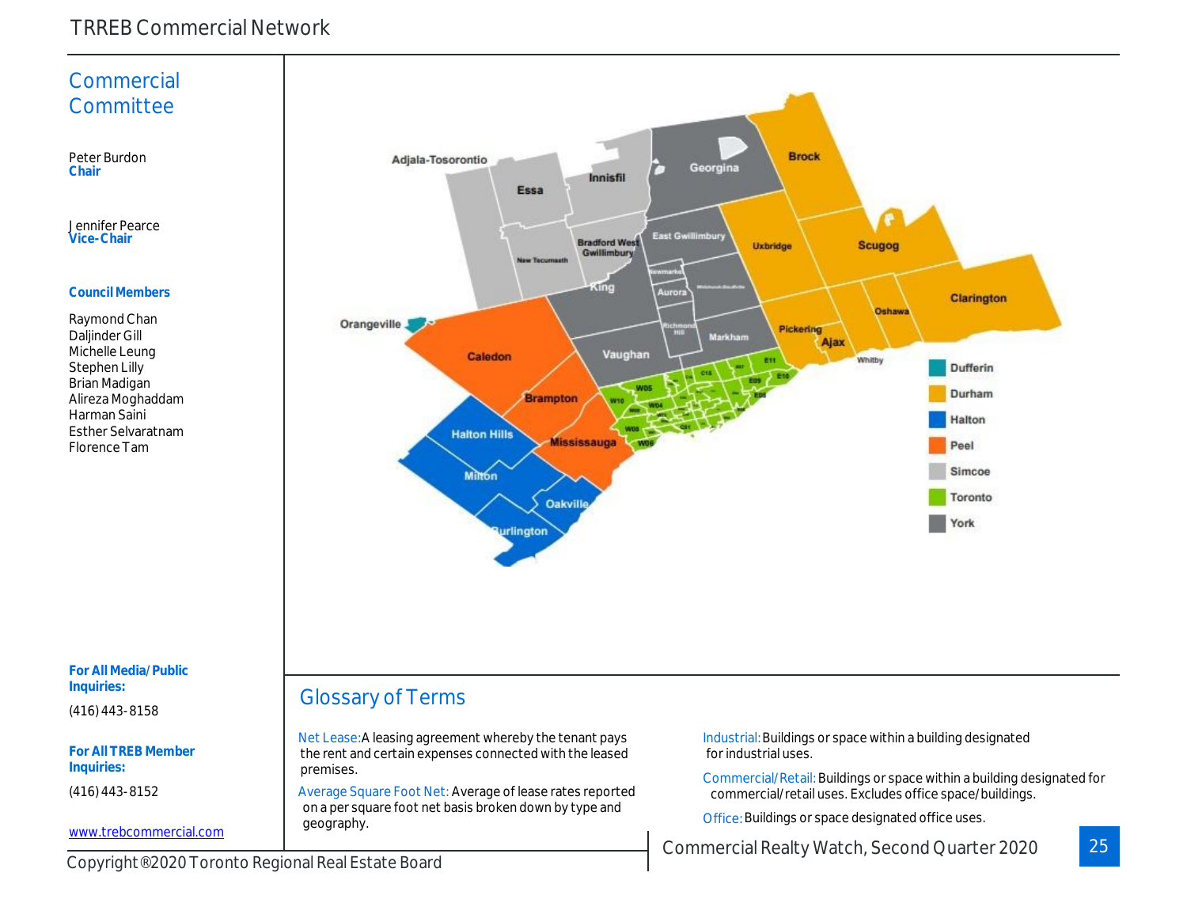# TRREB Commercial Network

## Commercial Committee

Peter Burdon
**Chair**

Jennifer Pearce
**Vice-Chair**

**Council Members**

Raymond Chan
Daljinder Gill
Michelle Leung
Stephen Lilly
Brian Madigan
Alireza Moghaddam
Harman Saini
Esther Selvaratnam
Florence Tam

**For All Media/Public Inquiries:**

(416) 443-8158

**For All TREB Member Inquiries:**

(416) 443-8152

www.trebcommercial.com

Adjala-Tosorontio
Essa
Innisfil
Georgina
Brock
Bradford West Gwillimbury
East Gwillimbury
Uxbridge
Scugog
New Tecumseth
King
Newmarket
Aurora
Whitchurch-Stouffville
Richmond Hill
Markham
Pickering
Ajax
Oshawa
Clarington
Whitby
Orangeville
Caledon
Vaughan
Brampton
Halton Hills
Mississauga
Milton
Oakville
Burlington

Dufferin
Durham
Halton
Peel
Simcoe
Toronto
York

## Glossary of Terms

Net Lease: A leasing agreement whereby the tenant pays the rent and certain expenses connected with the leased premises.

Average Square Foot Net: Average of lease rates reported on a per square foot net basis broken down by type and geography.

Industrial: Buildings or space within a building designated for industrial uses.

Commercial/Retail: Buildings or space within a building designated for commercial/retail uses. Excludes office space/buildings.

Office: Buildings or space designated office uses.

Copyright ®2020 Toronto Regional Real Estate Board